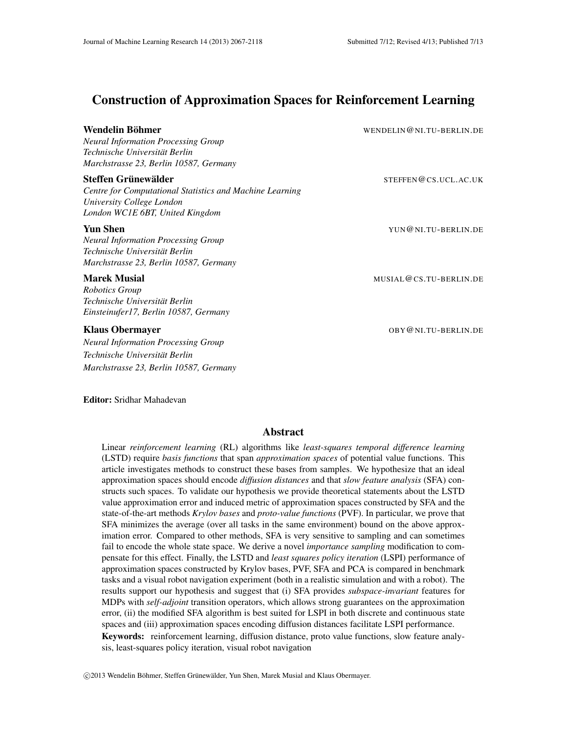# Construction of Approximation Spaces for Reinforcement Learning

**Wendelin Böhmer** WENDELIN@NI.TU-BERLIN.DE
*Neural Information Processing Group*
*Technische Universität Berlin*
*Marchstrasse 23, Berlin 10587, Germany*

**Steffen Grünewälder** STEFFEN@CS.UCL.AC.UK
*Centre for Computational Statistics and Machine Learning*
*University College London*
*London WC1E 6BT, United Kingdom*

**Yun Shen** YUN@NI.TU-BERLIN.DE
*Neural Information Processing Group*
*Technische Universität Berlin*
*Marchstrasse 23, Berlin 10587, Germany*

**Marek Musial** MUSIAL@CS.TU-BERLIN.DE
*Robotics Group*
*Technische Universität Berlin*
*Einsteinufer17, Berlin 10587, Germany*

**Klaus Obermayer** OBY@NI.TU-BERLIN.DE
*Neural Information Processing Group*
*Technische Universität Berlin*
*Marchstrasse 23, Berlin 10587, Germany*

**Editor:** Sridhar Mahadevan

## Abstract

Linear *reinforcement learning* (RL) algorithms like *least-squares temporal difference learning* (LSTD) require *basis functions* that span *approximation spaces* of potential value functions. This article investigates methods to construct these bases from samples. We hypothesize that an ideal approximation spaces should encode *diffusion distances* and that *slow feature analysis* (SFA) constructs such spaces. To validate our hypothesis we provide theoretical statements about the LSTD value approximation error and induced metric of approximation spaces constructed by SFA and the state-of-the-art methods *Krylov bases* and *proto-value functions* (PVF). In particular, we prove that SFA minimizes the average (over all tasks in the same environment) bound on the above approximation error. Compared to other methods, SFA is very sensitive to sampling and can sometimes fail to encode the whole state space. We derive a novel *importance sampling* modification to compensate for this effect. Finally, the LSTD and *least squares policy iteration* (LSPI) performance of approximation spaces constructed by Krylov bases, PVF, SFA and PCA is compared in benchmark tasks and a visual robot navigation experiment (both in a realistic simulation and with a robot). The results support our hypothesis and suggest that (i) SFA provides *subspace-invariant* features for MDPs with *self-adjoint* transition operators, which allows strong guarantees on the approximation error, (ii) the modified SFA algorithm is best suited for LSPI in both discrete and continuous state spaces and (iii) approximation spaces encoding diffusion distances facilitate LSPI performance.

**Keywords:** reinforcement learning, diffusion distance, proto value functions, slow feature analysis, least-squares policy iteration, visual robot navigation

©2013 Wendelin Böhmer, Steffen Grünewälder, Yun Shen, Marek Musial and Klaus Obermayer.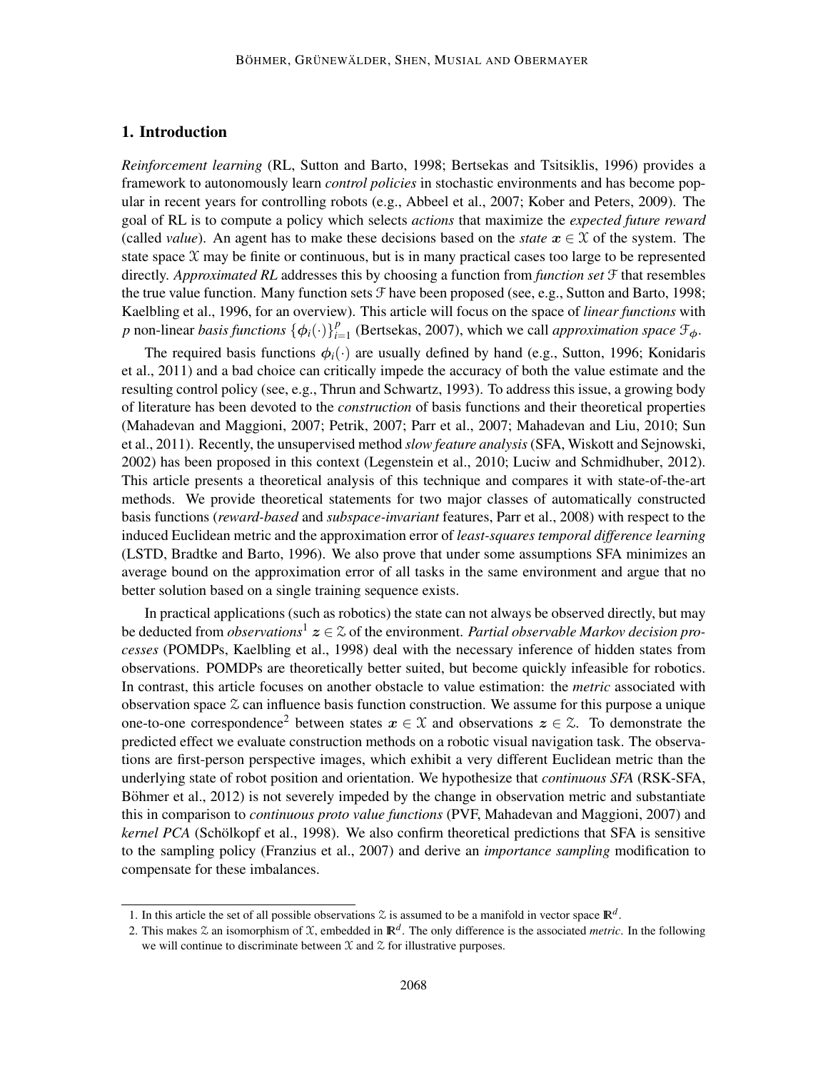## 1. Introduction

*Reinforcement learning* (RL, Sutton and Barto, 1998; Bertsekas and Tsitsiklis, 1996) provides a framework to autonomously learn *control policies* in stochastic environments and has become popular in recent years for controlling robots (e.g., Abbeel et al., 2007; Kober and Peters, 2009). The goal of RL is to compute a policy which selects *actions* that maximize the *expected future reward* (called *value*). An agent has to make these decisions based on the *state* $\boldsymbol{x} \in \mathcal{X}$ of the system. The state space $\mathcal{X}$ may be finite or continuous, but is in many practical cases too large to be represented directly. *Approximated RL* addresses this by choosing a function from *function set* $\mathcal{F}$ that resembles the true value function. Many function sets $\mathcal{F}$ have been proposed (see, e.g., Sutton and Barto, 1998; Kaelbling et al., 1996, for an overview). This article will focus on the space of *linear functions* with $p$ non-linear *basis functions* $\{\phi_i(\cdot)\}_{i=1}^p$ (Bertsekas, 2007), which we call *approximation space* $\mathcal{F}_\phi$.

The required basis functions $\phi_i(\cdot)$ are usually defined by hand (e.g., Sutton, 1996; Konidaris et al., 2011) and a bad choice can critically impede the accuracy of both the value estimate and the resulting control policy (see, e.g., Thrun and Schwartz, 1993). To address this issue, a growing body of literature has been devoted to the *construction* of basis functions and their theoretical properties (Mahadevan and Maggioni, 2007; Petrik, 2007; Parr et al., 2007; Mahadevan and Liu, 2010; Sun et al., 2011). Recently, the unsupervised method *slow feature analysis* (SFA, Wiskott and Sejnowski, 2002) has been proposed in this context (Legenstein et al., 2010; Luciw and Schmidhuber, 2012). This article presents a theoretical analysis of this technique and compares it with state-of-the-art methods. We provide theoretical statements for two major classes of automatically constructed basis functions (*reward-based* and *subspace-invariant* features, Parr et al., 2008) with respect to the induced Euclidean metric and the approximation error of *least-squares temporal difference learning* (LSTD, Bradtke and Barto, 1996). We also prove that under some assumptions SFA minimizes an average bound on the approximation error of all tasks in the same environment and argue that no better solution based on a single training sequence exists.

In practical applications (such as robotics) the state can not always be observed directly, but may be deducted from *observations*[1] $\boldsymbol{z} \in \mathcal{Z}$ of the environment. *Partial observable Markov decision processes* (POMDPs, Kaelbling et al., 1998) deal with the necessary inference of hidden states from observations. POMDPs are theoretically better suited, but become quickly infeasible for robotics. In contrast, this article focuses on another obstacle to value estimation: the *metric* associated with observation space $\mathcal{Z}$ can influence basis function construction. We assume for this purpose a unique one-to-one correspondence[2] between states $\boldsymbol{x} \in \mathcal{X}$ and observations $\boldsymbol{z} \in \mathcal{Z}$. To demonstrate the predicted effect we evaluate construction methods on a robotic visual navigation task. The observations are first-person perspective images, which exhibit a very different Euclidean metric than the underlying state of robot position and orientation. We hypothesize that *continuous SFA* (RSK-SFA, Böhmer et al., 2012) is not severely impeded by the change in observation metric and substantiate this in comparison to *continuous proto value functions* (PVF, Mahadevan and Maggioni, 2007) and *kernel PCA* (Schölkopf et al., 1998). We also confirm theoretical predictions that SFA is sensitive to the sampling policy (Franzius et al., 2007) and derive an *importance sampling* modification to compensate for these imbalances.

---

1. In this article the set of all possible observations $\mathcal{Z}$ is assumed to be a manifold in vector space $\mathbb{R}^d$.
2. This makes $\mathcal{Z}$ an isomorphism of $\mathcal{X}$, embedded in $\mathbb{R}^d$. The only difference is the associated *metric*. In the following we will continue to discriminate between $\mathcal{X}$ and $\mathcal{Z}$ for illustrative purposes.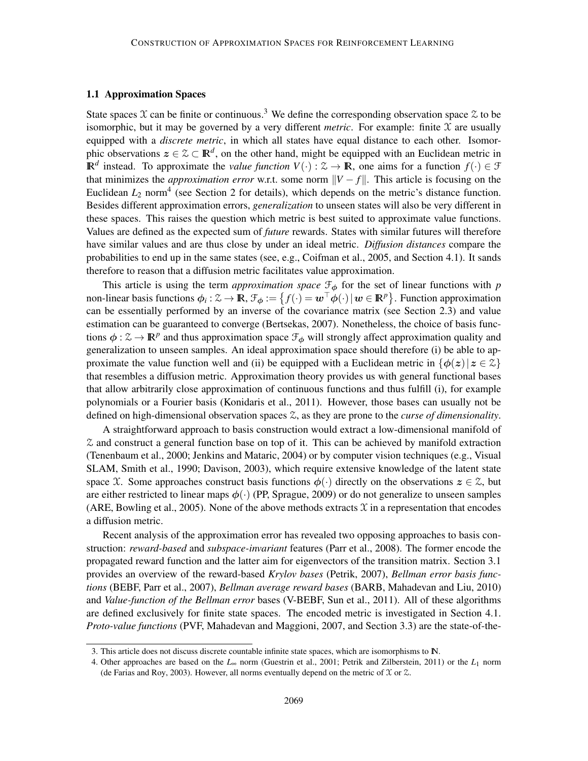### 1.1 Approximation Spaces

State spaces $\mathcal{X}$ can be finite or continuous.[3] We define the corresponding observation space $\mathcal{Z}$ to be isomorphic, but it may be governed by a very different *metric*. For example: finite $\mathcal{X}$ are usually equipped with a *discrete metric*, in which all states have equal distance to each other. Isomorphic observations $\boldsymbol{z} \in \mathcal{Z} \subset \mathbb{R}^d$, on the other hand, might be equipped with an Euclidean metric in $\mathbb{R}^d$ instead. To approximate the *value function* $V(\cdot) : \mathcal{Z} \to \mathbb{R}$, one aims for a function $f(\cdot) \in \mathcal{F}$ that minimizes the *approximation error* w.r.t. some norm $\|V - f\|$. This article is focusing on the Euclidean $L_2$ norm[4] (see Section 2 for details), which depends on the metric's distance function. Besides different approximation errors, *generalization* to unseen states will also be very different in these spaces. This raises the question which metric is best suited to approximate value functions. Values are defined as the expected sum of *future* rewards. States with similar futures will therefore have similar values and are thus close by under an ideal metric. *Diffusion distances* compare the probabilities to end up in the same states (see, e.g., Coifman et al., 2005, and Section 4.1). It sands therefore to reason that a diffusion metric facilitates value approximation.

This article is using the term *approximation space* $\mathcal{F}_{\boldsymbol{\phi}}$ for the set of linear functions with $p$ non-linear basis functions $\phi_i : \mathcal{Z} \to \mathbb{R}$, $\mathcal{F}_{\boldsymbol{\phi}} := \{ f(\cdot) = \boldsymbol{w}^\top \boldsymbol{\phi}(\cdot) \,|\, \boldsymbol{w} \in \mathbb{R}^p \}$. Function approximation can be essentially performed by an inverse of the covariance matrix (see Section 2.3) and value estimation can be guaranteed to converge (Bertsekas, 2007). Nonetheless, the choice of basis functions $\boldsymbol{\phi} : \mathcal{Z} \to \mathbb{R}^p$ and thus approximation space $\mathcal{F}_{\boldsymbol{\phi}}$ will strongly affect approximation quality and generalization to unseen samples. An ideal approximation space should therefore (i) be able to approximate the value function well and (ii) be equipped with a Euclidean metric in $\{\boldsymbol{\phi}(\boldsymbol{z}) \,|\, \boldsymbol{z} \in \mathcal{Z}\}$ that resembles a diffusion metric. Approximation theory provides us with general functional bases that allow arbitrarily close approximation of continuous functions and thus fulfill (i), for example polynomials or a Fourier basis (Konidaris et al., 2011). However, those bases can usually not be defined on high-dimensional observation spaces $\mathcal{Z}$, as they are prone to the *curse of dimensionality*.

A straightforward approach to basis construction would extract a low-dimensional manifold of $\mathcal{Z}$ and construct a general function base on top of it. This can be achieved by manifold extraction (Tenenbaum et al., 2000; Jenkins and Mataric, 2004) or by computer vision techniques (e.g., Visual SLAM, Smith et al., 1990; Davison, 2003), which require extensive knowledge of the latent state space $\mathcal{X}$. Some approaches construct basis functions $\boldsymbol{\phi}(\cdot)$ directly on the observations $\boldsymbol{z} \in \mathcal{Z}$, but are either restricted to linear maps $\boldsymbol{\phi}(\cdot)$ (PP, Sprague, 2009) or do not generalize to unseen samples (ARE, Bowling et al., 2005). None of the above methods extracts $\mathcal{X}$ in a representation that encodes a diffusion metric.

Recent analysis of the approximation error has revealed two opposing approaches to basis construction: *reward-based* and *subspace-invariant* features (Parr et al., 2008). The former encode the propagated reward function and the latter aim for eigenvectors of the transition matrix. Section 3.1 provides an overview of the reward-based *Krylov bases* (Petrik, 2007), *Bellman error basis functions* (BEBF, Parr et al., 2007), *Bellman average reward bases* (BARB, Mahadevan and Liu, 2010) and *Value-function of the Bellman error* bases (V-BEBF, Sun et al., 2011). All of these algorithms are defined exclusively for finite state spaces. The encoded metric is investigated in Section 4.1. *Proto-value functions* (PVF, Mahadevan and Maggioni, 2007, and Section 3.3) are the state-of-the-

---

3. This article does not discuss discrete countable infinite state spaces, which are isomorphisms to $\mathbb{N}$.

4. Other approaches are based on the $L_\infty$ norm (Guestrin et al., 2001; Petrik and Zilberstein, 2011) or the $L_1$ norm (de Farias and Roy, 2003). However, all norms eventually depend on the metric of $\mathcal{X}$ or $\mathcal{Z}$.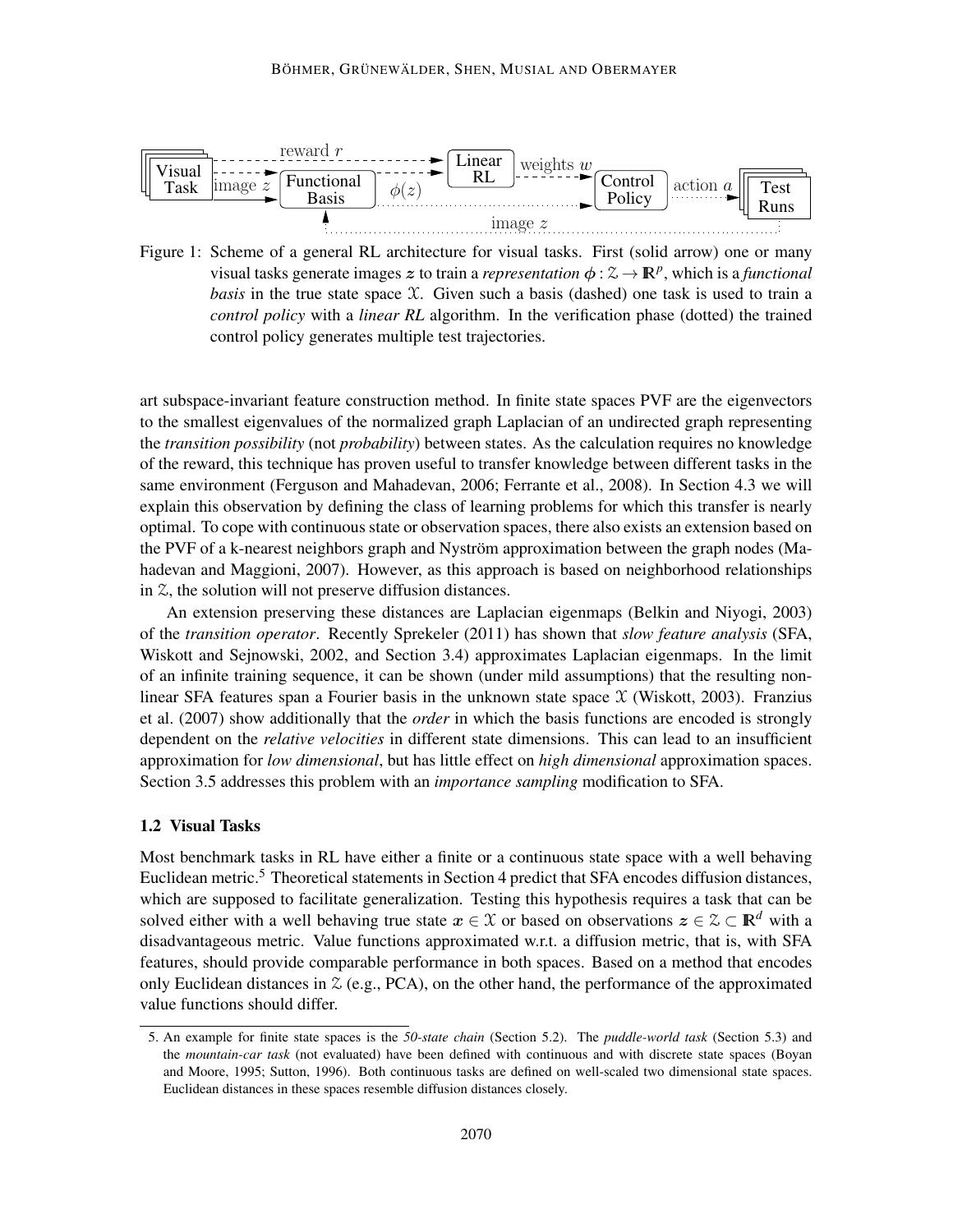Figure 1: Scheme of a general RL architecture for visual tasks. First (solid arrow) one or many visual tasks generate images $\boldsymbol{z}$ to train a *representation* $\boldsymbol{\phi} : \mathcal{Z} \to \mathbb{R}^p$, which is a *functional basis* in the true state space $\mathcal{X}$. Given such a basis (dashed) one task is used to train a *control policy* with a *linear RL* algorithm. In the verification phase (dotted) the trained control policy generates multiple test trajectories.

art subspace-invariant feature construction method. In finite state spaces PVF are the eigenvectors to the smallest eigenvalues of the normalized graph Laplacian of an undirected graph representing the *transition possibility* (not *probability*) between states. As the calculation requires no knowledge of the reward, this technique has proven useful to transfer knowledge between different tasks in the same environment (Ferguson and Mahadevan, 2006; Ferrante et al., 2008). In Section 4.3 we will explain this observation by defining the class of learning problems for which this transfer is nearly optimal. To cope with continuous state or observation spaces, there also exists an extension based on the PVF of a k-nearest neighbors graph and Nyström approximation between the graph nodes (Mahadevan and Maggioni, 2007). However, as this approach is based on neighborhood relationships in $\mathcal{Z}$, the solution will not preserve diffusion distances.

An extension preserving these distances are Laplacian eigenmaps (Belkin and Niyogi, 2003) of the *transition operator*. Recently Sprekeler (2011) has shown that *slow feature analysis* (SFA, Wiskott and Sejnowski, 2002, and Section 3.4) approximates Laplacian eigenmaps. In the limit of an infinite training sequence, it can be shown (under mild assumptions) that the resulting nonlinear SFA features span a Fourier basis in the unknown state space $\mathcal{X}$ (Wiskott, 2003). Franzius et al. (2007) show additionally that the *order* in which the basis functions are encoded is strongly dependent on the *relative velocities* in different state dimensions. This can lead to an insufficient approximation for *low dimensional*, but has little effect on *high dimensional* approximation spaces. Section 3.5 addresses this problem with an *importance sampling* modification to SFA.

### 1.2 Visual Tasks

Most benchmark tasks in RL have either a finite or a continuous state space with a well behaving Euclidean metric.[5] Theoretical statements in Section 4 predict that SFA encodes diffusion distances, which are supposed to facilitate generalization. Testing this hypothesis requires a task that can be solved either with a well behaving true state $\boldsymbol{x} \in \mathcal{X}$ or based on observations $\boldsymbol{z} \in \mathcal{Z} \subset \mathbb{R}^d$ with a disadvantageous metric. Value functions approximated w.r.t. a diffusion metric, that is, with SFA features, should provide comparable performance in both spaces. Based on a method that encodes only Euclidean distances in $\mathcal{Z}$ (e.g., PCA), on the other hand, the performance of the approximated value functions should differ.

5. An example for finite state spaces is the *50-state chain* (Section 5.2). The *puddle-world task* (Section 5.3) and the *mountain-car task* (not evaluated) have been defined with continuous and with discrete state spaces (Boyan and Moore, 1995; Sutton, 1996). Both continuous tasks are defined on well-scaled two dimensional state spaces. Euclidean distances in these spaces resemble diffusion distances closely.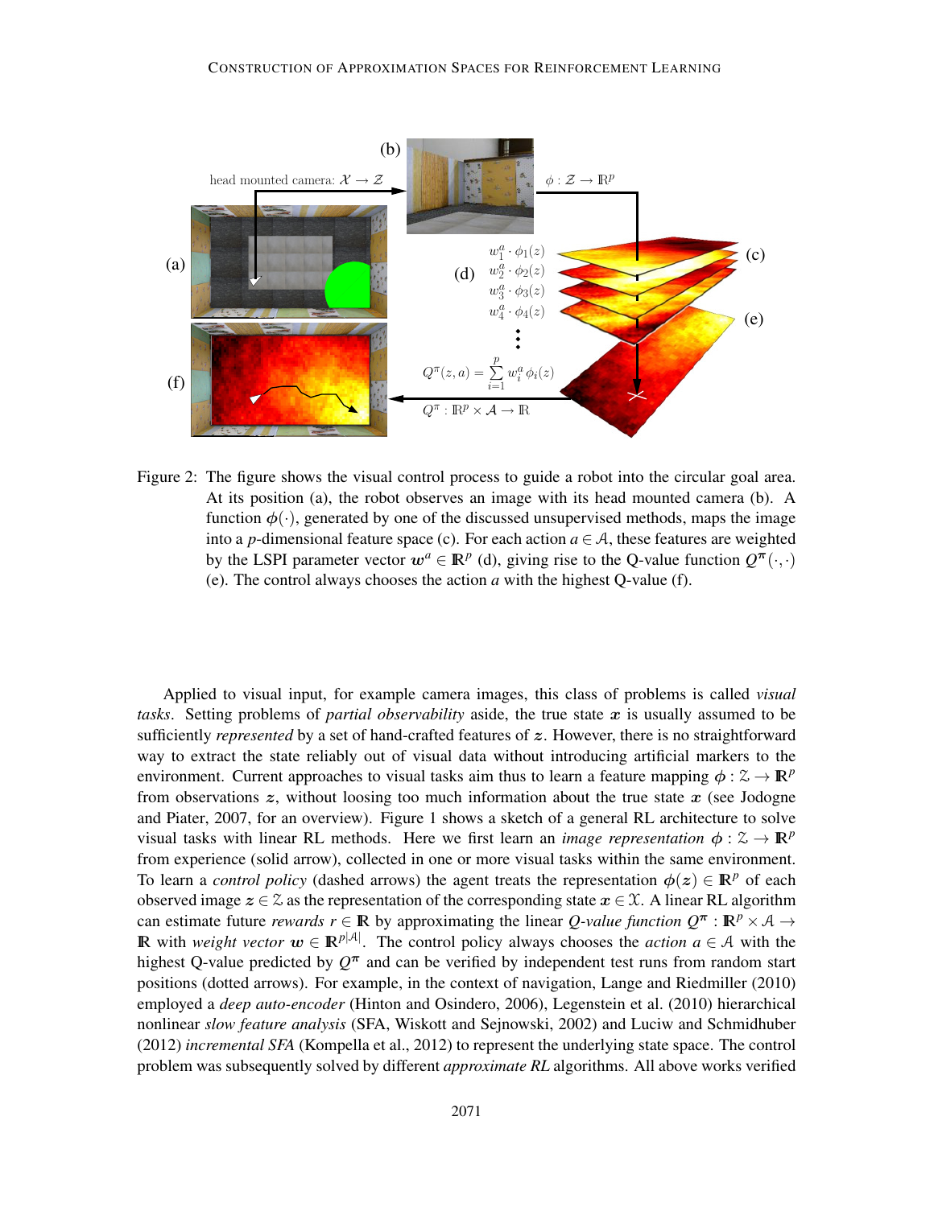Figure 2: The figure shows the visual control process to guide a robot into the circular goal area. At its position (a), the robot observes an image with its head mounted camera (b). A function $\phi(\cdot)$, generated by one of the discussed unsupervised methods, maps the image into a $p$-dimensional feature space (c). For each action $a \in \mathcal{A}$, these features are weighted by the LSPI parameter vector $\boldsymbol{w}^a \in \mathbb{R}^p$ (d), giving rise to the Q-value function $Q^{\boldsymbol{\pi}}(\cdot,\cdot)$ (e). The control always chooses the action $a$ with the highest Q-value (f).

Applied to visual input, for example camera images, this class of problems is called *visual tasks*. Setting problems of *partial observability* aside, the true state $\boldsymbol{x}$ is usually assumed to be sufficiently *represented* by a set of hand-crafted features of $\boldsymbol{z}$. However, there is no straightforward way to extract the state reliably out of visual data without introducing artificial markers to the environment. Current approaches to visual tasks aim thus to learn a feature mapping $\boldsymbol{\phi} : \mathcal{Z} \to \mathbb{R}^p$ from observations $\boldsymbol{z}$, without loosing too much information about the true state $\boldsymbol{x}$ (see Jodogne and Piater, 2007, for an overview). Figure 1 shows a sketch of a general RL architecture to solve visual tasks with linear RL methods. Here we first learn an *image representation* $\boldsymbol{\phi} : \mathcal{Z} \to \mathbb{R}^p$ from experience (solid arrow), collected in one or more visual tasks within the same environment. To learn a *control policy* (dashed arrows) the agent treats the representation $\boldsymbol{\phi}(\boldsymbol{z}) \in \mathbb{R}^p$ of each observed image $\boldsymbol{z} \in \mathcal{Z}$ as the representation of the corresponding state $\boldsymbol{x} \in \mathcal{X}$. A linear RL algorithm can estimate future *rewards* $r \in \mathbb{R}$ by approximating the linear *Q-value function* $Q^{\boldsymbol{\pi}} : \mathbb{R}^p \times \mathcal{A} \to \mathbb{R}$ with *weight vector* $\boldsymbol{w} \in \mathbb{R}^{p|\mathcal{A}|}$. The control policy always chooses the *action* $a \in \mathcal{A}$ with the highest Q-value predicted by $Q^{\boldsymbol{\pi}}$ and can be verified by independent test runs from random start positions (dotted arrows). For example, in the context of navigation, Lange and Riedmiller (2010) employed a *deep auto-encoder* (Hinton and Osindero, 2006), Legenstein et al. (2010) hierarchical nonlinear *slow feature analysis* (SFA, Wiskott and Sejnowski, 2002) and Luciw and Schmidhuber (2012) *incremental SFA* (Kompella et al., 2012) to represent the underlying state space. The control problem was subsequently solved by different *approximate RL* algorithms. All above works verified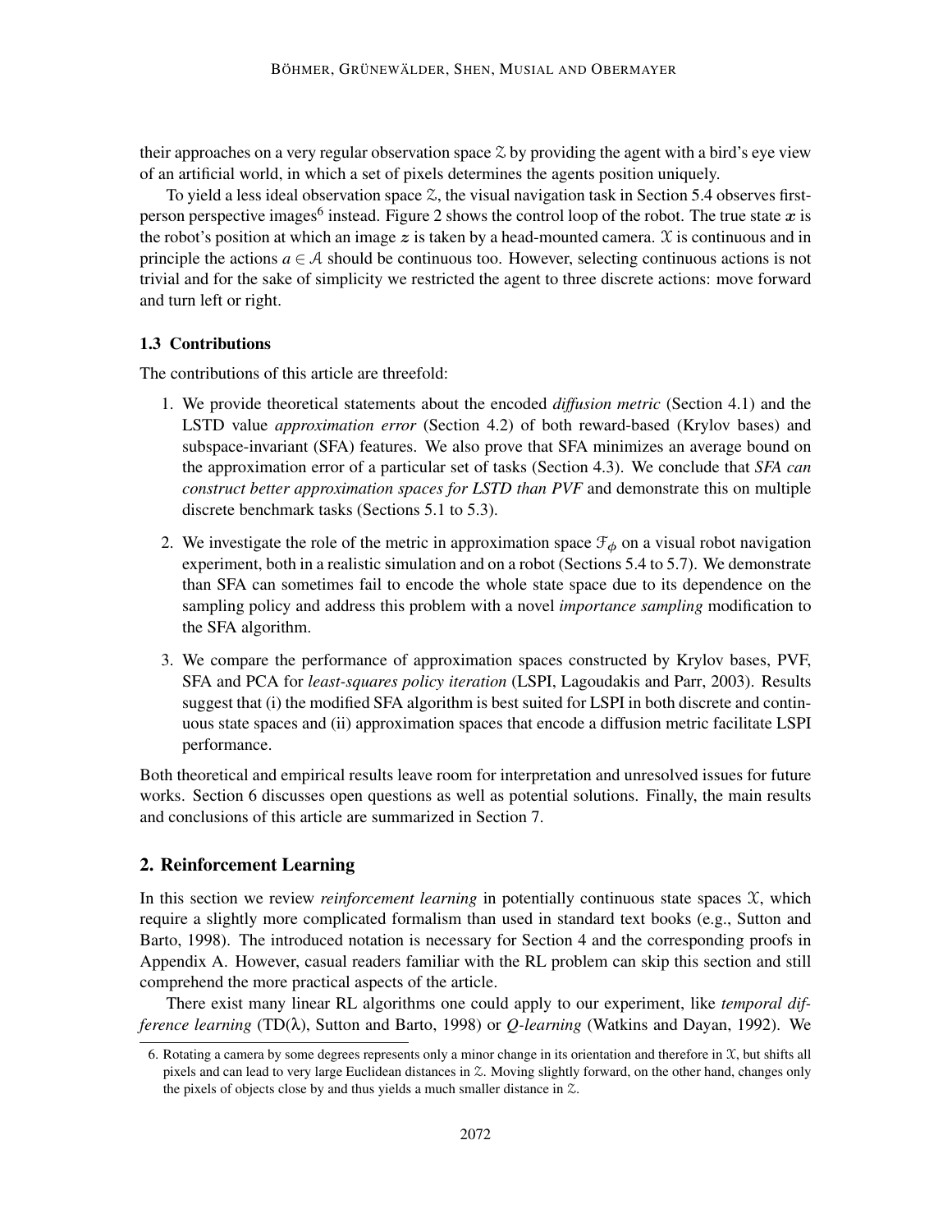their approaches on a very regular observation space $\mathcal{Z}$ by providing the agent with a bird's eye view of an artificial world, in which a set of pixels determines the agents position uniquely.

To yield a less ideal observation space $\mathcal{Z}$, the visual navigation task in Section 5.4 observes first-person perspective images[6] instead. Figure 2 shows the control loop of the robot. The true state $\boldsymbol{x}$ is the robot's position at which an image $\boldsymbol{z}$ is taken by a head-mounted camera. $\mathcal{X}$ is continuous and in principle the actions $a \in \mathcal{A}$ should be continuous too. However, selecting continuous actions is not trivial and for the sake of simplicity we restricted the agent to three discrete actions: move forward and turn left or right.

### 1.3 Contributions

The contributions of this article are threefold:

1. We provide theoretical statements about the encoded *diffusion metric* (Section 4.1) and the LSTD value *approximation error* (Section 4.2) of both reward-based (Krylov bases) and subspace-invariant (SFA) features. We also prove that SFA minimizes an average bound on the approximation error of a particular set of tasks (Section 4.3). We conclude that *SFA can construct better approximation spaces for LSTD than PVF* and demonstrate this on multiple discrete benchmark tasks (Sections 5.1 to 5.3).
2. We investigate the role of the metric in approximation space $\mathcal{F}_\phi$ on a visual robot navigation experiment, both in a realistic simulation and on a robot (Sections 5.4 to 5.7). We demonstrate than SFA can sometimes fail to encode the whole state space due to its dependence on the sampling policy and address this problem with a novel *importance sampling* modification to the SFA algorithm.
3. We compare the performance of approximation spaces constructed by Krylov bases, PVF, SFA and PCA for *least-squares policy iteration* (LSPI, Lagoudakis and Parr, 2003). Results suggest that (i) the modified SFA algorithm is best suited for LSPI in both discrete and continuous state spaces and (ii) approximation spaces that encode a diffusion metric facilitate LSPI performance.

Both theoretical and empirical results leave room for interpretation and unresolved issues for future works. Section 6 discusses open questions as well as potential solutions. Finally, the main results and conclusions of this article are summarized in Section 7.

## 2. Reinforcement Learning

In this section we review *reinforcement learning* in potentially continuous state spaces $\mathcal{X}$, which require a slightly more complicated formalism than used in standard text books (e.g., Sutton and Barto, 1998). The introduced notation is necessary for Section 4 and the corresponding proofs in Appendix A. However, casual readers familiar with the RL problem can skip this section and still comprehend the more practical aspects of the article.

There exist many linear RL algorithms one could apply to our experiment, like *temporal difference learning* (TD($\lambda$), Sutton and Barto, 1998) or *Q-learning* (Watkins and Dayan, 1992). We

6. Rotating a camera by some degrees represents only a minor change in its orientation and therefore in $\mathcal{X}$, but shifts all pixels and can lead to very large Euclidean distances in $\mathcal{Z}$. Moving slightly forward, on the other hand, changes only the pixels of objects close by and thus yields a much smaller distance in $\mathcal{Z}$.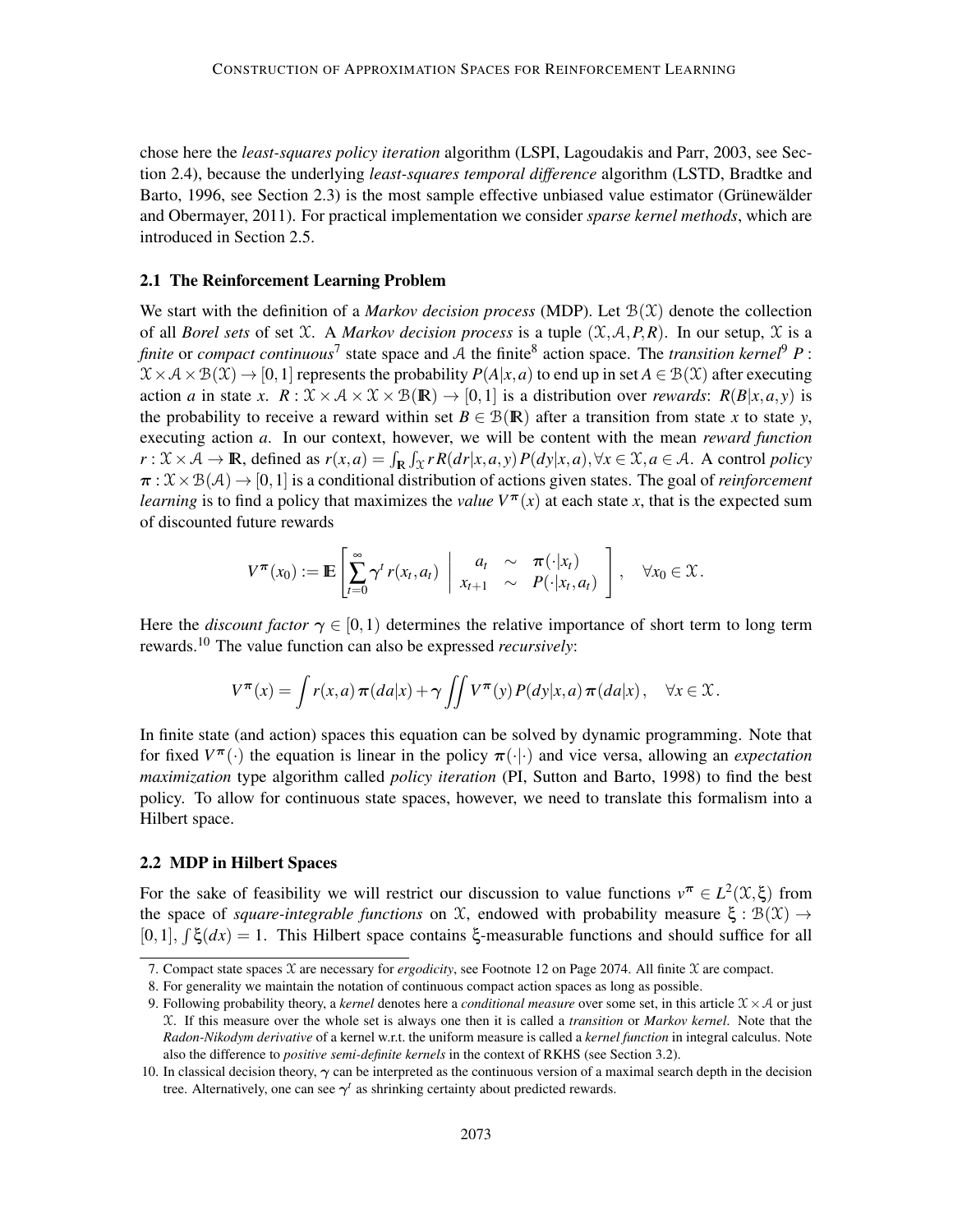chose here the *least-squares policy iteration* algorithm (LSPI, Lagoudakis and Parr, 2003, see Section 2.4), because the underlying *least-squares temporal difference* algorithm (LSTD, Bradtke and Barto, 1996, see Section 2.3) is the most sample effective unbiased value estimator (Grünewälder and Obermayer, 2011). For practical implementation we consider *sparse kernel methods*, which are introduced in Section 2.5.

### 2.1 The Reinforcement Learning Problem

We start with the definition of a *Markov decision process* (MDP). Let $\mathcal{B}(\mathcal{X})$ denote the collection of all *Borel sets* of set $\mathcal{X}$. A *Markov decision process* is a tuple $(\mathcal{X}, \mathcal{A}, P, R)$. In our setup, $\mathcal{X}$ is a *finite* or *compact continuous*[7] state space and $\mathcal{A}$ the finite[8] action space. The *transition kernel*[9] $P : \mathcal{X} \times \mathcal{A} \times \mathcal{B}(\mathcal{X}) \to [0,1]$ represents the probability $P(A|x,a)$ to end up in set $A \in \mathcal{B}(\mathcal{X})$ after executing action $a$ in state $x$. $R : \mathcal{X} \times \mathcal{A} \times \mathcal{X} \times \mathcal{B}(\mathbb{R}) \to [0,1]$ is a distribution over *rewards*: $R(B|x,a,y)$ is the probability to receive a reward within set $B \in \mathcal{B}(\mathbb{R})$ after a transition from state $x$ to state $y$, executing action $a$. In our context, however, we will be content with the mean *reward function* $r : \mathcal{X} \times \mathcal{A} \to \mathbb{R}$, defined as $r(x,a) = \int_{\mathbb{R}} \int_{\mathcal{X}} r\, R(dr|x,a,y)\, P(dy|x,a), \forall x \in \mathcal{X}, a \in \mathcal{A}$. A control *policy* $\pi : \mathcal{X} \times \mathcal{B}(\mathcal{A}) \to [0,1]$ is a conditional distribution of actions given states. The goal of *reinforcement learning* is to find a policy that maximizes the *value* $V^\pi(x)$ at each state $x$, that is the expected sum of discounted future rewards

$$
V^\pi(x_0) := \mathbb{E}\left[ \sum_{t=0}^{\infty} \gamma^t\, r(x_t, a_t) \;\middle|\; \begin{array}{ccc} a_t & \sim & \pi(\cdot|x_t) \\ x_{t+1} & \sim & P(\cdot|x_t, a_t) \end{array} \right], \quad \forall x_0 \in \mathcal{X}.
$$

Here the *discount factor* $\gamma \in [0,1)$ determines the relative importance of short term to long term rewards.[10] The value function can also be expressed *recursively*:

$$
V^\pi(x) = \int r(x,a)\, \pi(da|x) + \gamma \iint V^\pi(y)\, P(dy|x,a)\, \pi(da|x), \quad \forall x \in \mathcal{X}.
$$

In finite state (and action) spaces this equation can be solved by dynamic programming. Note that for fixed $V^\pi(\cdot)$ the equation is linear in the policy $\pi(\cdot|\cdot)$ and vice versa, allowing an *expectation maximization* type algorithm called *policy iteration* (PI, Sutton and Barto, 1998) to find the best policy. To allow for continuous state spaces, however, we need to translate this formalism into a Hilbert space.

### 2.2 MDP in Hilbert Spaces

For the sake of feasibility we will restrict our discussion to value functions $v^\pi \in L^2(\mathcal{X}, \xi)$ from the space of *square-integrable functions* on $\mathcal{X}$, endowed with probability measure $\xi : \mathcal{B}(\mathcal{X}) \to [0,1], \int \xi(dx) = 1$. This Hilbert space contains $\xi$-measurable functions and should suffice for all

---

7. Compact state spaces $\mathcal{X}$ are necessary for *ergodicity*, see Footnote 12 on Page 2074. All finite $\mathcal{X}$ are compact.

8. For generality we maintain the notation of continuous compact action spaces as long as possible.

9. Following probability theory, a *kernel* denotes here a *conditional measure* over some set, in this article $\mathcal{X} \times \mathcal{A}$ or just $\mathcal{X}$. If this measure over the whole set is always one then it is called a *transition* or *Markov kernel*. Note that the *Radon-Nikodym derivative* of a kernel w.r.t. the uniform measure is called a *kernel function* in integral calculus. Note also the difference to *positive semi-definite kernels* in the context of RKHS (see Section 3.2).

10. In classical decision theory, $\gamma$ can be interpreted as the continuous version of a maximal search depth in the decision tree. Alternatively, one can see $\gamma^t$ as shrinking certainty about predicted rewards.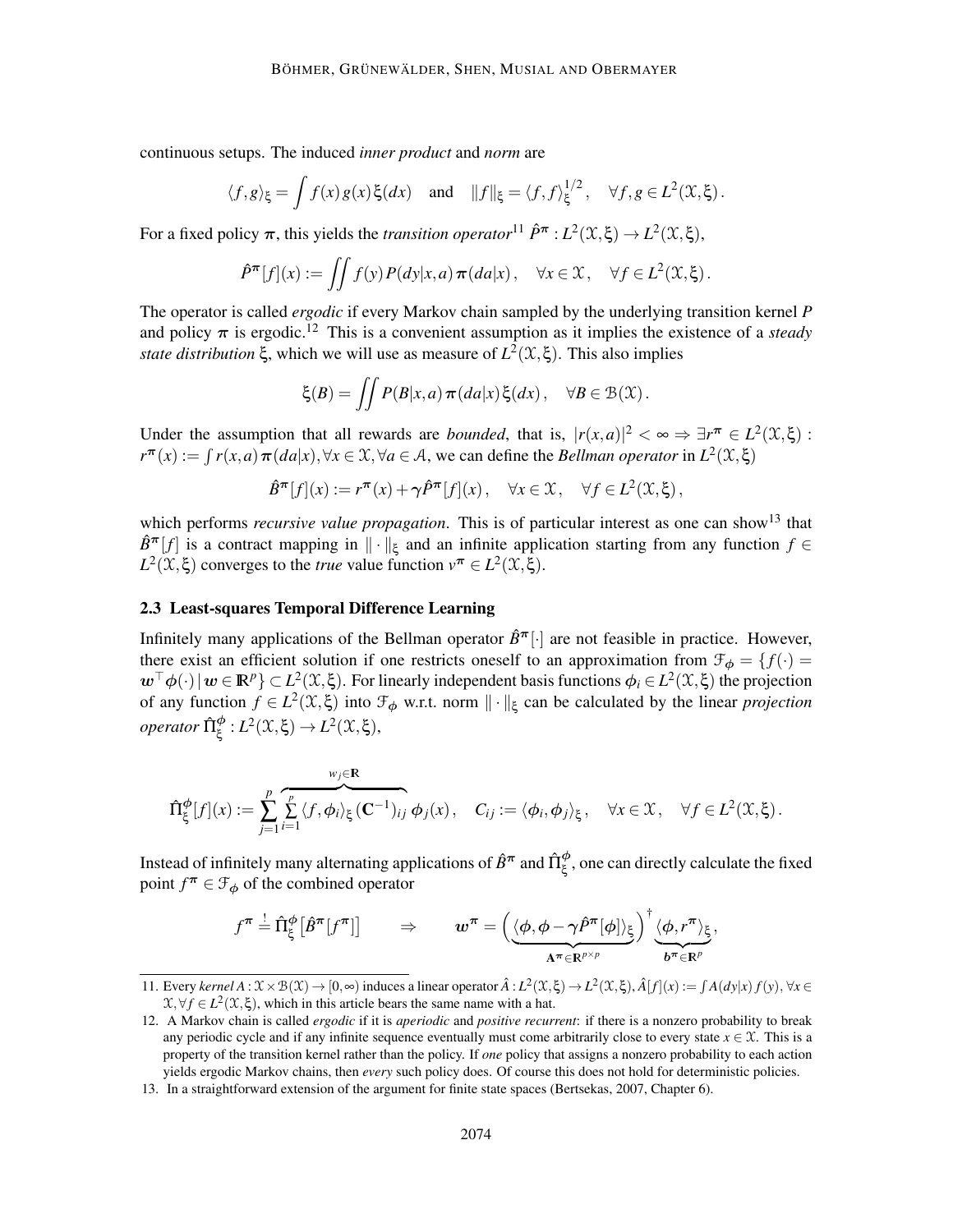continuous setups. The induced *inner product* and *norm* are

$$\langle f, g\rangle_\xi = \int f(x)\, g(x)\, \xi(dx) \quad \text{and} \quad \|f\|_\xi = \langle f, f\rangle_\xi^{1/2}, \quad \forall f, g \in L^2(\mathcal{X}, \xi).$$

For a fixed policy $\pi$, this yields the *transition operator*[11] $\hat{P}^\pi : L^2(\mathcal{X}, \xi) \to L^2(\mathcal{X}, \xi)$,

$$\hat{P}^\pi[f](x) := \iint f(y)\, P(dy|x,a)\, \pi(da|x), \quad \forall x \in \mathcal{X}, \quad \forall f \in L^2(\mathcal{X}, \xi).$$

The operator is called *ergodic* if every Markov chain sampled by the underlying transition kernel $P$ and policy $\pi$ is ergodic.[12] This is a convenient assumption as it implies the existence of a *steady state distribution* $\xi$, which we will use as measure of $L^2(\mathcal{X}, \xi)$. This also implies

$$\xi(B) = \iint P(B|x,a)\, \pi(da|x)\, \xi(dx), \quad \forall B \in \mathcal{B}(\mathcal{X}).$$

Under the assumption that all rewards are *bounded*, that is, $|r(x,a)|^2 < \infty \Rightarrow \exists r^\pi \in L^2(\mathcal{X}, \xi)$ : $r^\pi(x) := \int r(x,a)\, \pi(da|x), \forall x \in \mathcal{X}, \forall a \in \mathcal{A}$, we can define the *Bellman operator* in $L^2(\mathcal{X}, \xi)$

$$\hat{B}^\pi[f](x) := r^\pi(x) + \gamma \hat{P}^\pi[f](x), \quad \forall x \in \mathcal{X}, \quad \forall f \in L^2(\mathcal{X}, \xi),$$

which performs *recursive value propagation*. This is of particular interest as one can show[13] that $\hat{B}^\pi[f]$ is a contract mapping in $\|\cdot\|_\xi$ and an infinite application starting from any function $f \in L^2(\mathcal{X}, \xi)$ converges to the *true* value function $v^\pi \in L^2(\mathcal{X}, \xi)$.

### 2.3 Least-squares Temporal Difference Learning

Infinitely many applications of the Bellman operator $\hat{B}^\pi[\cdot]$ are not feasible in practice. However, there exist an efficient solution if one restricts oneself to an approximation from $\mathcal{F}_\phi = \{f(\cdot) = \boldsymbol{w}^\top \boldsymbol{\phi}(\cdot) \,|\, \boldsymbol{w} \in \mathbb{R}^p\} \subset L^2(\mathcal{X}, \xi)$. For linearly independent basis functions $\phi_i \in L^2(\mathcal{X}, \xi)$ the projection of any function $f \in L^2(\mathcal{X}, \xi)$ into $\mathcal{F}_\phi$ w.r.t. norm $\|\cdot\|_\xi$ can be calculated by the linear *projection operator* $\hat{\Pi}_\xi^\phi : L^2(\mathcal{X}, \xi) \to L^2(\mathcal{X}, \xi)$,

$$\hat{\Pi}_\xi^\phi[f](x) := \sum_{j=1}^p \overbrace{\sum_{i=1}^p \langle f, \phi_i\rangle_\xi\, (\mathbf{C}^{-1})_{ij}}^{w_j \in \mathbb{R}}\, \phi_j(x), \quad C_{ij} := \langle \phi_i, \phi_j\rangle_\xi, \quad \forall x \in \mathcal{X}, \quad \forall f \in L^2(\mathcal{X}, \xi).$$

Instead of infinitely many alternating applications of $\hat{B}^\pi$ and $\hat{\Pi}_\xi^\phi$, one can directly calculate the fixed point $f^\pi \in \mathcal{F}_\phi$ of the combined operator

$$f^\pi \overset{!}{=} \hat{\Pi}_\xi^\phi\big[\hat{B}^\pi[f^\pi]\big] \qquad \Rightarrow \qquad \boldsymbol{w}^\pi = \Big(\underbrace{\langle \boldsymbol{\phi}, \boldsymbol{\phi} - \gamma \hat{P}^\pi[\boldsymbol{\phi}]\rangle_\xi}_{\mathbf{A}^\pi \in \mathbb{R}^{p \times p}}\Big)^\dagger \underbrace{\langle \boldsymbol{\phi}, r^\pi\rangle_\xi}_{\boldsymbol{b}^\pi \in \mathbb{R}^p},$$

---

11. Every *kernel* $A : \mathcal{X} \times \mathcal{B}(\mathcal{X}) \to [0, \infty)$ induces a linear operator $\hat{A} : L^2(\mathcal{X}, \xi) \to L^2(\mathcal{X}, \xi), \hat{A}[f](x) := \int A(dy|x)\, f(y), \forall x \in \mathcal{X}, \forall f \in L^2(\mathcal{X}, \xi)$, which in this article bears the same name with a hat.

12. A Markov chain is called *ergodic* if it is *aperiodic* and *positive recurrent*: if there is a nonzero probability to break any periodic cycle and if any infinite sequence eventually must come arbitrarily close to every state $x \in \mathcal{X}$. This is a property of the transition kernel rather than the policy. If *one* policy that assigns a nonzero probability to each action yields ergodic Markov chains, then *every* such policy does. Of course this does not hold for deterministic policies.

13. In a straightforward extension of the argument for finite state spaces (Bertsekas, 2007, Chapter 6).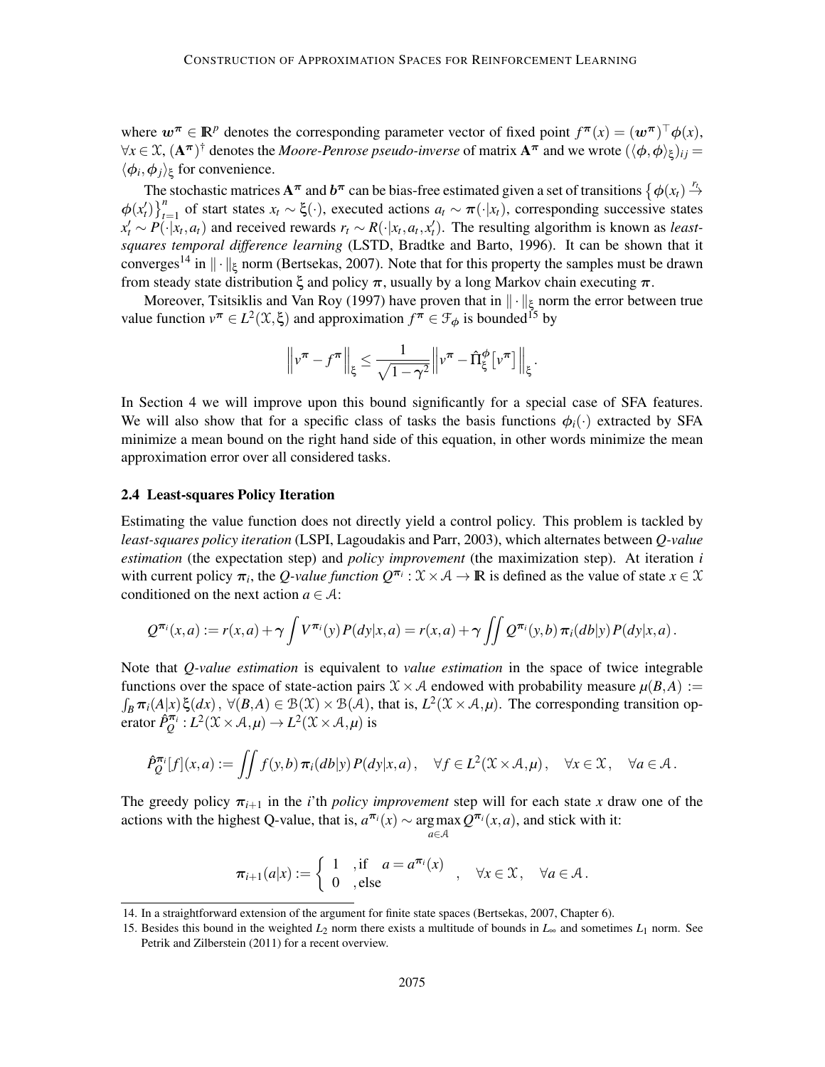where $\boldsymbol{w}^\pi \in \mathbb{R}^p$ denotes the corresponding parameter vector of fixed point $f^\pi(x) = (\boldsymbol{w}^\pi)^\top \boldsymbol{\phi}(x)$, $\forall x \in \mathcal{X}$, $(\mathbf{A}^\pi)^\dagger$ denotes the *Moore-Penrose pseudo-inverse* of matrix $\mathbf{A}^\pi$ and we wrote $(\langle \boldsymbol{\phi}, \boldsymbol{\phi} \rangle_\xi)_{ij} = \langle \phi_i, \phi_j \rangle_\xi$ for convenience.

The stochastic matrices $\mathbf{A}^\pi$ and $\boldsymbol{b}^\pi$ can be bias-free estimated given a set of transitions $\{\boldsymbol{\phi}(x_t) \xrightarrow{r_t} \boldsymbol{\phi}(x'_t)\}_{t=1}^n$ of start states $x_t \sim \xi(\cdot)$, executed actions $a_t \sim \pi(\cdot|x_t)$, corresponding successive states $x'_t \sim P(\cdot|x_t, a_t)$ and received rewards $r_t \sim R(\cdot|x_t, a_t, x'_t)$. The resulting algorithm is known as *least-squares temporal difference learning* (LSTD, Bradtke and Barto, 1996). It can be shown that it converges[14] in $\|\cdot\|_\xi$ norm (Bertsekas, 2007). Note that for this property the samples must be drawn from steady state distribution $\xi$ and policy $\pi$, usually by a long Markov chain executing $\pi$.

Moreover, Tsitsiklis and Van Roy (1997) have proven that in $\|\cdot\|_\xi$ norm the error between true value function $v^\pi \in L^2(\mathcal{X}, \xi)$ and approximation $f^\pi \in \mathcal{F}_\phi$ is bounded[15] by

$$\left\| v^\pi - f^\pi \right\|_\xi \leq \frac{1}{\sqrt{1-\gamma^2}} \left\| v^\pi - \hat{\Pi}_\xi^\phi \left[ v^\pi \right] \right\|_\xi .$$

In Section 4 we will improve upon this bound significantly for a special case of SFA features. We will also show that for a specific class of tasks the basis functions $\phi_i(\cdot)$ extracted by SFA minimize a mean bound on the right hand side of this equation, in other words minimize the mean approximation error over all considered tasks.

### 2.4 Least-squares Policy Iteration

Estimating the value function does not directly yield a control policy. This problem is tackled by *least-squares policy iteration* (LSPI, Lagoudakis and Parr, 2003), which alternates between *Q-value estimation* (the expectation step) and *policy improvement* (the maximization step). At iteration $i$ with current policy $\pi_i$, the *Q-value function* $Q^{\pi_i} : \mathcal{X} \times \mathcal{A} \to \mathbb{R}$ is defined as the value of state $x \in \mathcal{X}$ conditioned on the next action $a \in \mathcal{A}$:

$$Q^{\pi_i}(x,a) := r(x,a) + \gamma \int V^{\pi_i}(y) \, P(dy|x,a) = r(x,a) + \gamma \iint Q^{\pi_i}(y,b) \, \pi_i(db|y) \, P(dy|x,a) .$$

Note that *Q-value estimation* is equivalent to *value estimation* in the space of twice integrable functions over the space of state-action pairs $\mathcal{X} \times \mathcal{A}$ endowed with probability measure $\mu(B,A) := \int_B \pi_i(A|x) \, \xi(dx)$, $\forall (B,A) \in \mathcal{B}(\mathcal{X}) \times \mathcal{B}(\mathcal{A})$, that is, $L^2(\mathcal{X} \times \mathcal{A}, \mu)$. The corresponding transition operator $\hat{P}_Q^{\pi_i} : L^2(\mathcal{X} \times \mathcal{A}, \mu) \to L^2(\mathcal{X} \times \mathcal{A}, \mu)$ is

$$\hat{P}_Q^{\pi_i}[f](x,a) := \iint f(y,b) \, \pi_i(db|y) \, P(dy|x,a) , \quad \forall f \in L^2(\mathcal{X} \times \mathcal{A}, \mu) , \quad \forall x \in \mathcal{X} , \quad \forall a \in \mathcal{A} .$$

The greedy policy $\pi_{i+1}$ in the $i$'th *policy improvement* step will for each state $x$ draw one of the actions with the highest Q-value, that is, $a^{\pi_i}(x) \sim \underset{a \in \mathcal{A}}{\arg\max} \, Q^{\pi_i}(x,a)$, and stick with it:

$$\pi_{i+1}(a|x) := \begin{cases} 1 & \text{, if } \quad a = a^{\pi_i}(x) \\ 0 & \text{, else} \end{cases} , \quad \forall x \in \mathcal{X} , \quad \forall a \in \mathcal{A} .$$

14. In a straightforward extension of the argument for finite state spaces (Bertsekas, 2007, Chapter 6).

15. Besides this bound in the weighted $L_2$ norm there exists a multitude of bounds in $L_\infty$ and sometimes $L_1$ norm. See Petrik and Zilberstein (2011) for a recent overview.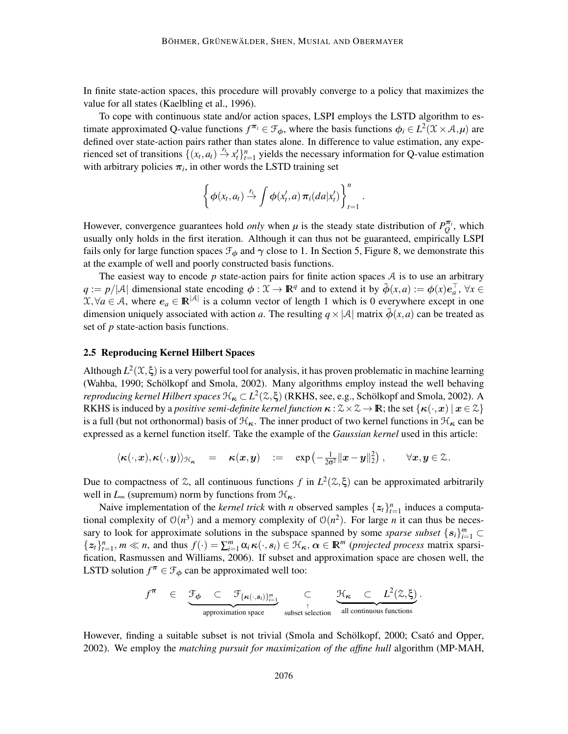In finite state-action spaces, this procedure will provably converge to a policy that maximizes the value for all states (Kaelbling et al., 1996).

To cope with continuous state and/or action spaces, LSPI employs the LSTD algorithm to estimate approximated Q-value functions $f^{\pi_i} \in \mathcal{F}_\phi$, where the basis functions $\phi_i \in L^2(\mathcal{X} \times \mathcal{A}, \mu)$ are defined over state-action pairs rather than states alone. In difference to value estimation, any experienced set of transitions $\{(x_t, a_t) \xrightarrow{r_t} x'_t\}_{t=1}^n$ yields the necessary information for Q-value estimation with arbitrary policies $\pi_i$, in other words the LSTD training set

$$\left\{ \phi(x_t, a_t) \xrightarrow{r_t} \int \phi(x'_t, a)\, \pi_i(da|x'_t) \right\}_{t=1}^{n}.$$

However, convergence guarantees hold *only* when $\mu$ is the steady state distribution of $P_Q^{\pi_i}$, which usually only holds in the first iteration. Although it can thus not be guaranteed, empirically LSPI fails only for large function spaces $\mathcal{F}_\phi$ and $\gamma$ close to 1. In Section 5, Figure 8, we demonstrate this at the example of well and poorly constructed basis functions.

The easiest way to encode $p$ state-action pairs for finite action spaces $\mathcal{A}$ is to use an arbitrary $q := p/|\mathcal{A}|$ dimensional state encoding $\phi : \mathcal{X} \to \mathbb{R}^q$ and to extend it by $\bar{\phi}(x, a) := \phi(x) e_a^\top$, $\forall x \in \mathcal{X}, \forall a \in \mathcal{A}$, where $e_a \in \mathbb{R}^{|\mathcal{A}|}$ is a column vector of length 1 which is 0 everywhere except in one dimension uniquely associated with action $a$. The resulting $q \times |\mathcal{A}|$ matrix $\bar{\phi}(x, a)$ can be treated as set of $p$ state-action basis functions.

### 2.5 Reproducing Kernel Hilbert Spaces

Although $L^2(\mathcal{X}, \xi)$ is a very powerful tool for analysis, it has proven problematic in machine learning (Wahba, 1990; Schölkopf and Smola, 2002). Many algorithms employ instead the well behaving *reproducing kernel Hilbert spaces* $\mathcal{H}_\kappa \subset L^2(\mathcal{Z}, \xi)$ (RKHS, see, e.g., Schölkopf and Smola, 2002). A RKHS is induced by a *positive semi-definite kernel function* $\kappa : \mathcal{Z} \times \mathcal{Z} \to \mathbb{R}$; the set $\{\kappa(\cdot, \boldsymbol{x}) \,|\, \boldsymbol{x} \in \mathcal{Z}\}$ is a full (but not orthonormal) basis of $\mathcal{H}_\kappa$. The inner product of two kernel functions in $\mathcal{H}_\kappa$ can be expressed as a kernel function itself. Take the example of the *Gaussian kernel* used in this article:

$$\langle \kappa(\cdot, \boldsymbol{x}), \kappa(\cdot, \boldsymbol{y}) \rangle_{\mathcal{H}_\kappa} \quad = \quad \kappa(\boldsymbol{x}, \boldsymbol{y}) \quad := \quad \exp\left(-\tfrac{1}{2\sigma^2} \|\boldsymbol{x} - \boldsymbol{y}\|_2^2\right), \qquad \forall \boldsymbol{x}, \boldsymbol{y} \in \mathcal{Z}.$$

Due to compactness of $\mathcal{Z}$, all continuous functions $f$ in $L^2(\mathcal{Z}, \xi)$ can be approximated arbitrarily well in $L_\infty$ (supremum) norm by functions from $\mathcal{H}_\kappa$.

Naive implementation of the *kernel trick* with $n$ observed samples $\{\boldsymbol{z}_t\}_{t=1}^n$ induces a computational complexity of $\mathcal{O}(n^3)$ and a memory complexity of $\mathcal{O}(n^2)$. For large $n$ it can thus be necessary to look for approximate solutions in the subspace spanned by some *sparse subset* $\{\boldsymbol{s}_i\}_{i=1}^m \subset \{\boldsymbol{z}_t\}_{t=1}^n$, $m \ll n$, and thus $f(\cdot) = \sum_{i=1}^m \alpha_i \kappa(\cdot, \boldsymbol{s}_i) \in \mathcal{H}_\kappa$, $\boldsymbol{\alpha} \in \mathbb{R}^m$ (*projected process* matrix sparsification, Rasmussen and Williams, 2006). If subset and approximation space are chosen well, the LSTD solution $f^\pi \in \mathcal{F}_\phi$ can be approximated well too:

$$f^\pi \quad \in \quad \underbrace{\mathcal{F}_\phi \quad \subset \quad \mathcal{F}_{\{\kappa(\cdot, \boldsymbol{s}_i)\}_{i=1}^m}}_{\text{approximation space}} \quad \underset{\substack{\uparrow \\ \text{subset selection}}}{\subset} \quad \underbrace{\mathcal{H}_\kappa \quad \subset \quad L^2(\mathcal{Z}, \xi)}_{\text{all continuous functions}}.$$

However, finding a suitable subset is not trivial (Smola and Schölkopf, 2000; Csató and Opper, 2002). We employ the *matching pursuit for maximization of the affine hull* algorithm (MP-MAH,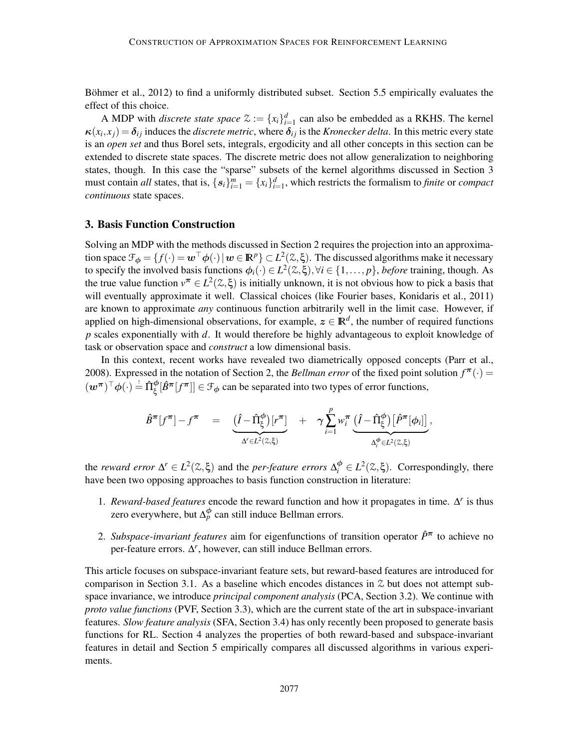Böhmer et al., 2012) to find a uniformly distributed subset. Section 5.5 empirically evaluates the effect of this choice.

A MDP with *discrete state space* $\mathcal{Z} := \{x_i\}_{i=1}^d$ can also be embedded as a RKHS. The kernel $\kappa(x_i, x_j) = \delta_{ij}$ induces the *discrete metric*, where $\delta_{ij}$ is the *Kronecker delta*. In this metric every state is an *open set* and thus Borel sets, integrals, ergodicity and all other concepts in this section can be extended to discrete state spaces. The discrete metric does not allow generalization to neighboring states, though. In this case the "sparse" subsets of the kernel algorithms discussed in Section 3 must contain *all* states, that is, $\{s_i\}_{i=1}^m = \{x_i\}_{i=1}^d$, which restricts the formalism to *finite* or *compact continuous* state spaces.

## 3. Basis Function Construction

Solving an MDP with the methods discussed in Section 2 requires the projection into an approximation space $\mathcal{F}_\phi = \{f(\cdot) = \boldsymbol{w}^\top \boldsymbol{\phi}(\cdot) \,|\, \boldsymbol{w} \in \mathbb{R}^p\} \subset L^2(\mathcal{Z}, \xi)$. The discussed algorithms make it necessary to specify the involved basis functions $\phi_i(\cdot) \in L^2(\mathcal{Z}, \xi), \forall i \in \{1, \ldots, p\}$, *before* training, though. As the true value function $v^\pi \in L^2(\mathcal{Z}, \xi)$ is initially unknown, it is not obvious how to pick a basis that will eventually approximate it well. Classical choices (like Fourier bases, Konidaris et al., 2011) are known to approximate *any* continuous function arbitrarily well in the limit case. However, if applied on high-dimensional observations, for example, $\boldsymbol{z} \in \mathbb{R}^d$, the number of required functions $p$ scales exponentially with $d$. It would therefore be highly advantageous to exploit knowledge of task or observation space and *construct* a low dimensional basis.

In this context, recent works have revealed two diametrically opposed concepts (Parr et al., 2008). Expressed in the notation of Section 2, the *Bellman error* of the fixed point solution $f^\pi(\cdot) = (\boldsymbol{w}^\pi)^\top \boldsymbol{\phi}(\cdot) \overset{!}{=} \hat{\Pi}_\xi^\phi[\hat{B}^\pi[f^\pi]] \in \mathcal{F}_\phi$ can be separated into two types of error functions,

$$\hat{B}^\pi[f^\pi] - f^\pi \quad = \quad \underbrace{\big(\hat{I} - \hat{\Pi}_\xi^\phi\big)[r^\pi]}_{\Delta^r \in L^2(\mathcal{Z},\xi)} \quad + \quad \gamma \sum_{i=1}^p w_i^\pi \underbrace{\big(\hat{I} - \hat{\Pi}_\xi^\phi\big)\big[\hat{P}^\pi[\phi_i]\big]}_{\Delta_i^\phi \in L^2(\mathcal{Z},\xi)},$$

the *reward error* $\Delta^r \in L^2(\mathcal{Z}, \xi)$ and the *per-feature errors* $\Delta_i^\phi \in L^2(\mathcal{Z}, \xi)$. Correspondingly, there have been two opposing approaches to basis function construction in literature:

1. *Reward-based features* encode the reward function and how it propagates in time. $\Delta^r$ is thus zero everywhere, but $\Delta_p^\phi$ can still induce Bellman errors.
2. *Subspace-invariant features* aim for eigenfunctions of transition operator $\hat{P}^\pi$ to achieve no per-feature errors. $\Delta^r$, however, can still induce Bellman errors.

This article focuses on subspace-invariant feature sets, but reward-based features are introduced for comparison in Section 3.1. As a baseline which encodes distances in $\mathcal{Z}$ but does not attempt subspace invariance, we introduce *principal component analysis* (PCA, Section 3.2). We continue with *proto value functions* (PVF, Section 3.3), which are the current state of the art in subspace-invariant features. *Slow feature analysis* (SFA, Section 3.4) has only recently been proposed to generate basis functions for RL. Section 4 analyzes the properties of both reward-based and subspace-invariant features in detail and Section 5 empirically compares all discussed algorithms in various experiments.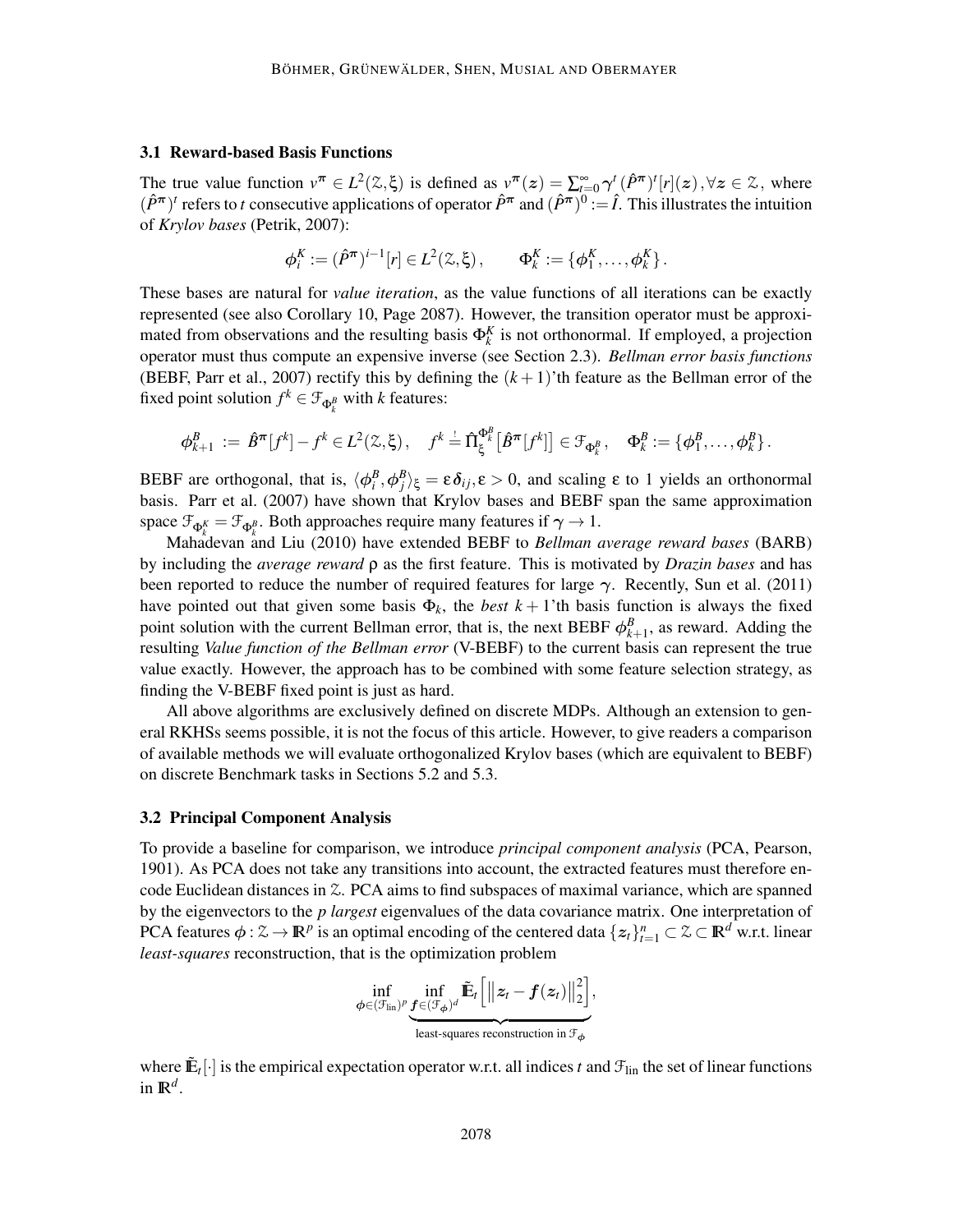### 3.1 Reward-based Basis Functions

The true value function $v^\pi \in L^2(\mathcal{Z},\xi)$ is defined as $v^\pi(z) = \sum_{t=0}^{\infty} \gamma^t (\hat{P}^\pi)^t[r](z), \forall z \in \mathcal{Z}$, where $(\hat{P}^\pi)^t$ refers to $t$ consecutive applications of operator $\hat{P}^\pi$ and $(\hat{P}^\pi)^0 := \hat{I}$. This illustrates the intuition of *Krylov bases* (Petrik, 2007):

$$\phi_i^K := (\hat{P}^\pi)^{i-1}[r] \in L^2(\mathcal{Z},\xi), \qquad \Phi_k^K := \{\phi_1^K, \ldots, \phi_k^K\}.$$

These bases are natural for *value iteration*, as the value functions of all iterations can be exactly represented (see also Corollary 10, Page 2087). However, the transition operator must be approximated from observations and the resulting basis $\Phi_k^K$ is not orthonormal. If employed, a projection operator must thus compute an expensive inverse (see Section 2.3). *Bellman error basis functions* (BEBF, Parr et al., 2007) rectify this by defining the $(k+1)$'th feature as the Bellman error of the fixed point solution $f^k \in \mathcal{F}_{\Phi_k^B}$ with $k$ features:

$$\phi_{k+1}^B := \hat{B}^\pi[f^k] - f^k \in L^2(\mathcal{Z},\xi), \quad f^k \stackrel{!}{=} \hat{\Pi}_\xi^{\Phi_k^B}\big[\hat{B}^\pi[f^k]\big] \in \mathcal{F}_{\Phi_k^B}, \quad \Phi_k^B := \{\phi_1^B, \ldots, \phi_k^B\}.$$

BEBF are orthogonal, that is, $\langle \phi_i^B, \phi_j^B \rangle_\xi = \varepsilon \delta_{ij}, \varepsilon > 0$, and scaling $\varepsilon$ to 1 yields an orthonormal basis. Parr et al. (2007) have shown that Krylov bases and BEBF span the same approximation space $\mathcal{F}_{\Phi_k^K} = \mathcal{F}_{\Phi_k^B}$. Both approaches require many features if $\gamma \to 1$.

Mahadevan and Liu (2010) have extended BEBF to *Bellman average reward bases* (BARB) by including the *average reward* $\rho$ as the first feature. This is motivated by *Drazin bases* and has been reported to reduce the number of required features for large $\gamma$. Recently, Sun et al. (2011) have pointed out that given some basis $\Phi_k$, the *best* $k+1$'th basis function is always the fixed point solution with the current Bellman error, that is, the next BEBF $\phi_{k+1}^B$, as reward. Adding the resulting *Value function of the Bellman error* (V-BEBF) to the current basis can represent the true value exactly. However, the approach has to be combined with some feature selection strategy, as finding the V-BEBF fixed point is just as hard.

All above algorithms are exclusively defined on discrete MDPs. Although an extension to general RKHSs seems possible, it is not the focus of this article. However, to give readers a comparison of available methods we will evaluate orthogonalized Krylov bases (which are equivalent to BEBF) on discrete Benchmark tasks in Sections 5.2 and 5.3.

### 3.2 Principal Component Analysis

To provide a baseline for comparison, we introduce *principal component analysis* (PCA, Pearson, 1901). As PCA does not take any transitions into account, the extracted features must therefore encode Euclidean distances in $\mathcal{Z}$. PCA aims to find subspaces of maximal variance, which are spanned by the eigenvectors to the *p largest* eigenvalues of the data covariance matrix. One interpretation of PCA features $\phi : \mathcal{Z} \to \mathbb{R}^p$ is an optimal encoding of the centered data $\{z_t\}_{t=1}^n \subset \mathcal{Z} \subset \mathbb{R}^d$ w.r.t. linear *least-squares* reconstruction, that is the optimization problem

$$\inf_{\phi \in (\mathcal{F}_{\text{lin}})^p} \underbrace{\inf_{f \in (\mathcal{F}_\phi)^d} \tilde{\mathbb{E}}_t\Big[\big\| z_t - f(z_t)\big\|_2^2\Big]}_{\text{least-squares reconstruction in } \mathcal{F}_\phi},$$

where $\tilde{\mathbb{E}}_t[\cdot]$ is the empirical expectation operator w.r.t. all indices $t$ and $\mathcal{F}_{\text{lin}}$ the set of linear functions in $\mathbb{R}^d$.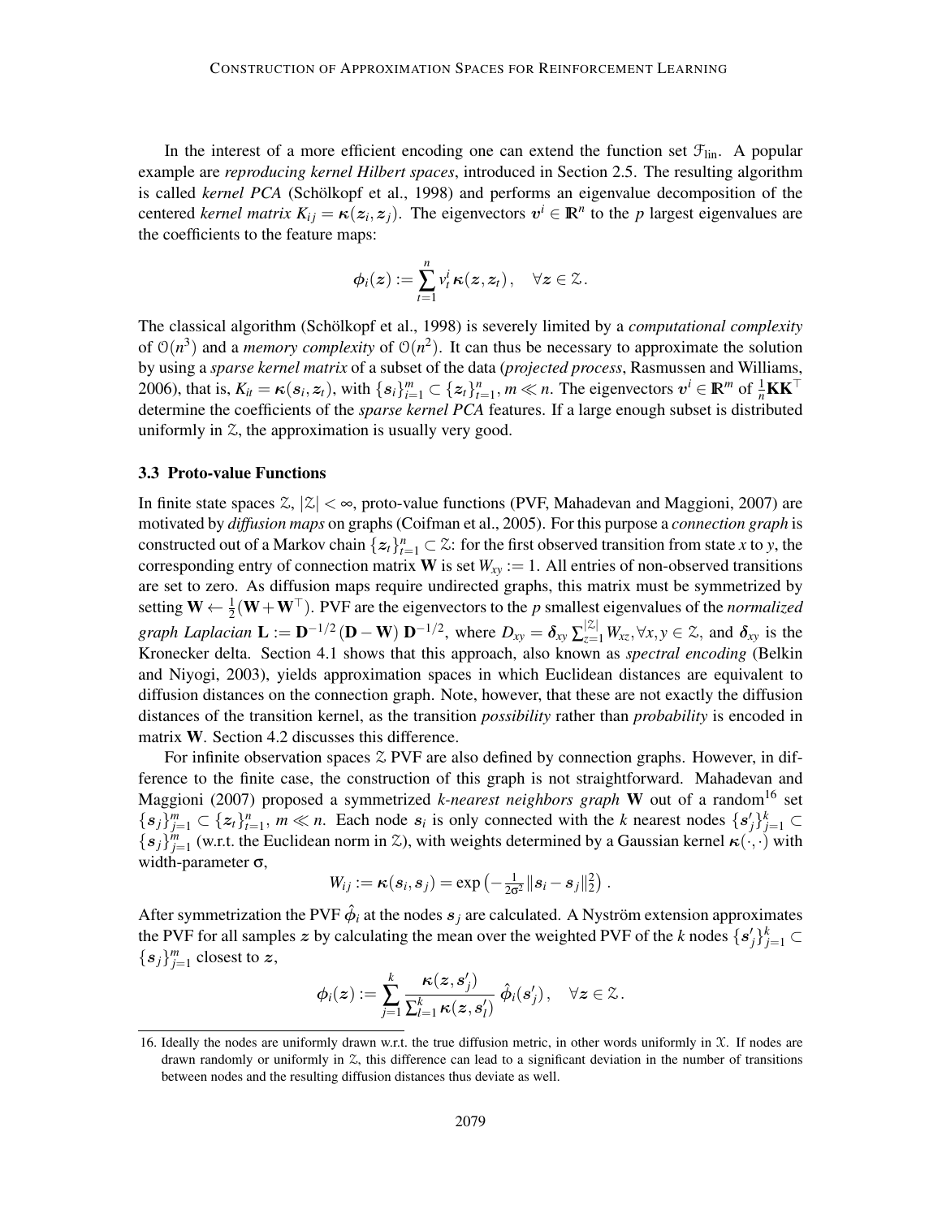In the interest of a more efficient encoding one can extend the function set $\mathcal{F}_{\text{lin}}$. A popular example are *reproducing kernel Hilbert spaces*, introduced in Section 2.5. The resulting algorithm is called *kernel PCA* (Schölkopf et al., 1998) and performs an eigenvalue decomposition of the centered *kernel matrix* $K_{ij} = \kappa(\boldsymbol{z}_i, \boldsymbol{z}_j)$. The eigenvectors $\boldsymbol{v}^i \in \mathbb{R}^n$ to the $p$ largest eigenvalues are the coefficients to the feature maps:

$$\phi_i(\boldsymbol{z}) := \sum_{t=1}^{n} v_t^i \, \kappa(\boldsymbol{z}, \boldsymbol{z}_t), \quad \forall \boldsymbol{z} \in \mathcal{Z}.$$

The classical algorithm (Schölkopf et al., 1998) is severely limited by a *computational complexity* of $\mathcal{O}(n^3)$ and a *memory complexity* of $\mathcal{O}(n^2)$. It can thus be necessary to approximate the solution by using a *sparse kernel matrix* of a subset of the data (*projected process*, Rasmussen and Williams, 2006), that is, $K_{it} = \kappa(\boldsymbol{s}_i, \boldsymbol{z}_t)$, with $\{\boldsymbol{s}_i\}_{i=1}^m \subset \{\boldsymbol{z}_t\}_{t=1}^n, m \ll n$. The eigenvectors $\boldsymbol{v}^i \in \mathbb{R}^m$ of $\frac{1}{n}\mathbf{K}\mathbf{K}^\top$ determine the coefficients of the *sparse kernel PCA* features. If a large enough subset is distributed uniformly in $\mathcal{Z}$, the approximation is usually very good.

### 3.3 Proto-value Functions

In finite state spaces $\mathcal{Z}$, $|\mathcal{Z}| < \infty$, proto-value functions (PVF, Mahadevan and Maggioni, 2007) are motivated by *diffusion maps* on graphs (Coifman et al., 2005). For this purpose a *connection graph* is constructed out of a Markov chain $\{\boldsymbol{z}_t\}_{t=1}^n \subset \mathcal{Z}$: for the first observed transition from state $x$ to $y$, the corresponding entry of connection matrix $\mathbf{W}$ is set $W_{xy} := 1$. All entries of non-observed transitions are set to zero. As diffusion maps require undirected graphs, this matrix must be symmetrized by setting $\mathbf{W} \leftarrow \frac{1}{2}(\mathbf{W} + \mathbf{W}^\top)$. PVF are the eigenvectors to the $p$ smallest eigenvalues of the *normalized graph Laplacian* $\mathbf{L} := \mathbf{D}^{-1/2}(\mathbf{D} - \mathbf{W})\,\mathbf{D}^{-1/2}$, where $D_{xy} = \delta_{xy} \sum_{z=1}^{|\mathcal{Z}|} W_{xz}, \forall x, y \in \mathcal{Z}$, and $\delta_{xy}$ is the Kronecker delta. Section 4.1 shows that this approach, also known as *spectral encoding* (Belkin and Niyogi, 2003), yields approximation spaces in which Euclidean distances are equivalent to diffusion distances on the connection graph. Note, however, that these are not exactly the diffusion distances of the transition kernel, as the transition *possibility* rather than *probability* is encoded in matrix $\mathbf{W}$. Section 4.2 discusses this difference.

For infinite observation spaces $\mathcal{Z}$ PVF are also defined by connection graphs. However, in difference to the finite case, the construction of this graph is not straightforward. Mahadevan and Maggioni (2007) proposed a symmetrized *k-nearest neighbors graph* $\mathbf{W}$ out of a random[16] set $\{\boldsymbol{s}_j\}_{j=1}^m \subset \{\boldsymbol{z}_t\}_{t=1}^n$, $m \ll n$. Each node $\boldsymbol{s}_i$ is only connected with the $k$ nearest nodes $\{\boldsymbol{s}'_j\}_{j=1}^k \subset \{\boldsymbol{s}_j\}_{j=1}^m$ (w.r.t. the Euclidean norm in $\mathcal{Z}$), with weights determined by a Gaussian kernel $\kappa(\cdot,\cdot)$ with width-parameter $\sigma$,

$$W_{ij} := \kappa(\boldsymbol{s}_i, \boldsymbol{s}_j) = \exp\left(-\tfrac{1}{2\sigma^2}\|\boldsymbol{s}_i - \boldsymbol{s}_j\|_2^2\right).$$

After symmetrization the PVF $\hat{\phi}_i$ at the nodes $\boldsymbol{s}_j$ are calculated. A Nyström extension approximates the PVF for all samples $\boldsymbol{z}$ by calculating the mean over the weighted PVF of the $k$ nodes $\{\boldsymbol{s}'_j\}_{j=1}^k \subset \{\boldsymbol{s}_j\}_{j=1}^m$ closest to $\boldsymbol{z}$,

$$\phi_i(\boldsymbol{z}) := \sum_{j=1}^{k} \frac{\kappa(\boldsymbol{z}, \boldsymbol{s}'_j)}{\sum_{l=1}^{k} \kappa(\boldsymbol{z}, \boldsymbol{s}'_l)} \, \hat{\phi}_i(\boldsymbol{s}'_j), \quad \forall \boldsymbol{z} \in \mathcal{Z}.$$

16. Ideally the nodes are uniformly drawn w.r.t. the true diffusion metric, in other words uniformly in $\mathcal{X}$. If nodes are drawn randomly or uniformly in $\mathcal{Z}$, this difference can lead to a significant deviation in the number of transitions between nodes and the resulting diffusion distances thus deviate as well.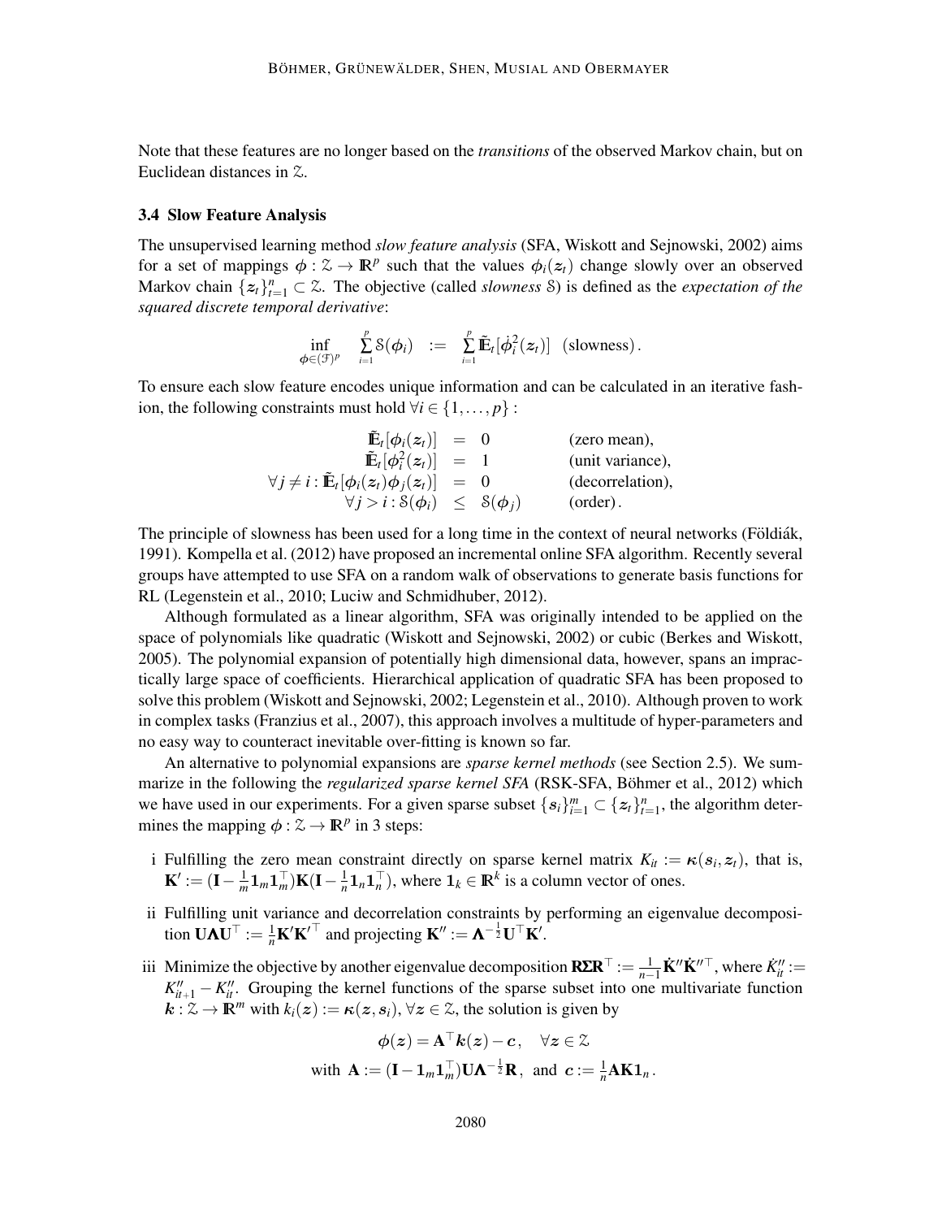Note that these features are no longer based on the *transitions* of the observed Markov chain, but on Euclidean distances in $\mathcal{Z}$.

### 3.4 Slow Feature Analysis

The unsupervised learning method *slow feature analysis* (SFA, Wiskott and Sejnowski, 2002) aims for a set of mappings $\boldsymbol{\phi} : \mathcal{Z} \to \mathbb{R}^p$ such that the values $\phi_i(\boldsymbol{z}_t)$ change slowly over an observed Markov chain $\{\boldsymbol{z}_t\}_{t=1}^n \subset \mathcal{Z}$. The objective (called *slowness* $\mathcal{S}$) is defined as the *expectation of the squared discrete temporal derivative*:

$$\inf_{\boldsymbol{\phi} \in (\mathcal{F})^p} \sum_{i=1}^{p} \mathcal{S}(\phi_i) \quad := \quad \sum_{i=1}^{p} \tilde{\mathbb{E}}_t[\dot{\phi}_i^2(\boldsymbol{z}_t)] \quad \text{(slowness)}.$$

To ensure each slow feature encodes unique information and can be calculated in an iterative fashion, the following constraints must hold $\forall i \in \{1, \dots, p\}$ :

$$\begin{array}{rcll} \tilde{\mathbb{E}}_t[\phi_i(\boldsymbol{z}_t)] & = & 0 & \text{(zero mean)}, \\ \tilde{\mathbb{E}}_t[\phi_i^2(\boldsymbol{z}_t)] & = & 1 & \text{(unit variance)}, \\ \forall j \neq i : \tilde{\mathbb{E}}_t[\phi_i(\boldsymbol{z}_t)\phi_j(\boldsymbol{z}_t)] & = & 0 & \text{(decorrelation)}, \\ \forall j > i : \mathcal{S}(\phi_i) & \leq & \mathcal{S}(\phi_j) & \text{(order)}. \end{array}$$

The principle of slowness has been used for a long time in the context of neural networks (Földiák, 1991). Kompella et al. (2012) have proposed an incremental online SFA algorithm. Recently several groups have attempted to use SFA on a random walk of observations to generate basis functions for RL (Legenstein et al., 2010; Luciw and Schmidhuber, 2012).

Although formulated as a linear algorithm, SFA was originally intended to be applied on the space of polynomials like quadratic (Wiskott and Sejnowski, 2002) or cubic (Berkes and Wiskott, 2005). The polynomial expansion of potentially high dimensional data, however, spans an impractically large space of coefficients. Hierarchical application of quadratic SFA has been proposed to solve this problem (Wiskott and Sejnowski, 2002; Legenstein et al., 2010). Although proven to work in complex tasks (Franzius et al., 2007), this approach involves a multitude of hyper-parameters and no easy way to counteract inevitable over-fitting is known so far.

An alternative to polynomial expansions are *sparse kernel methods* (see Section 2.5). We summarize in the following the *regularized sparse kernel SFA* (RSK-SFA, Böhmer et al., 2012) which we have used in our experiments. For a given sparse subset $\{\boldsymbol{s}_i\}_{i=1}^m \subset \{\boldsymbol{z}_t\}_{t=1}^n$, the algorithm determines the mapping $\boldsymbol{\phi} : \mathcal{Z} \to \mathbb{R}^p$ in 3 steps:

i Fulfilling the zero mean constraint directly on sparse kernel matrix $K_{it} := \kappa(\boldsymbol{s}_i, \boldsymbol{z}_t)$, that is, $\mathbf{K}' := (\mathbf{I} - \frac{1}{m}\mathbf{1}_m\mathbf{1}_m^\top)\mathbf{K}(\mathbf{I} - \frac{1}{n}\mathbf{1}_n\mathbf{1}_n^\top)$, where $\mathbf{1}_k \in \mathbb{R}^k$ is a column vector of ones.

ii Fulfilling unit variance and decorrelation constraints by performing an eigenvalue decomposition $\mathbf{U}\boldsymbol{\Lambda}\mathbf{U}^\top := \frac{1}{n}\mathbf{K}'\mathbf{K}'^\top$ and projecting $\mathbf{K}'' := \boldsymbol{\Lambda}^{-\frac{1}{2}}\mathbf{U}^\top\mathbf{K}'$.

iii Minimize the objective by another eigenvalue decomposition $\mathbf{R}\boldsymbol{\Sigma}\mathbf{R}^\top := \frac{1}{n-1}\dot{\mathbf{K}}''\dot{\mathbf{K}}''^\top$, where $\dot{K}''_{it} := K''_{it+1} - K''_{it}$. Grouping the kernel functions of the sparse subset into one multivariate function $\boldsymbol{k} : \mathcal{Z} \to \mathbb{R}^m$ with $k_i(\boldsymbol{z}) := \kappa(\boldsymbol{z}, \boldsymbol{s}_i), \forall \boldsymbol{z} \in \mathcal{Z}$, the solution is given by

$$\boldsymbol{\phi}(\boldsymbol{z}) = \mathbf{A}^\top\boldsymbol{k}(\boldsymbol{z}) - \boldsymbol{c}, \quad \forall \boldsymbol{z} \in \mathcal{Z}$$
$$\text{with } \mathbf{A} := (\mathbf{I} - \mathbf{1}_m\mathbf{1}_m^\top)\mathbf{U}\boldsymbol{\Lambda}^{-\frac{1}{2}}\mathbf{R}, \text{ and } \boldsymbol{c} := \tfrac{1}{n}\mathbf{A}\mathbf{K}\mathbf{1}_n.$$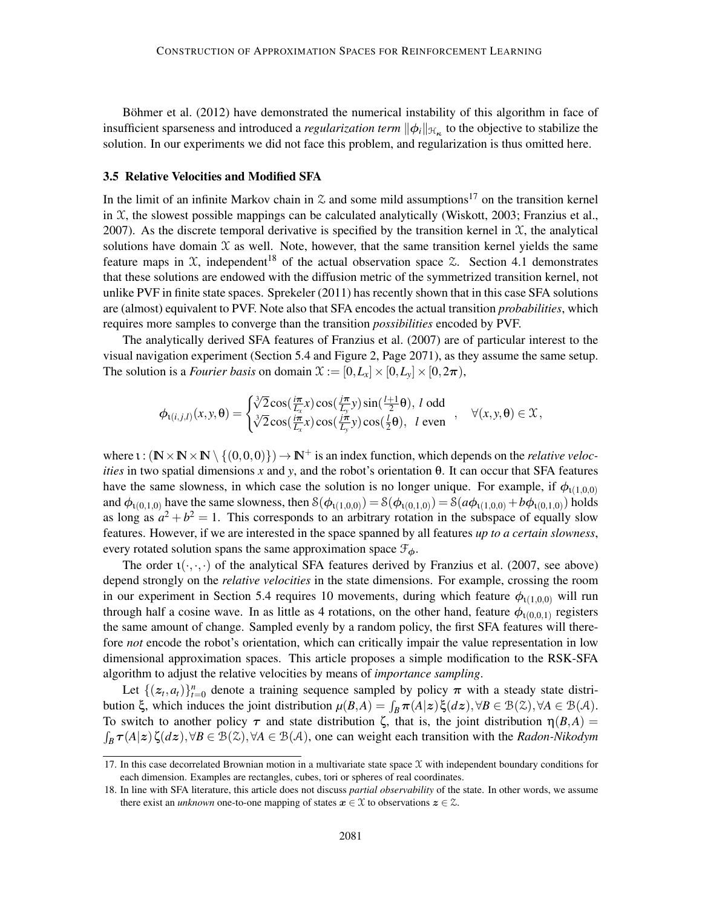Böhmer et al. (2012) have demonstrated the numerical instability of this algorithm in face of insufficient sparseness and introduced a *regularization term* $\|\phi_i\|_{\mathcal{H}_\kappa}$ to the objective to stabilize the solution. In our experiments we did not face this problem, and regularization is thus omitted here.

### 3.5 Relative Velocities and Modified SFA

In the limit of an infinite Markov chain in $\mathcal{Z}$ and some mild assumptions[17] on the transition kernel in $\mathcal{X}$, the slowest possible mappings can be calculated analytically (Wiskott, 2003; Franzius et al., 2007). As the discrete temporal derivative is specified by the transition kernel in $\mathcal{X}$, the analytical solutions have domain $\mathcal{X}$ as well. Note, however, that the same transition kernel yields the same feature maps in $\mathcal{X}$, independent[18] of the actual observation space $\mathcal{Z}$. Section 4.1 demonstrates that these solutions are endowed with the diffusion metric of the symmetrized transition kernel, not unlike PVF in finite state spaces. Sprekeler (2011) has recently shown that in this case SFA solutions are (almost) equivalent to PVF. Note also that SFA encodes the actual transition *probabilities*, which requires more samples to converge than the transition *possibilities* encoded by PVF.

The analytically derived SFA features of Franzius et al. (2007) are of particular interest to the visual navigation experiment (Section 5.4 and Figure 2, Page 2071), as they assume the same setup. The solution is a *Fourier basis* on domain $\mathcal{X} := [0,L_x] \times [0,L_y] \times [0,2\pi)$,

$$\phi_{\iota(i,j,l)}(x,y,\theta) = \begin{cases} \sqrt[3]{2}\cos(\frac{i\pi}{L_x}x)\cos(\frac{j\pi}{L_y}y)\sin(\frac{l+1}{2}\theta), & l \text{ odd} \\ \sqrt[3]{2}\cos(\frac{i\pi}{L_x}x)\cos(\frac{j\pi}{L_y}y)\cos(\frac{l}{2}\theta), & l \text{ even} \end{cases}, \quad \forall (x,y,\theta) \in \mathcal{X},$$

where $\iota : (\mathbb{N} \times \mathbb{N} \times \mathbb{N} \setminus \{(0,0,0)\}) \to \mathbb{N}^+$ is an index function, which depends on the *relative velocities* in two spatial dimensions $x$ and $y$, and the robot's orientation $\theta$. It can occur that SFA features have the same slowness, in which case the solution is no longer unique. For example, if $\phi_{\iota(1,0,0)}$ and $\phi_{\iota(0,1,0)}$ have the same slowness, then $\mathcal{S}(\phi_{\iota(1,0,0)}) = \mathcal{S}(\phi_{\iota(0,1,0)}) = \mathcal{S}(a\phi_{\iota(1,0,0)} + b\phi_{\iota(0,1,0)})$ holds as long as $a^2 + b^2 = 1$. This corresponds to an arbitrary rotation in the subspace of equally slow features. However, if we are interested in the space spanned by all features *up to a certain slowness*, every rotated solution spans the same approximation space $\mathcal{F}_\phi$.

The order $\iota(\cdot,\cdot,\cdot)$ of the analytical SFA features derived by Franzius et al. (2007, see above) depend strongly on the *relative velocities* in the state dimensions. For example, crossing the room in our experiment in Section 5.4 requires 10 movements, during which feature $\phi_{\iota(1,0,0)}$ will run through half a cosine wave. In as little as 4 rotations, on the other hand, feature $\phi_{\iota(0,0,1)}$ registers the same amount of change. Sampled evenly by a random policy, the first SFA features will therefore *not* encode the robot's orientation, which can critically impair the value representation in low dimensional approximation spaces. This article proposes a simple modification to the RSK-SFA algorithm to adjust the relative velocities by means of *importance sampling*.

Let $\{(\boldsymbol{z}_t, a_t)\}_{t=0}^n$ denote a training sequence sampled by policy $\boldsymbol{\pi}$ with a steady state distribution $\xi$, which induces the joint distribution $\mu(B,A) = \int_B \boldsymbol{\pi}(A|\boldsymbol{z})\xi(d\boldsymbol{z}), \forall B \in \mathcal{B}(\mathcal{Z}), \forall A \in \mathcal{B}(\mathcal{A})$. To switch to another policy $\boldsymbol{\tau}$ and state distribution $\zeta$, that is, the joint distribution $\eta(B,A) = \int_B \boldsymbol{\tau}(A|\boldsymbol{z})\zeta(d\boldsymbol{z}), \forall B \in \mathcal{B}(\mathcal{Z}), \forall A \in \mathcal{B}(\mathcal{A})$, one can weight each transition with the *Radon-Nikodym*

---

17. In this case decorrelated Brownian motion in a multivariate state space $\mathcal{X}$ with independent boundary conditions for each dimension. Examples are rectangles, cubes, tori or spheres of real coordinates.

18. In line with SFA literature, this article does not discuss *partial observability* of the state. In other words, we assume there exist an *unknown* one-to-one mapping of states $\boldsymbol{x} \in \mathcal{X}$ to observations $\boldsymbol{z} \in \mathcal{Z}$.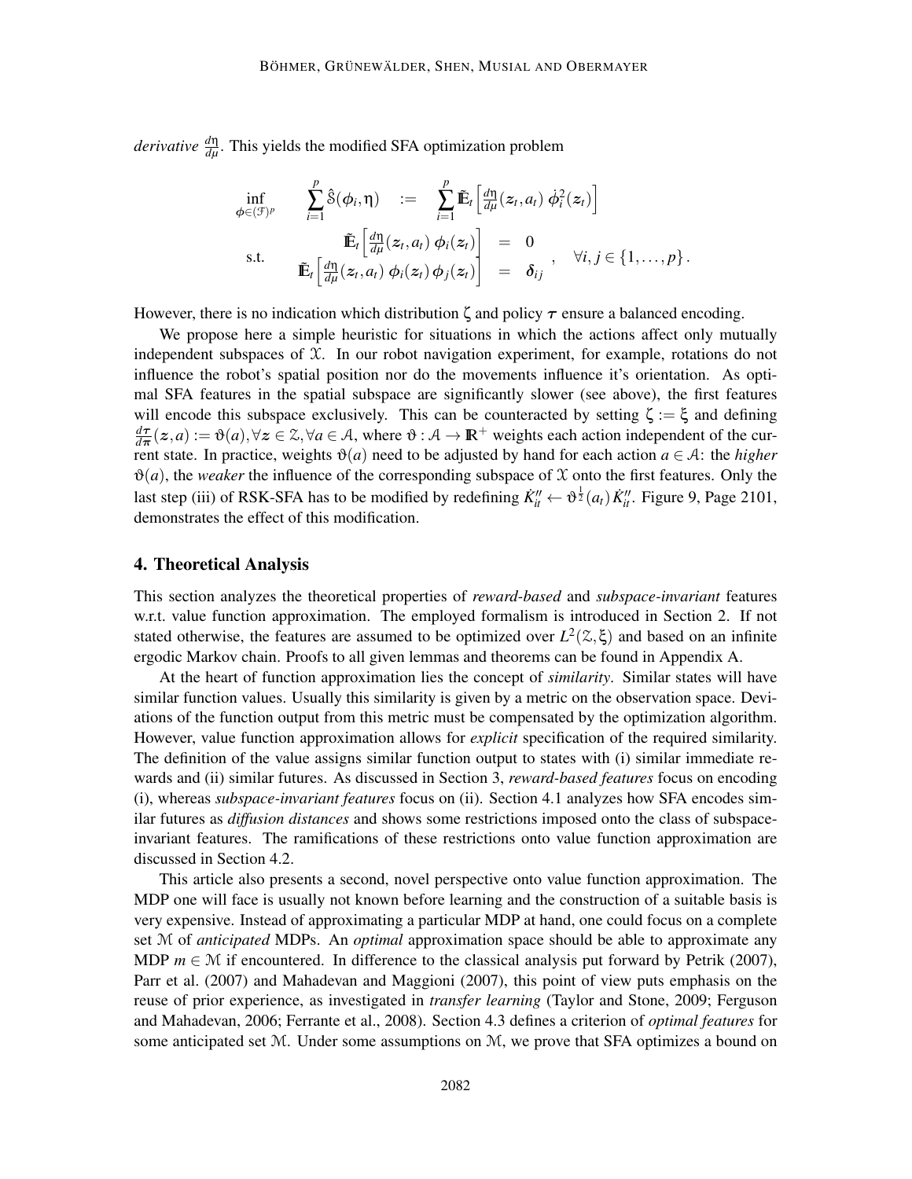*derivative* $\frac{d\eta}{d\mu}$. This yields the modified SFA optimization problem

$$
\begin{aligned}
\inf_{\phi \in (\mathcal{F})^p} \quad & \sum_{i=1}^{p} \hat{\mathcal{S}}(\phi_i, \eta) \quad := \quad \sum_{i=1}^{p} \tilde{\mathbb{E}}_t\Big[ \tfrac{d\eta}{d\mu}(z_t, a_t)\, \dot{\phi}_i^2(z_t) \Big] \\
\text{s.t.} \quad & \left.\begin{aligned} \tilde{\mathbb{E}}_t\Big[ \tfrac{d\eta}{d\mu}(z_t, a_t)\, \phi_i(z_t) \Big] &= 0 \\ \tilde{\mathbb{E}}_t\Big[ \tfrac{d\eta}{d\mu}(z_t, a_t)\, \phi_i(z_t)\, \phi_j(z_t) \Big] &= \delta_{ij} \end{aligned}\right\}, \quad \forall i, j \in \{1, \ldots, p\}.
\end{aligned}
$$

However, there is no indication which distribution $\zeta$ and policy $\boldsymbol{\tau}$ ensure a balanced encoding.

We propose here a simple heuristic for situations in which the actions affect only mutually independent subspaces of $\mathcal{X}$. In our robot navigation experiment, for example, rotations do not influence the robot's spatial position nor do the movements influence it's orientation. As optimal SFA features in the spatial subspace are significantly slower (see above), the first features will encode this subspace exclusively. This can be counteracted by setting $\zeta := \xi$ and defining $\frac{d\boldsymbol{\tau}}{d\boldsymbol{\pi}}(z, a) := \vartheta(a), \forall z \in \mathcal{Z}, \forall a \in \mathcal{A}$, where $\vartheta : \mathcal{A} \to \mathbb{R}^+$ weights each action independent of the current state. In practice, weights $\vartheta(a)$ need to be adjusted by hand for each action $a \in \mathcal{A}$: the *higher* $\vartheta(a)$, the *weaker* the influence of the corresponding subspace of $\mathcal{X}$ onto the first features. Only the last step (iii) of RSK-SFA has to be modified by redefining $\dot{K}''_{it} \leftarrow \vartheta^{\frac{1}{2}}(a_t)\, \dot{K}''_{it}$. Figure 9, Page 2101, demonstrates the effect of this modification.

## 4. Theoretical Analysis

This section analyzes the theoretical properties of *reward-based* and *subspace-invariant* features w.r.t. value function approximation. The employed formalism is introduced in Section 2. If not stated otherwise, the features are assumed to be optimized over $L^2(\mathcal{Z}, \xi)$ and based on an infinite ergodic Markov chain. Proofs to all given lemmas and theorems can be found in Appendix A.

At the heart of function approximation lies the concept of *similarity*. Similar states will have similar function values. Usually this similarity is given by a metric on the observation space. Deviations of the function output from this metric must be compensated by the optimization algorithm. However, value function approximation allows for *explicit* specification of the required similarity. The definition of the value assigns similar function output to states with (i) similar immediate rewards and (ii) similar futures. As discussed in Section 3, *reward-based features* focus on encoding (i), whereas *subspace-invariant features* focus on (ii). Section 4.1 analyzes how SFA encodes similar futures as *diffusion distances* and shows some restrictions imposed onto the class of subspace-invariant features. The ramifications of these restrictions onto value function approximation are discussed in Section 4.2.

This article also presents a second, novel perspective onto value function approximation. The MDP one will face is usually not known before learning and the construction of a suitable basis is very expensive. Instead of approximating a particular MDP at hand, one could focus on a complete set $\mathcal{M}$ of *anticipated* MDPs. An *optimal* approximation space should be able to approximate any MDP $m \in \mathcal{M}$ if encountered. In difference to the classical analysis put forward by Petrik (2007), Parr et al. (2007) and Mahadevan and Maggioni (2007), this point of view puts emphasis on the reuse of prior experience, as investigated in *transfer learning* (Taylor and Stone, 2009; Ferguson and Mahadevan, 2006; Ferrante et al., 2008). Section 4.3 defines a criterion of *optimal features* for some anticipated set $\mathcal{M}$. Under some assumptions on $\mathcal{M}$, we prove that SFA optimizes a bound on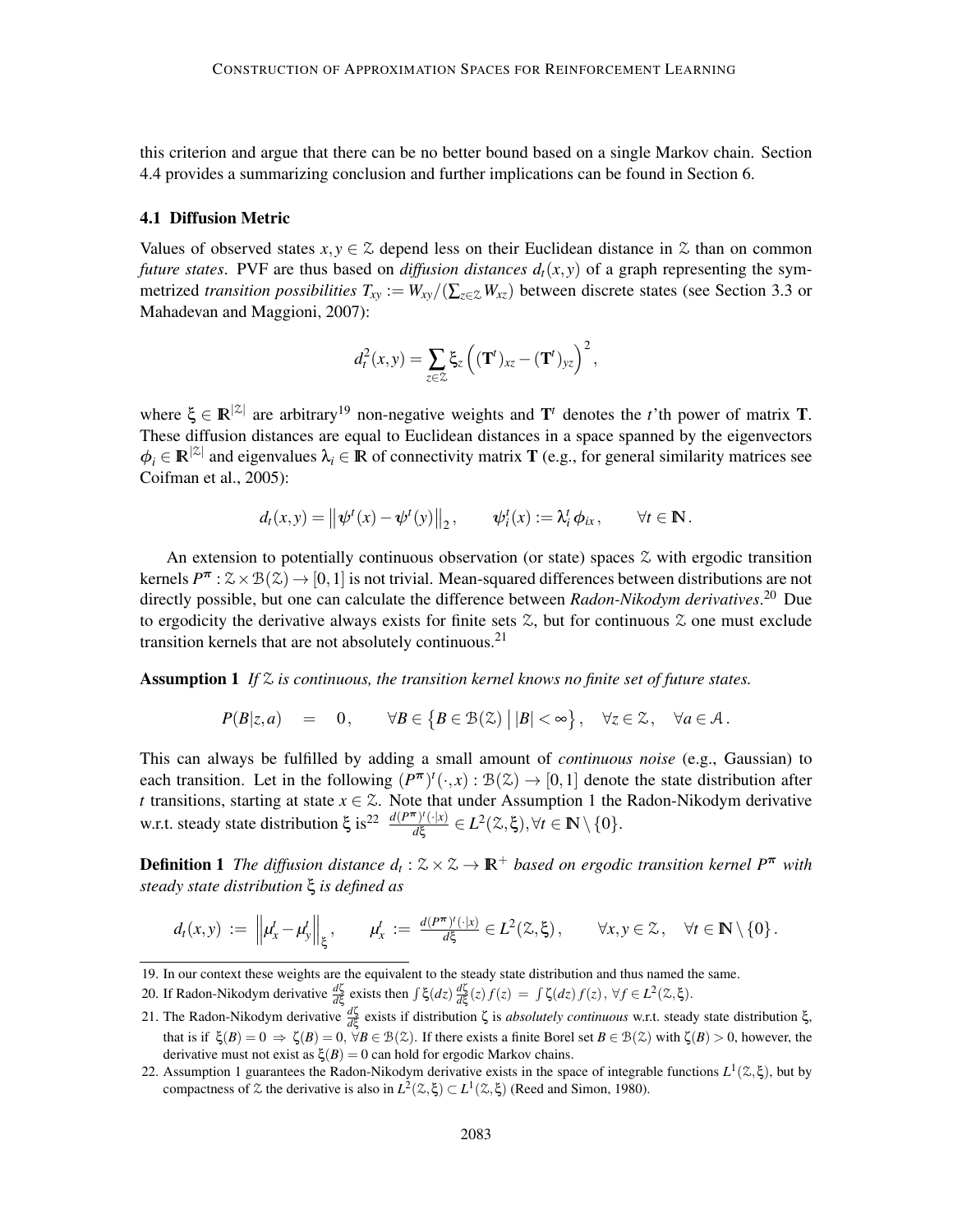this criterion and argue that there can be no better bound based on a single Markov chain. Section 4.4 provides a summarizing conclusion and further implications can be found in Section 6.

### 4.1 Diffusion Metric

Values of observed states $x, y \in \mathcal{Z}$ depend less on their Euclidean distance in $\mathcal{Z}$ than on common *future states*. PVF are thus based on *diffusion distances* $d_t(x,y)$ of a graph representing the symmetrized *transition possibilities* $T_{xy} := W_{xy}/(\sum_{z\in\mathcal{Z}} W_{xz})$ between discrete states (see Section 3.3 or Mahadevan and Maggioni, 2007):

$$d_t^2(x,y) = \sum_{z\in\mathcal{Z}} \xi_z \Big( (\mathbf{T}^t)_{xz} - (\mathbf{T}^t)_{yz} \Big)^2 ,$$

where $\xi \in \mathbb{R}^{|\mathcal{Z}|}$ are arbitrary[19] non-negative weights and $\mathbf{T}^t$ denotes the $t$'th power of matrix $\mathbf{T}$. These diffusion distances are equal to Euclidean distances in a space spanned by the eigenvectors $\phi_i \in \mathbb{R}^{|\mathcal{Z}|}$ and eigenvalues $\lambda_i \in \mathbb{R}$ of connectivity matrix $\mathbf{T}$ (e.g., for general similarity matrices see Coifman et al., 2005):

$$d_t(x,y) = \big\| \psi^t(x) - \psi^t(y) \big\|_2 , \qquad \psi_i^t(x) := \lambda_i^t \phi_{ix} , \qquad \forall t \in \mathbb{N} .$$

An extension to potentially continuous observation (or state) spaces $\mathcal{Z}$ with ergodic transition kernels $P^\pi : \mathcal{Z} \times \mathcal{B}(\mathcal{Z}) \to [0,1]$ is not trivial. Mean-squared differences between distributions are not directly possible, but one can calculate the difference between *Radon-Nikodym derivatives*.[20] Due to ergodicity the derivative always exists for finite sets $\mathcal{Z}$, but for continuous $\mathcal{Z}$ one must exclude transition kernels that are not absolutely continuous.[21]

**Assumption 1** *If $\mathcal{Z}$ is continuous, the transition kernel knows no finite set of future states.*

$$P(B|z,a) \quad = \quad 0, \qquad \forall B \in \big\{ B \in \mathcal{B}(\mathcal{Z}) \,\big|\, |B| < \infty \big\} , \quad \forall z \in \mathcal{Z} , \quad \forall a \in \mathcal{A} .$$

This can always be fulfilled by adding a small amount of *continuous noise* (e.g., Gaussian) to each transition. Let in the following $(P^\pi)^t(\cdot,x) : \mathcal{B}(\mathcal{Z}) \to [0,1]$ denote the state distribution after $t$ transitions, starting at state $x \in \mathcal{Z}$. Note that under Assumption 1 the Radon-Nikodym derivative w.r.t. steady state distribution $\xi$ is[22] $\frac{d(P^\pi)^t(\cdot|x)}{d\xi} \in L^2(\mathcal{Z},\xi), \forall t \in \mathbb{N}\setminus\{0\}$.

**Definition 1** *The diffusion distance $d_t : \mathcal{Z} \times \mathcal{Z} \to \mathbb{R}^+$ based on ergodic transition kernel $P^\pi$ with steady state distribution $\xi$ is defined as*

$$d_t(x,y) \;:=\; \Big\| \mu_x^t - \mu_y^t \Big\|_\xi , \qquad \mu_x^t \;:=\; \tfrac{d(P^\pi)^t(\cdot|x)}{d\xi} \in L^2(\mathcal{Z},\xi) , \qquad \forall x,y \in \mathcal{Z} , \quad \forall t \in \mathbb{N}\setminus\{0\} .$$

---

19. In our context these weights are the equivalent to the steady state distribution and thus named the same.

20. If Radon-Nikodym derivative $\frac{d\zeta}{d\xi}$ exists then $\int \xi(dz) \frac{d\zeta}{d\xi}(z) f(z) \;=\; \int \zeta(dz) f(z) ,\, \forall f \in L^2(\mathcal{Z},\xi)$.

21. The Radon-Nikodym derivative $\frac{d\zeta}{d\xi}$ exists if distribution $\zeta$ is *absolutely continuous* w.r.t. steady state distribution $\xi$, that is if $\xi(B) = 0 \Rightarrow \zeta(B) = 0, \forall B \in \mathcal{B}(\mathcal{Z})$. If there exists a finite Borel set $B \in \mathcal{B}(\mathcal{Z})$ with $\zeta(B) > 0$, however, the derivative must not exist as $\xi(B) = 0$ can hold for ergodic Markov chains.

22. Assumption 1 guarantees the Radon-Nikodym derivative exists in the space of integrable functions $L^1(\mathcal{Z},\xi)$, but by compactness of $\mathcal{Z}$ the derivative is also in $L^2(\mathcal{Z},\xi) \subset L^1(\mathcal{Z},\xi)$ (Reed and Simon, 1980).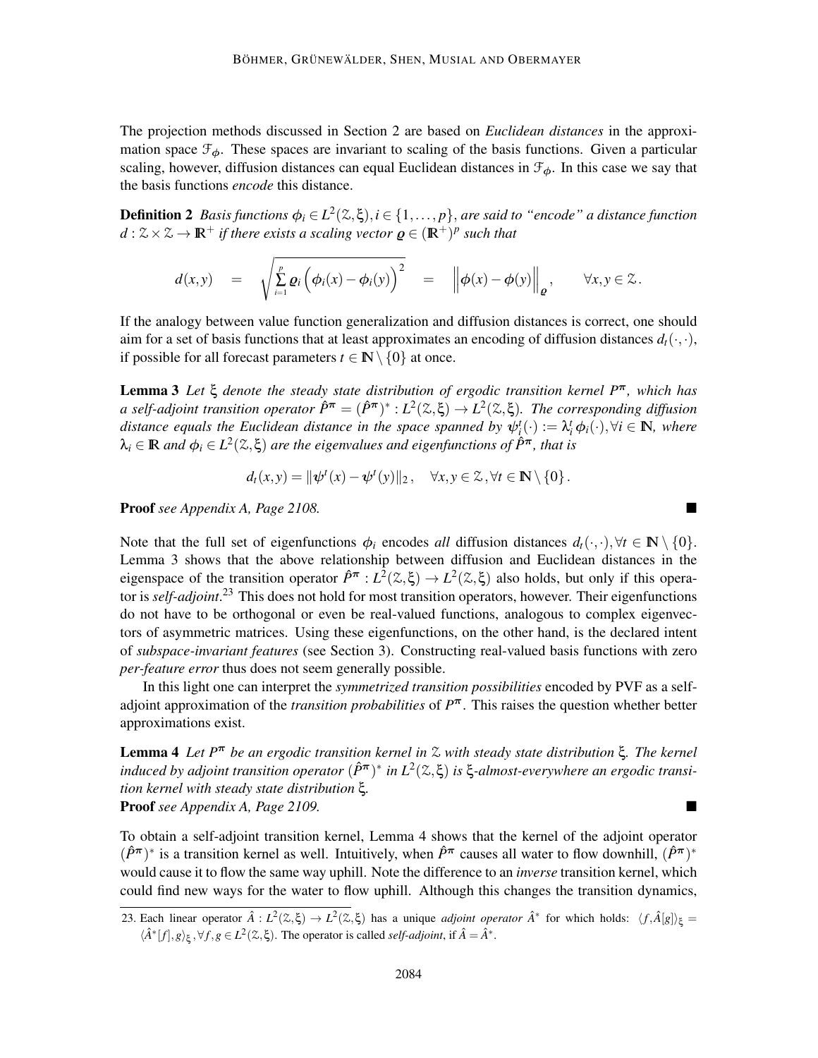The projection methods discussed in Section 2 are based on *Euclidean distances* in the approximation space $\mathcal{F}_\phi$. These spaces are invariant to scaling of the basis functions. Given a particular scaling, however, diffusion distances can equal Euclidean distances in $\mathcal{F}_\phi$. In this case we say that the basis functions *encode* this distance.

**Definition 2** *Basis functions $\phi_i \in L^2(\mathcal{Z}, \xi), i \in \{1, \dots, p\}$, are said to "encode" a distance function $d : \mathcal{Z} \times \mathcal{Z} \to \mathbb{R}^+$ if there exists a scaling vector $\boldsymbol{\varrho} \in (\mathbb{R}^+)^p$ such that*

$$d(x,y) \quad = \quad \sqrt{\sum_{i=1}^{p} \varrho_i \Big( \phi_i(x) - \phi_i(y) \Big)^2} \quad = \quad \Big\| \phi(x) - \phi(y) \Big\|_{\varrho}, \qquad \forall x, y \in \mathcal{Z}.$$

If the analogy between value function generalization and diffusion distances is correct, one should aim for a set of basis functions that at least approximates an encoding of diffusion distances $d_t(\cdot,\cdot)$, if possible for all forecast parameters $t \in \mathbb{N} \setminus \{0\}$ at once.

**Lemma 3** *Let $\xi$ denote the steady state distribution of ergodic transition kernel $P^\pi$, which has a self-adjoint transition operator $\hat{P}^\pi = (\hat{P}^\pi)^* : L^2(\mathcal{Z}, \xi) \to L^2(\mathcal{Z}, \xi)$. The corresponding diffusion distance equals the Euclidean distance in the space spanned by $\psi_i^t(\cdot) := \lambda_i^t \phi_i(\cdot), \forall i \in \mathbb{N}$, where $\lambda_i \in \mathbb{R}$ and $\phi_i \in L^2(\mathcal{Z}, \xi)$ are the eigenvalues and eigenfunctions of $\hat{P}^\pi$, that is*

$$d_t(x,y) = \|\psi^t(x) - \psi^t(y)\|_2, \quad \forall x, y \in \mathcal{Z}, \forall t \in \mathbb{N} \setminus \{0\}.$$

**Proof** *see Appendix A, Page 2108.* ■

Note that the full set of eigenfunctions $\phi_i$ encodes *all* diffusion distances $d_t(\cdot,\cdot), \forall t \in \mathbb{N} \setminus \{0\}$. Lemma 3 shows that the above relationship between diffusion and Euclidean distances in the eigenspace of the transition operator $\hat{P}^\pi : L^2(\mathcal{Z}, \xi) \to L^2(\mathcal{Z}, \xi)$ also holds, but only if this operator is *self-adjoint*.[23] This does not hold for most transition operators, however. Their eigenfunctions do not have to be orthogonal or even be real-valued functions, analogous to complex eigenvectors of asymmetric matrices. Using these eigenfunctions, on the other hand, is the declared intent of *subspace-invariant features* (see Section 3). Constructing real-valued basis functions with zero *per-feature error* thus does not seem generally possible.

In this light one can interpret the *symmetrized transition possibilities* encoded by PVF as a self-adjoint approximation of the *transition probabilities* of $P^\pi$. This raises the question whether better approximations exist.

**Lemma 4** *Let $P^\pi$ be an ergodic transition kernel in $\mathcal{Z}$ with steady state distribution $\xi$. The kernel induced by adjoint transition operator $(\hat{P}^\pi)^*$ in $L^2(\mathcal{Z}, \xi)$ is $\xi$-almost-everywhere an ergodic transition kernel with steady state distribution $\xi$.*
**Proof** *see Appendix A, Page 2109.* ■

To obtain a self-adjoint transition kernel, Lemma 4 shows that the kernel of the adjoint operator $(\hat{P}^\pi)^*$ is a transition kernel as well. Intuitively, when $\hat{P}^\pi$ causes all water to flow downhill, $(\hat{P}^\pi)^*$ would cause it to flow the same way uphill. Note the difference to an *inverse* transition kernel, which could find new ways for the water to flow uphill. Although this changes the transition dynamics,

23. Each linear operator $\hat{A} : L^2(\mathcal{Z}, \xi) \to L^2(\mathcal{Z}, \xi)$ has a unique *adjoint operator* $\hat{A}^*$ for which holds: $\langle f, \hat{A}[g] \rangle_\xi = \langle \hat{A}^*[f], g \rangle_\xi, \forall f, g \in L^2(\mathcal{Z}, \xi)$. The operator is called *self-adjoint*, if $\hat{A} = \hat{A}^*$.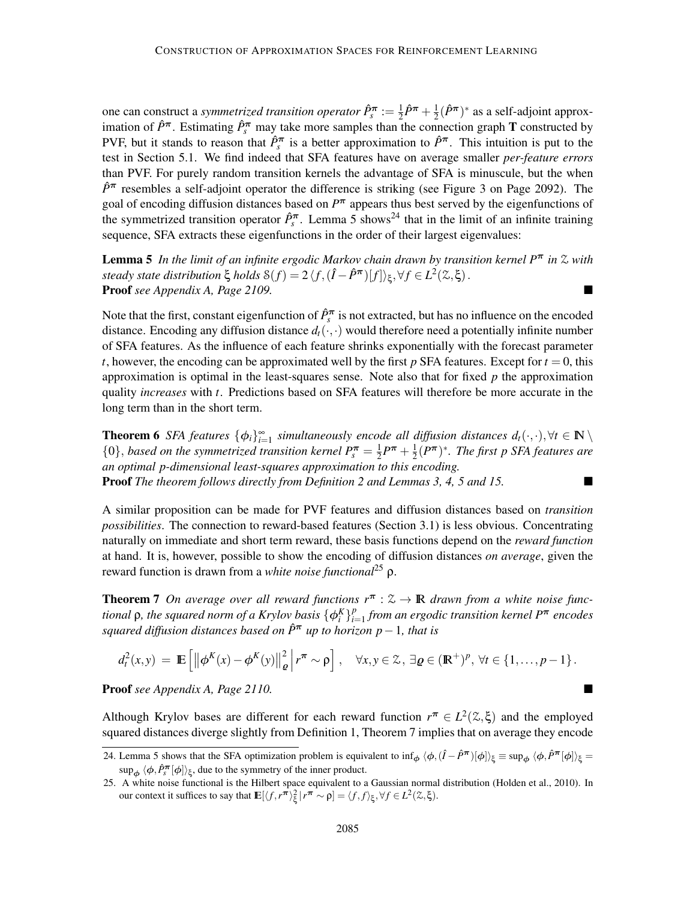one can construct a *symmetrized transition operator* $\hat{P}^\pi_s := \frac{1}{2}\hat{P}^\pi + \frac{1}{2}(\hat{P}^\pi)^*$ as a self-adjoint approximation of $\hat{P}^\pi$. Estimating $\hat{P}^\pi_s$ may take more samples than the connection graph $\mathbf{T}$ constructed by PVF, but it stands to reason that $\hat{P}^\pi_s$ is a better approximation to $\hat{P}^\pi$. This intuition is put to the test in Section 5.1. We find indeed that SFA features have on average smaller *per-feature errors* than PVF. For purely random transition kernels the advantage of SFA is minuscule, but the when $\hat{P}^\pi$ resembles a self-adjoint operator the difference is striking (see Figure 3 on Page 2092). The goal of encoding diffusion distances based on $P^\pi$ appears thus best served by the eigenfunctions of the symmetrized transition operator $\hat{P}^\pi_s$. Lemma 5 shows[24] that in the limit of an infinite training sequence, SFA extracts these eigenfunctions in the order of their largest eigenvalues:

**Lemma 5** *In the limit of an infinite ergodic Markov chain drawn by transition kernel $P^\pi$ in $\mathcal{Z}$ with steady state distribution $\xi$ holds $\mathcal{S}(f) = 2\,\langle f, (\hat{I} - \hat{P}^\pi)[f]\rangle_\xi, \forall f \in L^2(\mathcal{Z}, \xi)$.*
**Proof** *see Appendix A, Page 2109.* ∎

Note that the first, constant eigenfunction of $\hat{P}^\pi_s$ is not extracted, but has no influence on the encoded distance. Encoding any diffusion distance $d_t(\cdot,\cdot)$ would therefore need a potentially infinite number of SFA features. As the influence of each feature shrinks exponentially with the forecast parameter $t$, however, the encoding can be approximated well by the first $p$ SFA features. Except for $t = 0$, this approximation is optimal in the least-squares sense. Note also that for fixed $p$ the approximation quality *increases* with $t$. Predictions based on SFA features will therefore be more accurate in the long term than in the short term.

**Theorem 6** *SFA features $\{\phi_i\}_{i=1}^\infty$ simultaneously encode all diffusion distances $d_t(\cdot,\cdot), \forall t \in \mathbb{N} \setminus \{0\}$, based on the symmetrized transition kernel $P^\pi_s = \frac{1}{2}P^\pi + \frac{1}{2}(P^\pi)^*$. The first p SFA features are an optimal p-dimensional least-squares approximation to this encoding.*
**Proof** *The theorem follows directly from Definition 2 and Lemmas 3, 4, 5 and 15.* ∎

A similar proposition can be made for PVF features and diffusion distances based on *transition possibilities*. The connection to reward-based features (Section 3.1) is less obvious. Concentrating naturally on immediate and short term reward, these basis functions depend on the *reward function* at hand. It is, however, possible to show the encoding of diffusion distances *on average*, given the reward function is drawn from a *white noise functional*[25] $\rho$.

**Theorem 7** *On average over all reward functions $r^\pi : \mathcal{Z} \to \mathbb{R}$ drawn from a white noise functional $\rho$, the squared norm of a Krylov basis $\{\phi^K_i\}_{i=1}^p$ from an ergodic transition kernel $P^\pi$ encodes squared diffusion distances based on $\hat{P}^\pi$ up to horizon $p-1$, that is*

$$d_t^2(x,y) \;=\; \mathbb{E}\Big[\big\|\phi^K(x) - \phi^K(y)\big\|_{\boldsymbol{\varrho}}^2 \,\Big|\, r^\pi \sim \rho\Big]\,, \quad \forall x,y \in \mathcal{Z},\ \exists \boldsymbol{\varrho} \in (\mathbb{R}^+)^p,\ \forall t \in \{1,\ldots,p-1\}\,.$$

**Proof** *see Appendix A, Page 2110.* ∎

Although Krylov bases are different for each reward function $r^\pi \in L^2(\mathcal{Z}, \xi)$ and the employed squared distances diverge slightly from Definition 1, Theorem 7 implies that on average they encode

24. Lemma 5 shows that the SFA optimization problem is equivalent to $\inf_\phi \langle \phi, (\hat{I} - \hat{P}^\pi)[\phi]\rangle_\xi \equiv \sup_\phi \langle \phi, \hat{P}^\pi[\phi]\rangle_\xi = \sup_\phi \langle \phi, \hat{P}^\pi_s[\phi]\rangle_\xi$, due to the symmetry of the inner product.

25. A white noise functional is the Hilbert space equivalent to a Gaussian normal distribution (Holden et al., 2010). In our context it suffices to say that $\mathbb{E}[\langle f, r^\pi\rangle_\xi^2 \,|\, r^\pi \sim \rho] = \langle f, f\rangle_\xi, \forall f \in L^2(\mathcal{Z}, \xi)$.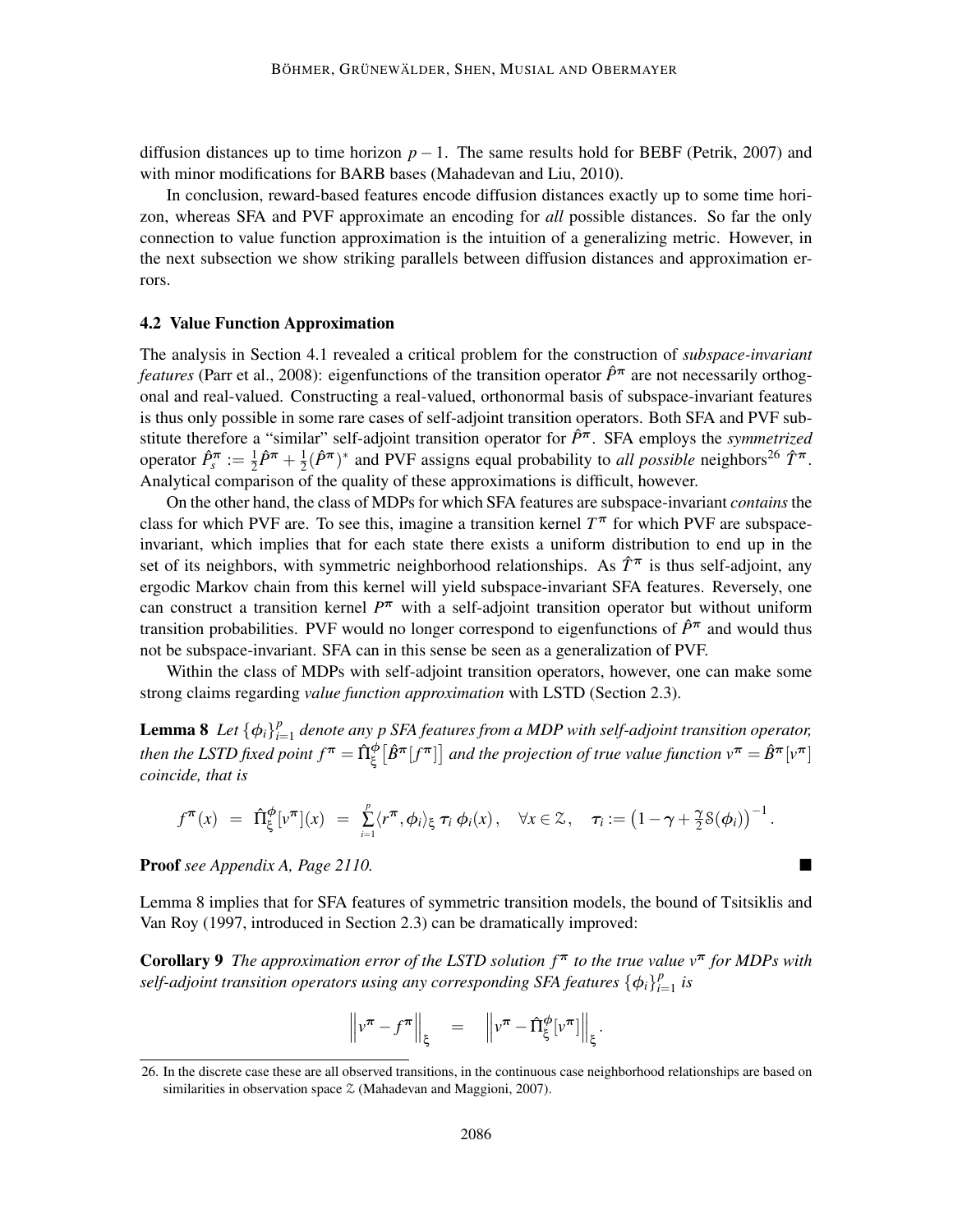diffusion distances up to time horizon $p-1$. The same results hold for BEBF (Petrik, 2007) and with minor modifications for BARB bases (Mahadevan and Liu, 2010).

In conclusion, reward-based features encode diffusion distances exactly up to some time horizon, whereas SFA and PVF approximate an encoding for *all* possible distances. So far the only connection to value function approximation is the intuition of a generalizing metric. However, in the next subsection we show striking parallels between diffusion distances and approximation errors.

### 4.2 Value Function Approximation

The analysis in Section 4.1 revealed a critical problem for the construction of *subspace-invariant features* (Parr et al., 2008): eigenfunctions of the transition operator $\hat{P}^\pi$ are not necessarily orthogonal and real-valued. Constructing a real-valued, orthonormal basis of subspace-invariant features is thus only possible in some rare cases of self-adjoint transition operators. Both SFA and PVF substitute therefore a "similar" self-adjoint transition operator for $\hat{P}^\pi$. SFA employs the *symmetrized* operator $\hat{P}^\pi_s := \frac{1}{2}\hat{P}^\pi + \frac{1}{2}(\hat{P}^\pi)^*$ and PVF assigns equal probability to *all possible* neighbors[26] $\hat{T}^\pi$. Analytical comparison of the quality of these approximations is difficult, however.

On the other hand, the class of MDPs for which SFA features are subspace-invariant *contains* the class for which PVF are. To see this, imagine a transition kernel $T^\pi$ for which PVF are subspace-invariant, which implies that for each state there exists a uniform distribution to end up in the set of its neighbors, with symmetric neighborhood relationships. As $\hat{T}^\pi$ is thus self-adjoint, any ergodic Markov chain from this kernel will yield subspace-invariant SFA features. Reversely, one can construct a transition kernel $P^\pi$ with a self-adjoint transition operator but without uniform transition probabilities. PVF would no longer correspond to eigenfunctions of $\hat{P}^\pi$ and would thus not be subspace-invariant. SFA can in this sense be seen as a generalization of PVF.

Within the class of MDPs with self-adjoint transition operators, however, one can make some strong claims regarding *value function approximation* with LSTD (Section 2.3).

**Lemma 8** *Let $\{\phi_i\}_{i=1}^p$ denote any $p$ SFA features from a MDP with self-adjoint transition operator, then the LSTD fixed point $f^\pi = \hat{\Pi}^\phi_\xi\big[\hat{B}^\pi[f^\pi]\big]$ and the projection of true value function $v^\pi = \hat{B}^\pi[v^\pi]$ coincide, that is*

$$f^\pi(x) \;=\; \hat{\Pi}^\phi_\xi[v^\pi](x) \;=\; \sum_{i=1}^p \langle r^\pi, \phi_i\rangle_\xi \, \tau_i \, \phi_i(x)\,, \quad \forall x \in \mathcal{Z}\,, \quad \tau_i := \big(1-\gamma+\tfrac{\gamma}{2}\mathcal{S}(\phi_i)\big)^{-1}.$$

**Proof** *see Appendix A, Page 2110.* ■

Lemma 8 implies that for SFA features of symmetric transition models, the bound of Tsitsiklis and Van Roy (1997, introduced in Section 2.3) can be dramatically improved:

**Corollary 9** *The approximation error of the LSTD solution $f^\pi$ to the true value $v^\pi$ for MDPs with self-adjoint transition operators using any corresponding SFA features $\{\phi_i\}_{i=1}^p$ is*

$$\Big\|v^\pi - f^\pi\Big\|_\xi \quad = \quad \Big\|v^\pi - \hat{\Pi}^\phi_\xi[v^\pi]\Big\|_\xi .$$

[26] In the discrete case these are all observed transitions, in the continuous case neighborhood relationships are based on similarities in observation space $\mathcal{Z}$ (Mahadevan and Maggioni, 2007).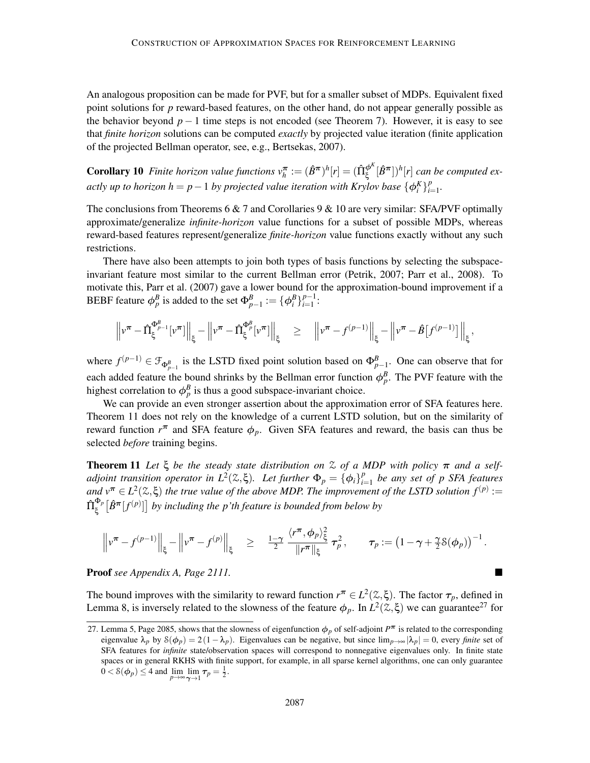An analogous proposition can be made for PVF, but for a smaller subset of MDPs. Equivalent fixed point solutions for $p$ reward-based features, on the other hand, do not appear generally possible as the behavior beyond $p-1$ time steps is not encoded (see Theorem 7). However, it is easy to see that *finite horizon* solutions can be computed *exactly* by projected value iteration (finite application of the projected Bellman operator, see, e.g., Bertsekas, 2007).

**Corollary 10** *Finite horizon value functions $v_h^\pi := (\hat{B}^\pi)^h[r] = (\hat{\Pi}_\xi^{\phi^K}[\hat{B}^\pi])^h[r]$ can be computed exactly up to horizon $h = p-1$ by projected value iteration with Krylov base $\{\phi_i^K\}_{i=1}^p$.*

The conclusions from Theorems 6 & 7 and Corollaries 9 & 10 are very similar: SFA/PVF optimally approximate/generalize *infinite-horizon* value functions for a subset of possible MDPs, whereas reward-based features represent/generalize *finite-horizon* value functions exactly without any such restrictions.

There have also been attempts to join both types of basis functions by selecting the subspace-invariant feature most similar to the current Bellman error (Petrik, 2007; Parr et al., 2008). To motivate this, Parr et al. (2007) gave a lower bound for the approximation-bound improvement if a BEBF feature $\phi_p^B$ is added to the set $\Phi_{p-1}^B := \{\phi_i^B\}_{i=1}^{p-1}$:

$$\left\| v^\pi - \hat{\Pi}_\xi^{\Phi_{p-1}^B}[v^\pi] \right\|_\xi - \left\| v^\pi - \hat{\Pi}_\xi^{\Phi_p^B}[v^\pi] \right\|_\xi \quad \geq \quad \left\| v^\pi - f^{(p-1)} \right\|_\xi - \left\| v^\pi - \hat{B}\big[f^{(p-1)}\big] \right\|_\xi ,$$

where $f^{(p-1)} \in \mathcal{F}_{\Phi_{p-1}^B}$ is the LSTD fixed point solution based on $\Phi_{p-1}^B$. One can observe that for each added feature the bound shrinks by the Bellman error function $\phi_p^B$. The PVF feature with the highest correlation to $\phi_p^B$ is thus a good subspace-invariant choice.

We can provide an even stronger assertion about the approximation error of SFA features here. Theorem 11 does not rely on the knowledge of a current LSTD solution, but on the similarity of reward function $r^\pi$ and SFA feature $\phi_p$. Given SFA features and reward, the basis can thus be selected *before* training begins.

**Theorem 11** *Let $\xi$ be the steady state distribution on $\mathcal{Z}$ of a MDP with policy $\pi$ and a self-adjoint transition operator in $L^2(\mathcal{Z},\xi)$. Let further $\Phi_p = \{\phi_i\}_{i=1}^p$ be any set of $p$ SFA features and $v^\pi \in L^2(\mathcal{Z},\xi)$ the true value of the above MDP. The improvement of the LSTD solution $f^{(p)} := \hat{\Pi}_\xi^{\Phi_p}\big[\hat{B}^\pi[f^{(p)}]\big]$ by including the p'th feature is bounded from below by*

$$\left\| v^\pi - f^{(p-1)} \right\|_\xi - \left\| v^\pi - f^{(p)} \right\|_\xi \quad \geq \quad \tfrac{1-\gamma}{2} \, \frac{\langle r^\pi, \phi_p \rangle_\xi^2}{\|r^\pi\|_\xi} \, \tau_p^2 , \qquad \tau_p := \left(1 - \gamma + \tfrac{\gamma}{2} \mathcal{S}(\phi_p)\right)^{-1} .$$

**Proof** *see Appendix A, Page 2111.* ∎

The bound improves with the similarity to reward function $r^\pi \in L^2(\mathcal{Z},\xi)$. The factor $\tau_p$, defined in Lemma 8, is inversely related to the slowness of the feature $\phi_p$. In $L^2(\mathcal{Z},\xi)$ we can guarantee[27] for

27. Lemma 5, Page 2085, shows that the slowness of eigenfunction $\phi_p$ of self-adjoint $P^\pi$ is related to the corresponding eigenvalue $\lambda_p$ by $\mathcal{S}(\phi_p) = 2(1-\lambda_p)$. Eigenvalues can be negative, but since $\lim_{p\to\infty}|\lambda_p| = 0$, every *finite* set of SFA features for *infinite* state/observation spaces will correspond to nonnegative eigenvalues only. In finite state spaces or in general RKHS with finite support, for example, in all sparse kernel algorithms, one can only guarantee $0 < \mathcal{S}(\phi_p) \leq 4$ and $\lim\limits_{p\to\infty} \lim\limits_{\gamma\to 1} \tau_p = \frac{1}{2}$.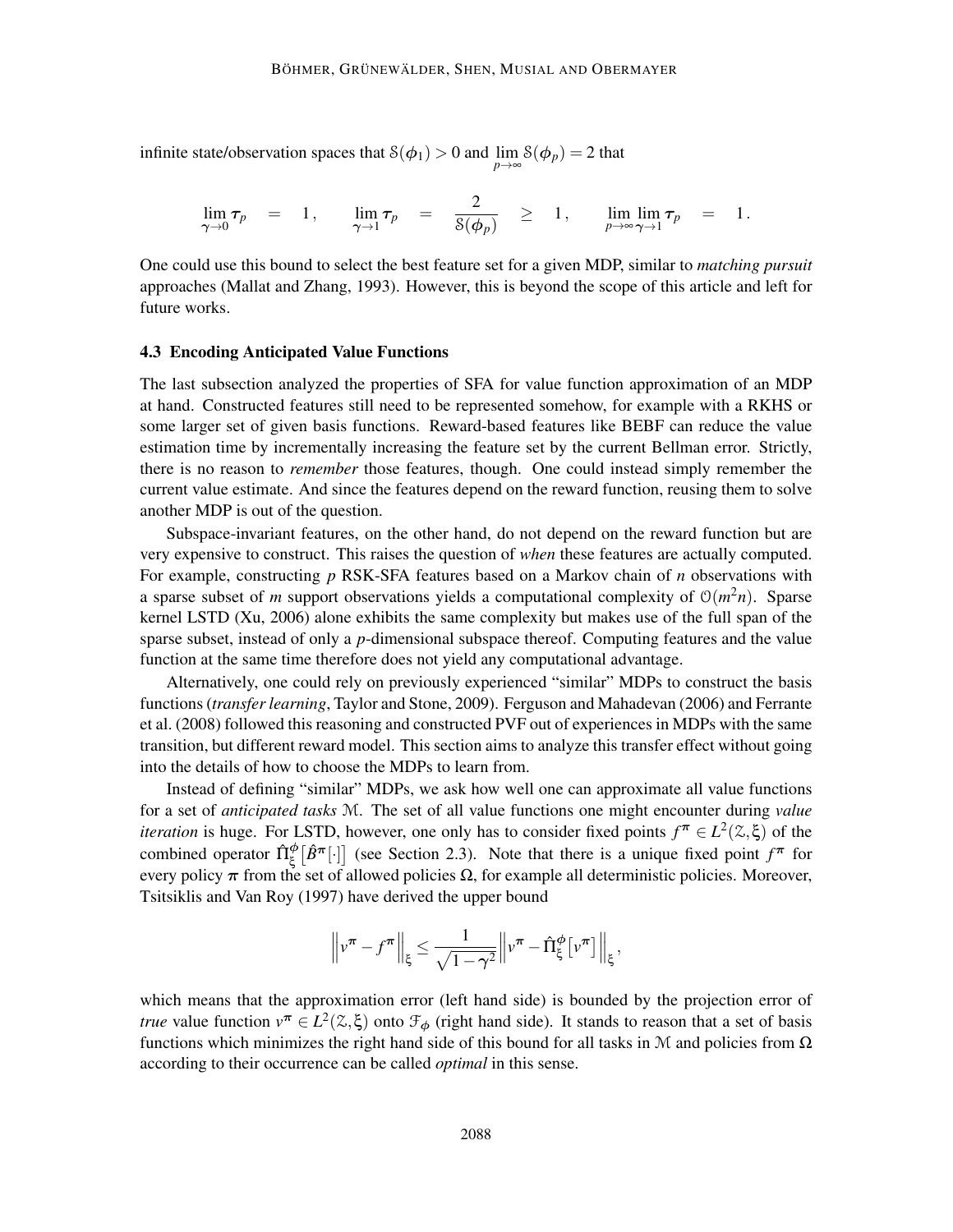infinite state/observation spaces that $\mathcal{S}(\phi_1) > 0$ and $\lim\limits_{p\to\infty} \mathcal{S}(\phi_p) = 2$ that

$$\lim_{\gamma\to 0} \tau_p \quad = \quad 1\,, \qquad \lim_{\gamma\to 1} \tau_p \quad = \quad \frac{2}{\mathcal{S}(\phi_p)} \quad \geq \quad 1\,, \qquad \lim_{p\to\infty}\lim_{\gamma\to 1} \tau_p \quad = \quad 1\,.$$

One could use this bound to select the best feature set for a given MDP, similar to *matching pursuit* approaches (Mallat and Zhang, 1993). However, this is beyond the scope of this article and left for future works.

### 4.3 Encoding Anticipated Value Functions

The last subsection analyzed the properties of SFA for value function approximation of an MDP at hand. Constructed features still need to be represented somehow, for example with a RKHS or some larger set of given basis functions. Reward-based features like BEBF can reduce the value estimation time by incrementally increasing the feature set by the current Bellman error. Strictly, there is no reason to *remember* those features, though. One could instead simply remember the current value estimate. And since the features depend on the reward function, reusing them to solve another MDP is out of the question.

Subspace-invariant features, on the other hand, do not depend on the reward function but are very expensive to construct. This raises the question of *when* these features are actually computed. For example, constructing $p$ RSK-SFA features based on a Markov chain of $n$ observations with a sparse subset of $m$ support observations yields a computational complexity of $\mathcal{O}(m^2 n)$. Sparse kernel LSTD (Xu, 2006) alone exhibits the same complexity but makes use of the full span of the sparse subset, instead of only a $p$-dimensional subspace thereof. Computing features and the value function at the same time therefore does not yield any computational advantage.

Alternatively, one could rely on previously experienced "similar" MDPs to construct the basis functions (*transfer learning*, Taylor and Stone, 2009). Ferguson and Mahadevan (2006) and Ferrante et al. (2008) followed this reasoning and constructed PVF out of experiences in MDPs with the same transition, but different reward model. This section aims to analyze this transfer effect without going into the details of how to choose the MDPs to learn from.

Instead of defining "similar" MDPs, we ask how well one can approximate all value functions for a set of *anticipated tasks* $\mathcal{M}$. The set of all value functions one might encounter during *value iteration* is huge. For LSTD, however, one only has to consider fixed points $f^\pi \in L^2(\mathcal{Z},\xi)$ of the combined operator $\hat{\Pi}^\phi_\xi\big[\hat{B}^\pi[\cdot]\big]$ (see Section 2.3). Note that there is a unique fixed point $f^\pi$ for every policy $\pi$ from the set of allowed policies $\Omega$, for example all deterministic policies. Moreover, Tsitsiklis and Van Roy (1997) have derived the upper bound

$$\Big\| v^\pi - f^\pi \Big\|_\xi \leq \frac{1}{\sqrt{1-\gamma^2}} \Big\| v^\pi - \hat{\Pi}^\phi_\xi\big[v^\pi\big] \Big\|_\xi\,,$$

which means that the approximation error (left hand side) is bounded by the projection error of *true* value function $v^\pi \in L^2(\mathcal{Z},\xi)$ onto $\mathcal{F}_\phi$ (right hand side). It stands to reason that a set of basis functions which minimizes the right hand side of this bound for all tasks in $\mathcal{M}$ and policies from $\Omega$ according to their occurrence can be called *optimal* in this sense.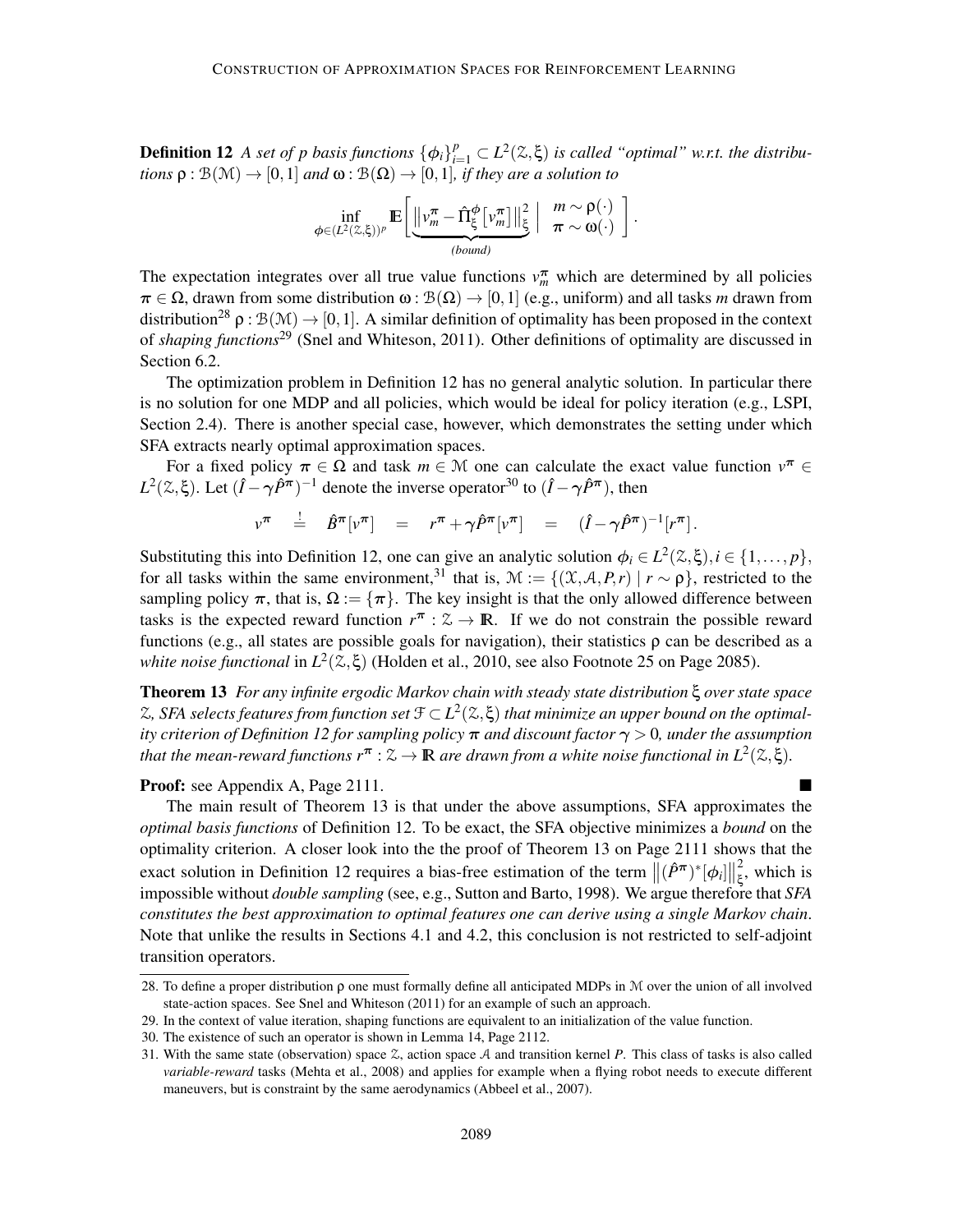**Definition 12** *A set of p basis functions $\{\phi_i\}_{i=1}^p \subset L^2(\mathcal{Z},\xi)$ is called "optimal" w.r.t. the distributions $\rho : \mathcal{B}(\mathcal{M}) \to [0,1]$ and $\omega : \mathcal{B}(\Omega) \to [0,1]$, if they are a solution to*

$$\inf_{\phi \in (L^2(\mathcal{Z},\xi))^p} \mathbb{E}\Bigg[ \underbrace{\big\| v_m^\pi - \hat{\Pi}_\xi^\phi [v_m^\pi] \big\|_\xi^2}_{\textit{(bound)}} \;\Bigg|\; \begin{array}{l} m \sim \rho(\cdot) \\ \pi \sim \omega(\cdot) \end{array} \Bigg].$$

The expectation integrates over all true value functions $v_m^\pi$ which are determined by all policies $\pi \in \Omega$, drawn from some distribution $\omega : \mathcal{B}(\Omega) \to [0,1]$ (e.g., uniform) and all tasks $m$ drawn from distribution[28] $\rho : \mathcal{B}(\mathcal{M}) \to [0,1]$. A similar definition of optimality has been proposed in the context of *shaping functions*[29] (Snel and Whiteson, 2011). Other definitions of optimality are discussed in Section 6.2.

The optimization problem in Definition 12 has no general analytic solution. In particular there is no solution for one MDP and all policies, which would be ideal for policy iteration (e.g., LSPI, Section 2.4). There is another special case, however, which demonstrates the setting under which SFA extracts nearly optimal approximation spaces.

For a fixed policy $\pi \in \Omega$ and task $m \in \mathcal{M}$ one can calculate the exact value function $v^\pi \in L^2(\mathcal{Z},\xi)$. Let $(\hat{I} - \gamma \hat{P}^\pi)^{-1}$ denote the inverse operator[30] to $(\hat{I} - \gamma \hat{P}^\pi)$, then

$$v^\pi \;\overset{!}{=}\; \hat{B}^\pi[v^\pi] \;=\; r^\pi + \gamma \hat{P}^\pi[v^\pi] \;=\; (\hat{I} - \gamma \hat{P}^\pi)^{-1}[r^\pi].$$

Substituting this into Definition 12, one can give an analytic solution $\phi_i \in L^2(\mathcal{Z},\xi), i \in \{1,\ldots,p\}$, for all tasks within the same environment,[31] that is, $\mathcal{M} := \{(\mathcal{X},\mathcal{A},P,r) \mid r \sim \rho\}$, restricted to the sampling policy $\pi$, that is, $\Omega := \{\pi\}$. The key insight is that the only allowed difference between tasks is the expected reward function $r^\pi : \mathcal{Z} \to \mathbb{R}$. If we do not constrain the possible reward functions (e.g., all states are possible goals for navigation), their statistics $\rho$ can be described as a *white noise functional* in $L^2(\mathcal{Z},\xi)$ (Holden et al., 2010, see also Footnote 25 on Page 2085).

**Theorem 13** *For any infinite ergodic Markov chain with steady state distribution $\xi$ over state space $\mathcal{Z}$, SFA selects features from function set $\mathcal{F} \subset L^2(\mathcal{Z},\xi)$ that minimize an upper bound on the optimality criterion of Definition 12 for sampling policy $\pi$ and discount factor $\gamma > 0$, under the assumption that the mean-reward functions $r^\pi : \mathcal{Z} \to \mathbb{R}$ are drawn from a white noise functional in $L^2(\mathcal{Z},\xi)$.*

**Proof:** see Appendix A, Page 2111. ■

The main result of Theorem 13 is that under the above assumptions, SFA approximates the *optimal basis functions* of Definition 12. To be exact, the SFA objective minimizes a *bound* on the optimality criterion. A closer look into the the proof of Theorem 13 on Page 2111 shows that the exact solution in Definition 12 requires a bias-free estimation of the term $\big\|(\hat{P}^\pi)^*[\phi_i]\big\|_\xi^2$, which is impossible without *double sampling* (see, e.g., Sutton and Barto, 1998). We argue therefore that *SFA constitutes the best approximation to optimal features one can derive using a single Markov chain*. Note that unlike the results in Sections 4.1 and 4.2, this conclusion is not restricted to self-adjoint transition operators.

28. To define a proper distribution $\rho$ one must formally define all anticipated MDPs in $\mathcal{M}$ over the union of all involved state-action spaces. See Snel and Whiteson (2011) for an example of such an approach.

29. In the context of value iteration, shaping functions are equivalent to an initialization of the value function.

30. The existence of such an operator is shown in Lemma 14, Page 2112.

31. With the same state (observation) space $\mathcal{Z}$, action space $\mathcal{A}$ and transition kernel $P$. This class of tasks is also called *variable-reward* tasks (Mehta et al., 2008) and applies for example when a flying robot needs to execute different maneuvers, but is constraint by the same aerodynamics (Abbeel et al., 2007).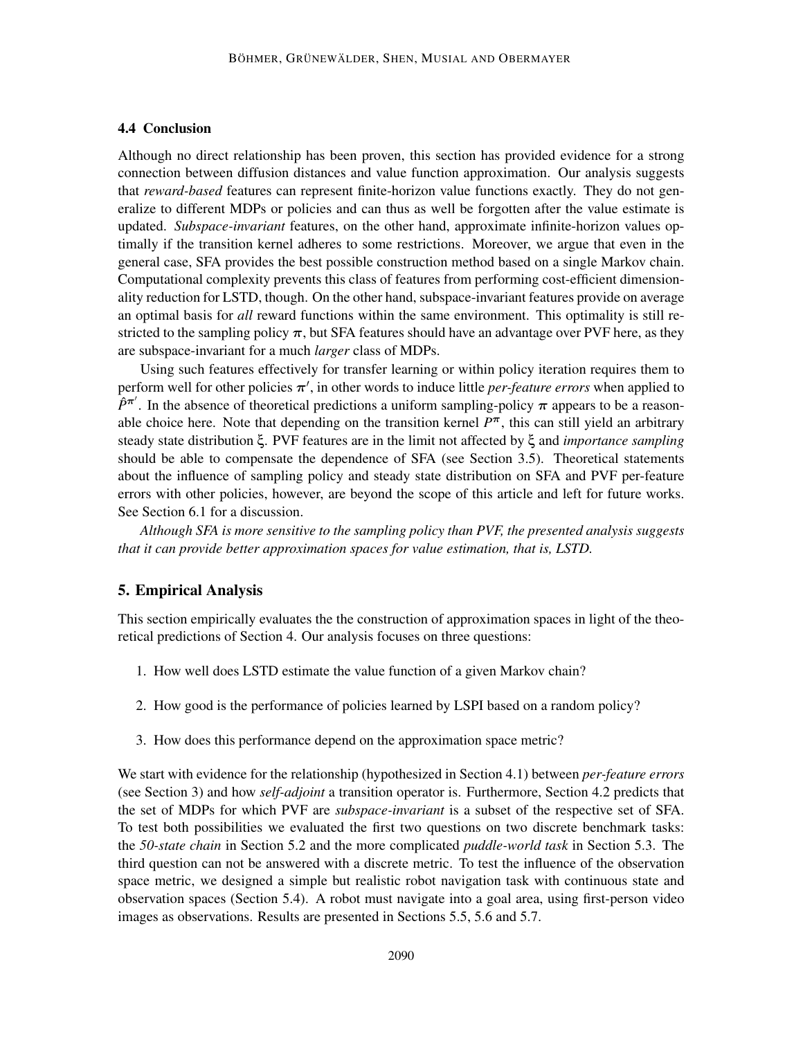### 4.4 Conclusion

Although no direct relationship has been proven, this section has provided evidence for a strong connection between diffusion distances and value function approximation. Our analysis suggests that *reward-based* features can represent finite-horizon value functions exactly. They do not generalize to different MDPs or policies and can thus as well be forgotten after the value estimate is updated. *Subspace-invariant* features, on the other hand, approximate infinite-horizon values optimally if the transition kernel adheres to some restrictions. Moreover, we argue that even in the general case, SFA provides the best possible construction method based on a single Markov chain. Computational complexity prevents this class of features from performing cost-efficient dimensionality reduction for LSTD, though. On the other hand, subspace-invariant features provide on average an optimal basis for *all* reward functions within the same environment. This optimality is still restricted to the sampling policy $\pi$, but SFA features should have an advantage over PVF here, as they are subspace-invariant for a much *larger* class of MDPs.

Using such features effectively for transfer learning or within policy iteration requires them to perform well for other policies $\pi'$, in other words to induce little *per-feature errors* when applied to $\hat{P}^{\pi'}$. In the absence of theoretical predictions a uniform sampling-policy $\pi$ appears to be a reasonable choice here. Note that depending on the transition kernel $P^{\pi}$, this can still yield an arbitrary steady state distribution $\xi$. PVF features are in the limit not affected by $\xi$ and *importance sampling* should be able to compensate the dependence of SFA (see Section 3.5). Theoretical statements about the influence of sampling policy and steady state distribution on SFA and PVF per-feature errors with other policies, however, are beyond the scope of this article and left for future works. See Section 6.1 for a discussion.

*Although SFA is more sensitive to the sampling policy than PVF, the presented analysis suggests that it can provide better approximation spaces for value estimation, that is, LSTD.*

## 5. Empirical Analysis

This section empirically evaluates the the construction of approximation spaces in light of the theoretical predictions of Section 4. Our analysis focuses on three questions:

1. How well does LSTD estimate the value function of a given Markov chain?
2. How good is the performance of policies learned by LSPI based on a random policy?
3. How does this performance depend on the approximation space metric?

We start with evidence for the relationship (hypothesized in Section 4.1) between *per-feature errors* (see Section 3) and how *self-adjoint* a transition operator is. Furthermore, Section 4.2 predicts that the set of MDPs for which PVF are *subspace-invariant* is a subset of the respective set of SFA. To test both possibilities we evaluated the first two questions on two discrete benchmark tasks: the *50-state chain* in Section 5.2 and the more complicated *puddle-world task* in Section 5.3. The third question can not be answered with a discrete metric. To test the influence of the observation space metric, we designed a simple but realistic robot navigation task with continuous state and observation spaces (Section 5.4). A robot must navigate into a goal area, using first-person video images as observations. Results are presented in Sections 5.5, 5.6 and 5.7.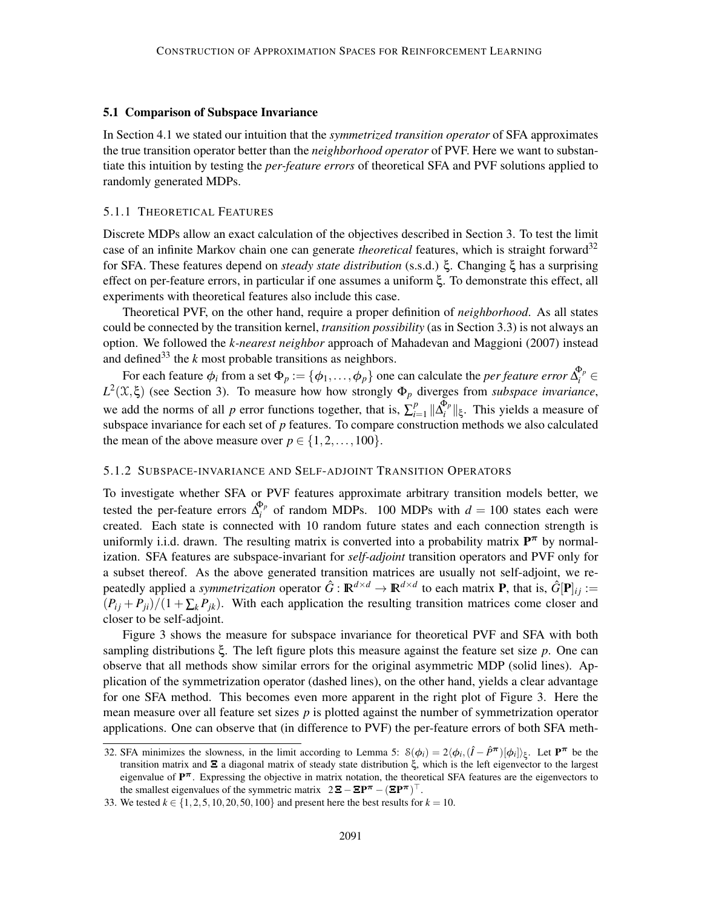### 5.1 Comparison of Subspace Invariance

In Section 4.1 we stated our intuition that the *symmetrized transition operator* of SFA approximates the true transition operator better than the *neighborhood operator* of PVF. Here we want to substantiate this intuition by testing the *per-feature errors* of theoretical SFA and PVF solutions applied to randomly generated MDPs.

#### 5.1.1 Theoretical Features

Discrete MDPs allow an exact calculation of the objectives described in Section 3. To test the limit case of an infinite Markov chain one can generate *theoretical* features, which is straight forward[32] for SFA. These features depend on *steady state distribution* (s.s.d.) $\xi$. Changing $\xi$ has a surprising effect on per-feature errors, in particular if one assumes a uniform $\xi$. To demonstrate this effect, all experiments with theoretical features also include this case.

Theoretical PVF, on the other hand, require a proper definition of *neighborhood*. As all states could be connected by the transition kernel, *transition possibility* (as in Section 3.3) is not always an option. We followed the *k-nearest neighbor* approach of Mahadevan and Maggioni (2007) instead and defined[33] the $k$ most probable transitions as neighbors.

For each feature $\phi_i$ from a set $\Phi_p := \{\phi_1, \ldots, \phi_p\}$ one can calculate the *per feature error* $\Delta_i^{\Phi_p} \in L^2(\mathcal{X}, \xi)$ (see Section 3). To measure how how strongly $\Phi_p$ diverges from *subspace invariance*, we add the norms of all $p$ error functions together, that is, $\sum_{i=1}^{p} \|\Delta_i^{\Phi_p}\|_\xi$. This yields a measure of subspace invariance for each set of $p$ features. To compare construction methods we also calculated the mean of the above measure over $p \in \{1, 2, \ldots, 100\}$.

#### 5.1.2 Subspace-invariance and Self-adjoint Transition Operators

To investigate whether SFA or PVF features approximate arbitrary transition models better, we tested the per-feature errors $\Delta_i^{\Phi_p}$ of random MDPs. 100 MDPs with $d = 100$ states each were created. Each state is connected with 10 random future states and each connection strength is uniformly i.i.d. drawn. The resulting matrix is converted into a probability matrix $\mathbf{P}^\pi$ by normalization. SFA features are subspace-invariant for *self-adjoint* transition operators and PVF only for a subset thereof. As the above generated transition matrices are usually not self-adjoint, we repeatedly applied a *symmetrization* operator $\hat{G} : \mathbb{R}^{d \times d} \to \mathbb{R}^{d \times d}$ to each matrix $\mathbf{P}$, that is, $\hat{G}[\mathbf{P}]_{ij} := (P_{ij} + P_{ji})/(1 + \sum_k P_{jk})$. With each application the resulting transition matrices come closer and closer to be self-adjoint.

Figure 3 shows the measure for subspace invariance for theoretical PVF and SFA with both sampling distributions $\xi$. The left figure plots this measure against the feature set size $p$. One can observe that all methods show similar errors for the original asymmetric MDP (solid lines). Application of the symmetrization operator (dashed lines), on the other hand, yields a clear advantage for one SFA method. This becomes even more apparent in the right plot of Figure 3. Here the mean measure over all feature set sizes $p$ is plotted against the number of symmetrization operator applications. One can observe that (in difference to PVF) the per-feature errors of both SFA meth-

---

32. SFA minimizes the slowness, in the limit according to Lemma 5: $\mathcal{S}(\phi_i) = 2\langle \phi_i, (\hat{I} - \hat{P}^\pi)[\phi_i] \rangle_\xi$. Let $\mathbf{P}^\pi$ be the transition matrix and $\mathbf{\Xi}$ a diagonal matrix of steady state distribution $\xi$, which is the left eigenvector to the largest eigenvalue of $\mathbf{P}^\pi$. Expressing the objective in matrix notation, the theoretical SFA features are the eigenvectors to the smallest eigenvalues of the symmetric matrix $2\mathbf{\Xi} - \mathbf{\Xi}\mathbf{P}^\pi - (\mathbf{\Xi}\mathbf{P}^\pi)^\top$.

33. We tested $k \in \{1, 2, 5, 10, 20, 50, 100\}$ and present here the best results for $k = 10$.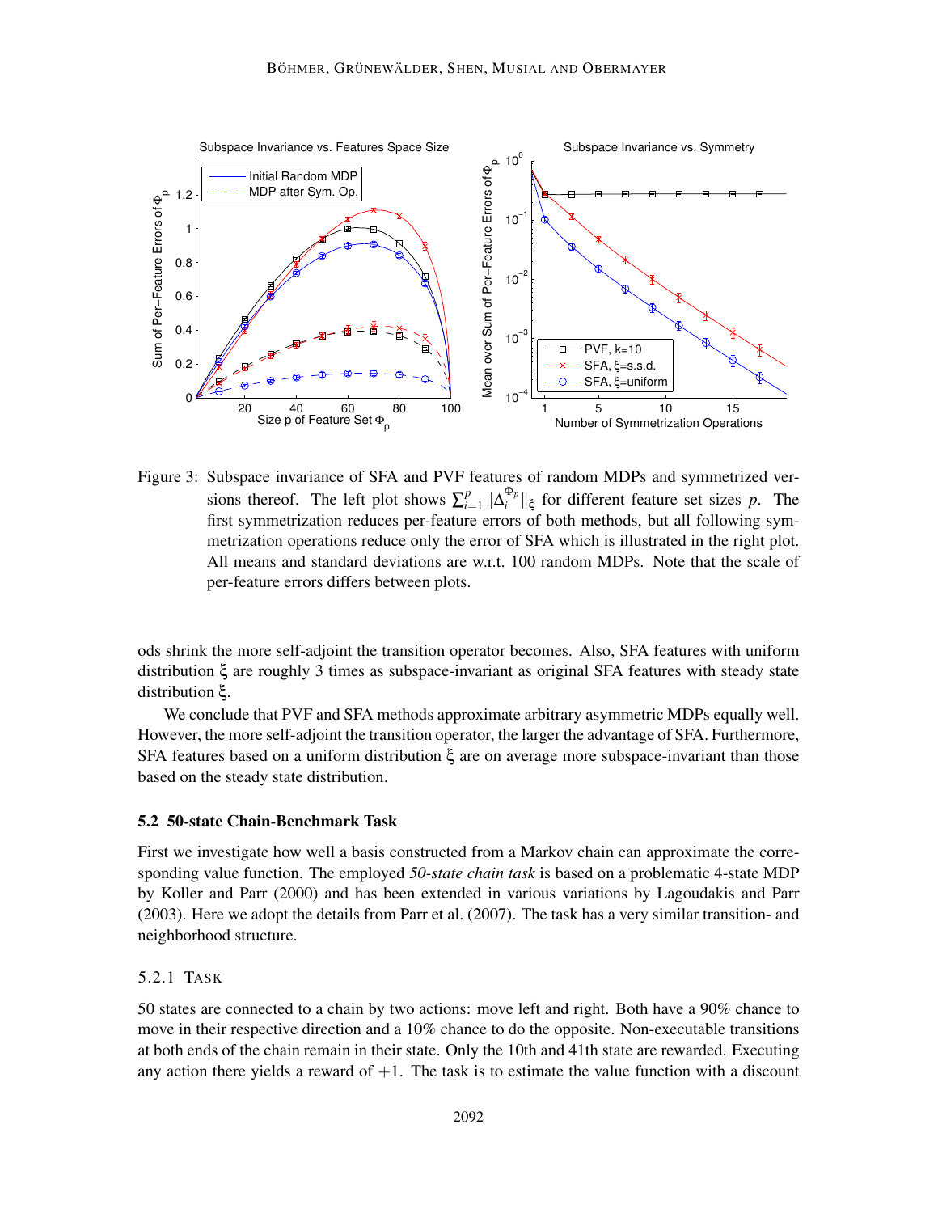Figure 3: Subspace invariance of SFA and PVF features of random MDPs and symmetrized versions thereof. The left plot shows $\sum_{i=1}^{p} \|\Delta_i^{\Phi_p}\|_\xi$ for different feature set sizes $p$. The first symmetrization reduces per-feature errors of both methods, but all following symmetrization operations reduce only the error of SFA which is illustrated in the right plot. All means and standard deviations are w.r.t. 100 random MDPs. Note that the scale of per-feature errors differs between plots.

ods shrink the more self-adjoint the transition operator becomes. Also, SFA features with uniform distribution $\xi$ are roughly 3 times as subspace-invariant as original SFA features with steady state distribution $\xi$.

We conclude that PVF and SFA methods approximate arbitrary asymmetric MDPs equally well. However, the more self-adjoint the transition operator, the larger the advantage of SFA. Furthermore, SFA features based on a uniform distribution $\xi$ are on average more subspace-invariant than those based on the steady state distribution.

### 5.2 50-state Chain-Benchmark Task

First we investigate how well a basis constructed from a Markov chain can approximate the corresponding value function. The employed *50-state chain task* is based on a problematic 4-state MDP by Koller and Parr (2000) and has been extended in various variations by Lagoudakis and Parr (2003). Here we adopt the details from Parr et al. (2007). The task has a very similar transition- and neighborhood structure.

#### 5.2.1 Task

50 states are connected to a chain by two actions: move left and right. Both have a 90% chance to move in their respective direction and a 10% chance to do the opposite. Non-executable transitions at both ends of the chain remain in their state. Only the 10th and 41th state are rewarded. Executing any action there yields a reward of $+1$. The task is to estimate the value function with a discount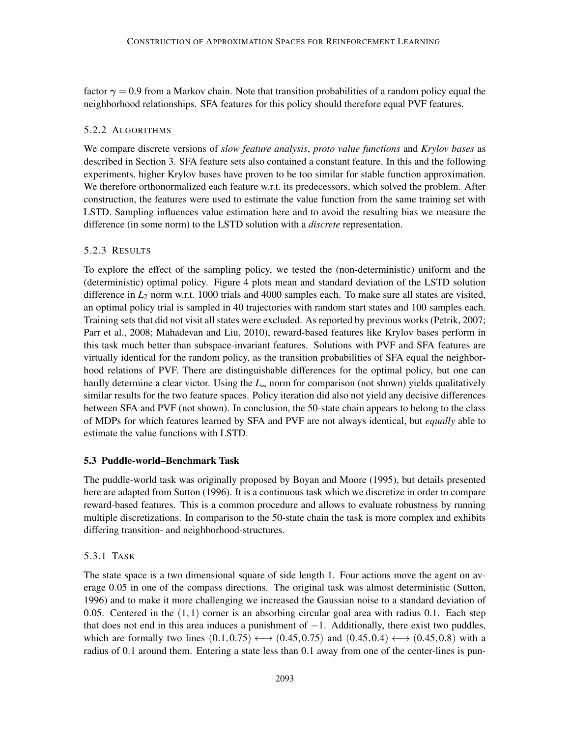factor $\gamma = 0.9$ from a Markov chain. Note that transition probabilities of a random policy equal the neighborhood relationships. SFA features for this policy should therefore equal PVF features.

#### 5.2.2 Algorithms

We compare discrete versions of *slow feature analysis*, *proto value functions* and *Krylov bases* as described in Section 3. SFA feature sets also contained a constant feature. In this and the following experiments, higher Krylov bases have proven to be too similar for stable function approximation. We therefore orthonormalized each feature w.r.t. its predecessors, which solved the problem. After construction, the features were used to estimate the value function from the same training set with LSTD. Sampling influences value estimation here and to avoid the resulting bias we measure the difference (in some norm) to the LSTD solution with a *discrete* representation.

#### 5.2.3 Results

To explore the effect of the sampling policy, we tested the (non-deterministic) uniform and the (deterministic) optimal policy. Figure 4 plots mean and standard deviation of the LSTD solution difference in $L_2$ norm w.r.t. 1000 trials and 4000 samples each. To make sure all states are visited, an optimal policy trial is sampled in 40 trajectories with random start states and 100 samples each. Training sets that did not visit all states were excluded. As reported by previous works (Petrik, 2007; Parr et al., 2008; Mahadevan and Liu, 2010), reward-based features like Krylov bases perform in this task much better than subspace-invariant features. Solutions with PVF and SFA features are virtually identical for the random policy, as the transition probabilities of SFA equal the neighborhood relations of PVF. There are distinguishable differences for the optimal policy, but one can hardly determine a clear victor. Using the $L_\infty$ norm for comparison (not shown) yields qualitatively similar results for the two feature spaces. Policy iteration did also not yield any decisive differences between SFA and PVF (not shown). In conclusion, the 50-state chain appears to belong to the class of MDPs for which features learned by SFA and PVF are not always identical, but *equally* able to estimate the value functions with LSTD.

### 5.3 Puddle-world–Benchmark Task

The puddle-world task was originally proposed by Boyan and Moore (1995), but details presented here are adapted from Sutton (1996). It is a continuous task which we discretize in order to compare reward-based features. This is a common procedure and allows to evaluate robustness by running multiple discretizations. In comparison to the 50-state chain the task is more complex and exhibits differing transition- and neighborhood-structures.

#### 5.3.1 Task

The state space is a two dimensional square of side length 1. Four actions move the agent on average 0.05 in one of the compass directions. The original task was almost deterministic (Sutton, 1996) and to make it more challenging we increased the Gaussian noise to a standard deviation of 0.05. Centered in the $(1,1)$ corner is an absorbing circular goal area with radius 0.1. Each step that does not end in this area induces a punishment of $-1$. Additionally, there exist two puddles, which are formally two lines $(0.1, 0.75) \longleftrightarrow (0.45, 0.75)$ and $(0.45, 0.4) \longleftrightarrow (0.45, 0.8)$ with a radius of 0.1 around them. Entering a state less than 0.1 away from one of the center-lines is pun-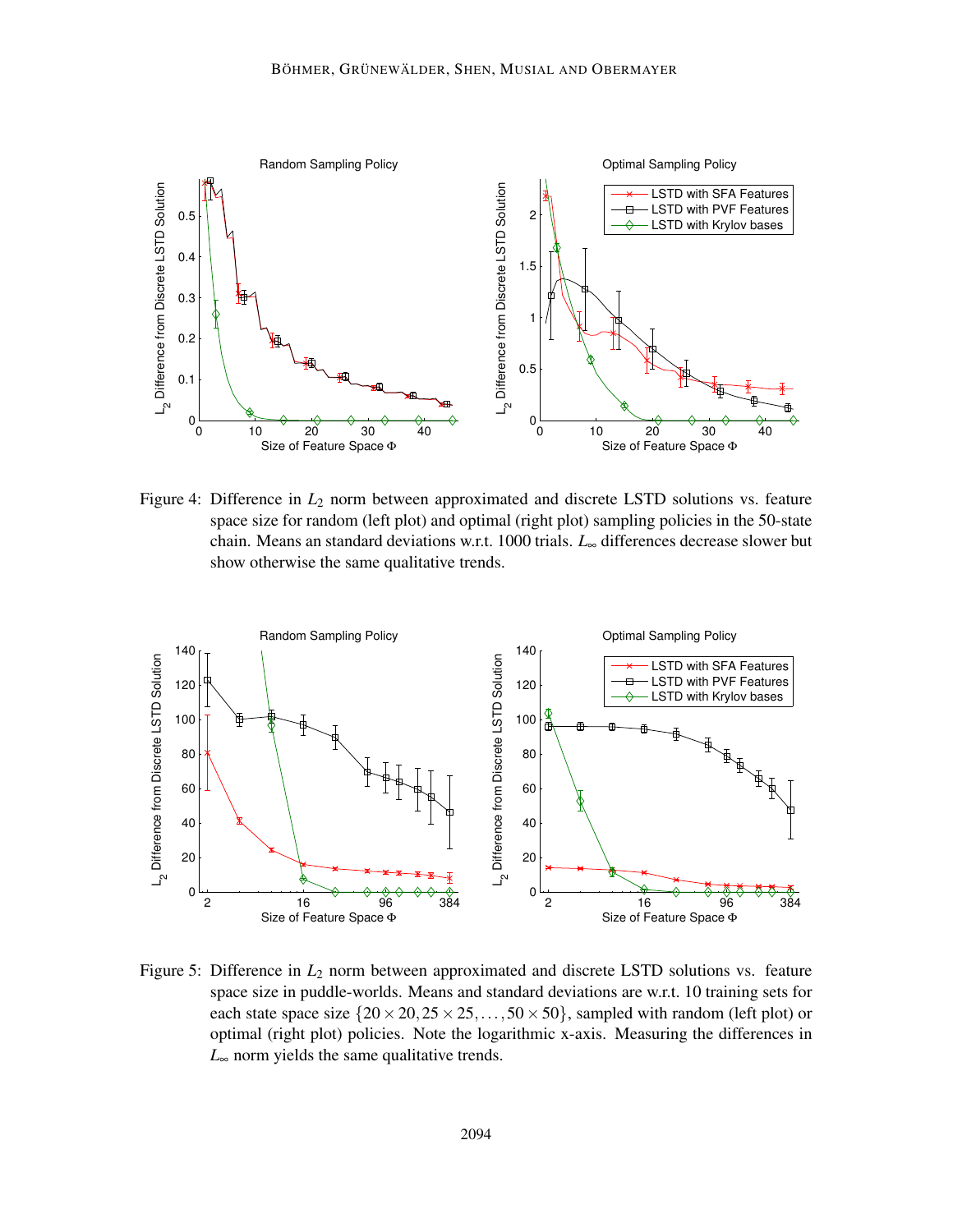Figure 4: Difference in $L_2$ norm between approximated and discrete LSTD solutions vs. feature space size for random (left plot) and optimal (right plot) sampling policies in the 50-state chain. Means an standard deviations w.r.t. 1000 trials. $L_\infty$ differences decrease slower but show otherwise the same qualitative trends.

Figure 5: Difference in $L_2$ norm between approximated and discrete LSTD solutions vs. feature space size in puddle-worlds. Means and standard deviations are w.r.t. 10 training sets for each state space size $\{20 \times 20, 25 \times 25, \ldots, 50 \times 50\}$, sampled with random (left plot) or optimal (right plot) policies. Note the logarithmic x-axis. Measuring the differences in $L_\infty$ norm yields the same qualitative trends.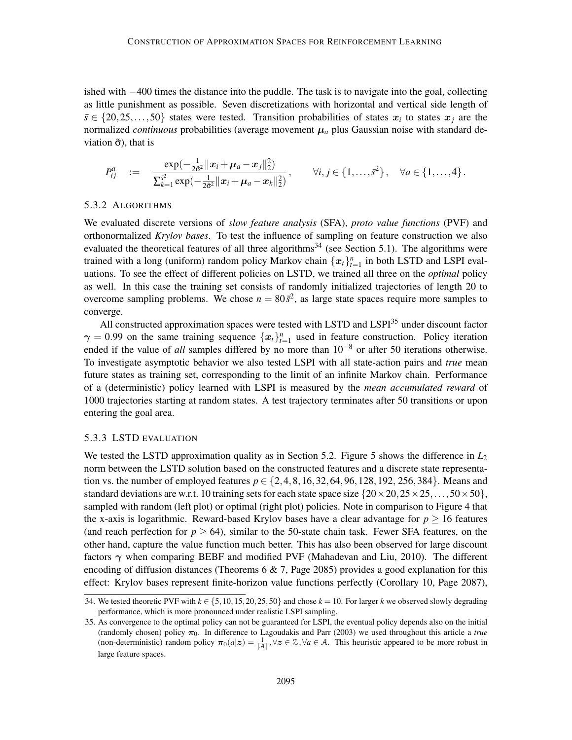ished with −400 times the distance into the puddle. The task is to navigate into the goal, collecting as little punishment as possible. Seven discretizations with horizontal and vertical side length of $\bar{s} \in \{20, 25, \ldots, 50\}$ states were tested. Transition probabilities of states $\boldsymbol{x}_i$ to states $\boldsymbol{x}_j$ are the normalized *continuous* probabilities (average movement $\boldsymbol{\mu}_a$ plus Gaussian noise with standard deviation $\tilde{\sigma}$), that is

$$P_{ij}^a \quad := \quad \frac{\exp(-\frac{1}{2\tilde{\sigma}^2}\|\boldsymbol{x}_i + \boldsymbol{\mu}_a - \boldsymbol{x}_j\|_2^2)}{\sum_{k=1}^{\bar{s}^2} \exp(-\frac{1}{2\tilde{\sigma}^2}\|\boldsymbol{x}_i + \boldsymbol{\mu}_a - \boldsymbol{x}_k\|_2^2)}, \qquad \forall i, j \in \{1, \ldots, \bar{s}^2\}, \quad \forall a \in \{1, \ldots, 4\}.$$

### 5.3.2 Algorithms

We evaluated discrete versions of *slow feature analysis* (SFA), *proto value functions* (PVF) and orthonormalized *Krylov bases*. To test the influence of sampling on feature construction we also evaluated the theoretical features of all three algorithms[34] (see Section 5.1). The algorithms were trained with a long (uniform) random policy Markov chain $\{\boldsymbol{x}_t\}_{t=1}^n$ in both LSTD and LSPI evaluations. To see the effect of different policies on LSTD, we trained all three on the *optimal* policy as well. In this case the training set consists of randomly initialized trajectories of length 20 to overcome sampling problems. We chose $n = 80\,\bar{s}^2$, as large state spaces require more samples to converge.

All constructed approximation spaces were tested with LSTD and LSPI[35] under discount factor $\gamma = 0.99$ on the same training sequence $\{\boldsymbol{x}_t\}_{t=1}^n$ used in feature construction. Policy iteration ended if the value of *all* samples differed by no more than $10^{-8}$ or after 50 iterations otherwise. To investigate asymptotic behavior we also tested LSPI with all state-action pairs and *true* mean future states as training set, corresponding to the limit of an infinite Markov chain. Performance of a (deterministic) policy learned with LSPI is measured by the *mean accumulated reward* of 1000 trajectories starting at random states. A test trajectory terminates after 50 transitions or upon entering the goal area.

### 5.3.3 LSTD Evaluation

We tested the LSTD approximation quality as in Section 5.2. Figure 5 shows the difference in $L_2$ norm between the LSTD solution based on the constructed features and a discrete state representation vs. the number of employed features $p \in \{2, 4, 8, 16, 32, 64, 96, 128, 192, 256, 384\}$. Means and standard deviations are w.r.t. 10 training sets for each state space size $\{20 \times 20, 25 \times 25, \ldots, 50 \times 50\}$, sampled with random (left plot) or optimal (right plot) policies. Note in comparison to Figure 4 that the x-axis is logarithmic. Reward-based Krylov bases have a clear advantage for $p \geq 16$ features (and reach perfection for $p \geq 64$), similar to the 50-state chain task. Fewer SFA features, on the other hand, capture the value function much better. This has also been observed for large discount factors $\gamma$ when comparing BEBF and modified PVF (Mahadevan and Liu, 2010). The different encoding of diffusion distances (Theorems 6 & 7, Page 2085) provides a good explanation for this effect: Krylov bases represent finite-horizon value functions perfectly (Corollary 10, Page 2087),

---

34. We tested theoretic PVF with $k \in \{5, 10, 15, 20, 25, 50\}$ and chose $k = 10$. For larger $k$ we observed slowly degrading performance, which is more pronounced under realistic LSPI sampling.

35. As convergence to the optimal policy can not be guaranteed for LSPI, the eventual policy depends also on the initial (randomly chosen) policy $\pi_0$. In difference to Lagoudakis and Parr (2003) we used throughout this article a *true* (non-deterministic) random policy $\pi_0(a|\boldsymbol{z}) = \frac{1}{|\mathcal{A}|}, \forall \boldsymbol{z} \in \mathcal{Z}, \forall a \in \mathcal{A}$. This heuristic appeared to be more robust in large feature spaces.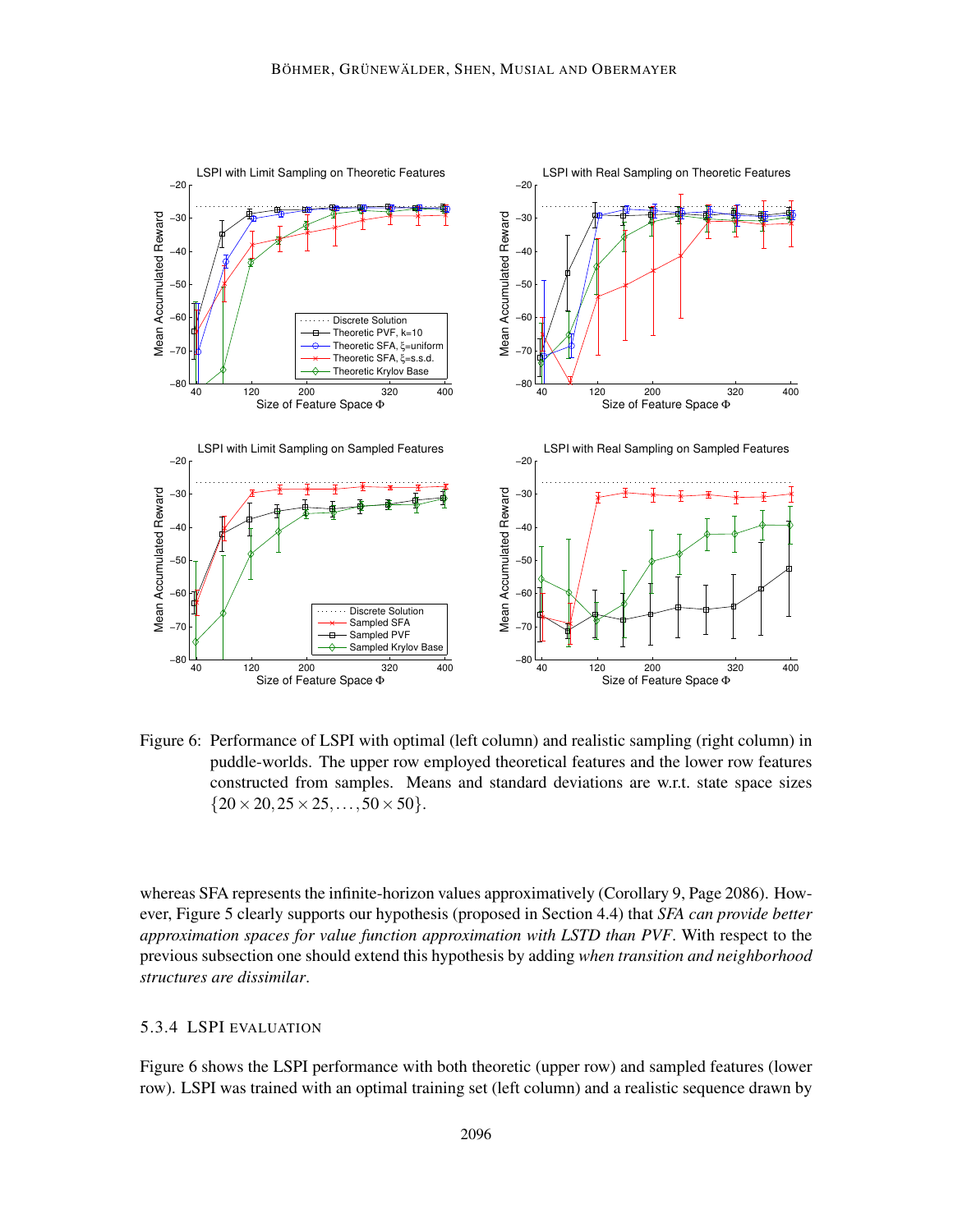Figure 6: Performance of LSPI with optimal (left column) and realistic sampling (right column) in puddle-worlds. The upper row employed theoretical features and the lower row features constructed from samples. Means and standard deviations are w.r.t. state space sizes $\{20 \times 20, 25 \times 25, \ldots, 50 \times 50\}$.

whereas SFA represents the infinite-horizon values approximatively (Corollary 9, Page 2086). However, Figure 5 clearly supports our hypothesis (proposed in Section 4.4) that *SFA can provide better approximation spaces for value function approximation with LSTD than PVF*. With respect to the previous subsection one should extend this hypothesis by adding *when transition and neighborhood structures are dissimilar*.

#### 5.3.4 LSPI EVALUATION

Figure 6 shows the LSPI performance with both theoretic (upper row) and sampled features (lower row). LSPI was trained with an optimal training set (left column) and a realistic sequence drawn by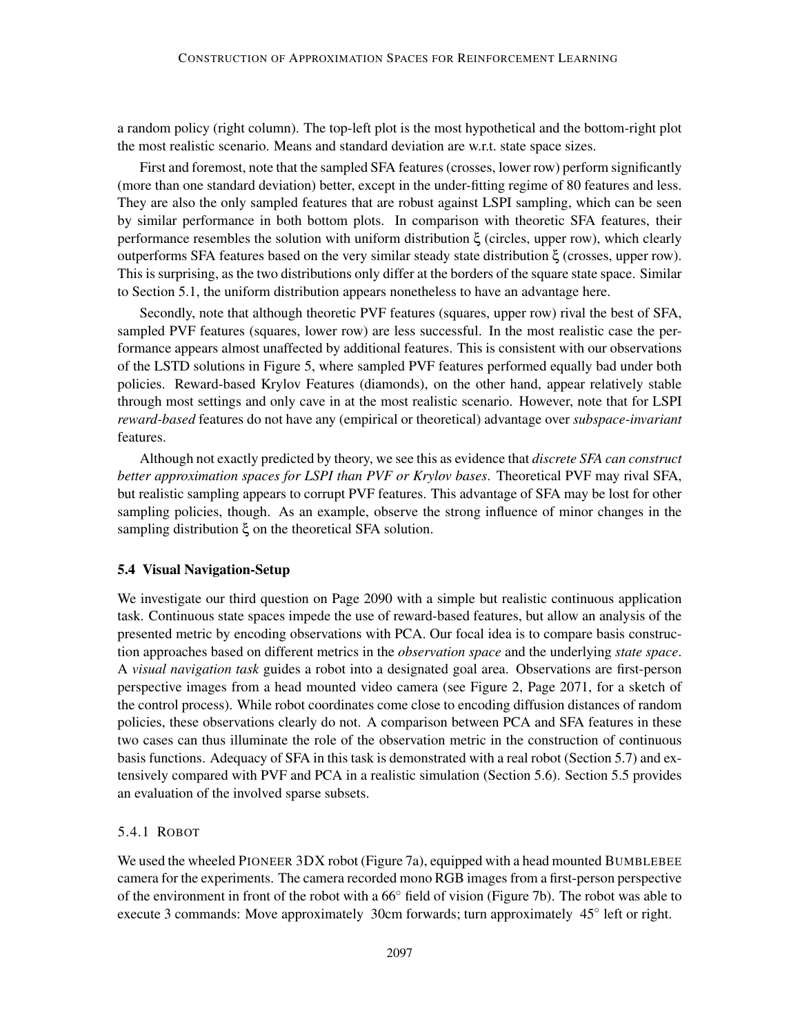a random policy (right column). The top-left plot is the most hypothetical and the bottom-right plot the most realistic scenario. Means and standard deviation are w.r.t. state space sizes.

First and foremost, note that the sampled SFA features (crosses, lower row) perform significantly (more than one standard deviation) better, except in the under-fitting regime of 80 features and less. They are also the only sampled features that are robust against LSPI sampling, which can be seen by similar performance in both bottom plots. In comparison with theoretic SFA features, their performance resembles the solution with uniform distribution $\xi$ (circles, upper row), which clearly outperforms SFA features based on the very similar steady state distribution $\xi$ (crosses, upper row). This is surprising, as the two distributions only differ at the borders of the square state space. Similar to Section 5.1, the uniform distribution appears nonetheless to have an advantage here.

Secondly, note that although theoretic PVF features (squares, upper row) rival the best of SFA, sampled PVF features (squares, lower row) are less successful. In the most realistic case the performance appears almost unaffected by additional features. This is consistent with our observations of the LSTD solutions in Figure 5, where sampled PVF features performed equally bad under both policies. Reward-based Krylov Features (diamonds), on the other hand, appear relatively stable through most settings and only cave in at the most realistic scenario. However, note that for LSPI *reward-based* features do not have any (empirical or theoretical) advantage over *subspace-invariant* features.

Although not exactly predicted by theory, we see this as evidence that *discrete SFA can construct better approximation spaces for LSPI than PVF or Krylov bases*. Theoretical PVF may rival SFA, but realistic sampling appears to corrupt PVF features. This advantage of SFA may be lost for other sampling policies, though. As an example, observe the strong influence of minor changes in the sampling distribution $\xi$ on the theoretical SFA solution.

## 5.4 Visual Navigation-Setup

We investigate our third question on Page 2090 with a simple but realistic continuous application task. Continuous state spaces impede the use of reward-based features, but allow an analysis of the presented metric by encoding observations with PCA. Our focal idea is to compare basis construction approaches based on different metrics in the *observation space* and the underlying *state space*. A *visual navigation task* guides a robot into a designated goal area. Observations are first-person perspective images from a head mounted video camera (see Figure 2, Page 2071, for a sketch of the control process). While robot coordinates come close to encoding diffusion distances of random policies, these observations clearly do not. A comparison between PCA and SFA features in these two cases can thus illuminate the role of the observation metric in the construction of continuous basis functions. Adequacy of SFA in this task is demonstrated with a real robot (Section 5.7) and extensively compared with PVF and PCA in a realistic simulation (Section 5.6). Section 5.5 provides an evaluation of the involved sparse subsets.

### 5.4.1 Robot

We used the wheeled PIONEER 3DX robot (Figure 7a), equipped with a head mounted BUMBLEBEE camera for the experiments. The camera recorded mono RGB images from a first-person perspective of the environment in front of the robot with a $66^\circ$ field of vision (Figure 7b). The robot was able to execute 3 commands: Move approximately 30cm forwards; turn approximately $45^\circ$ left or right.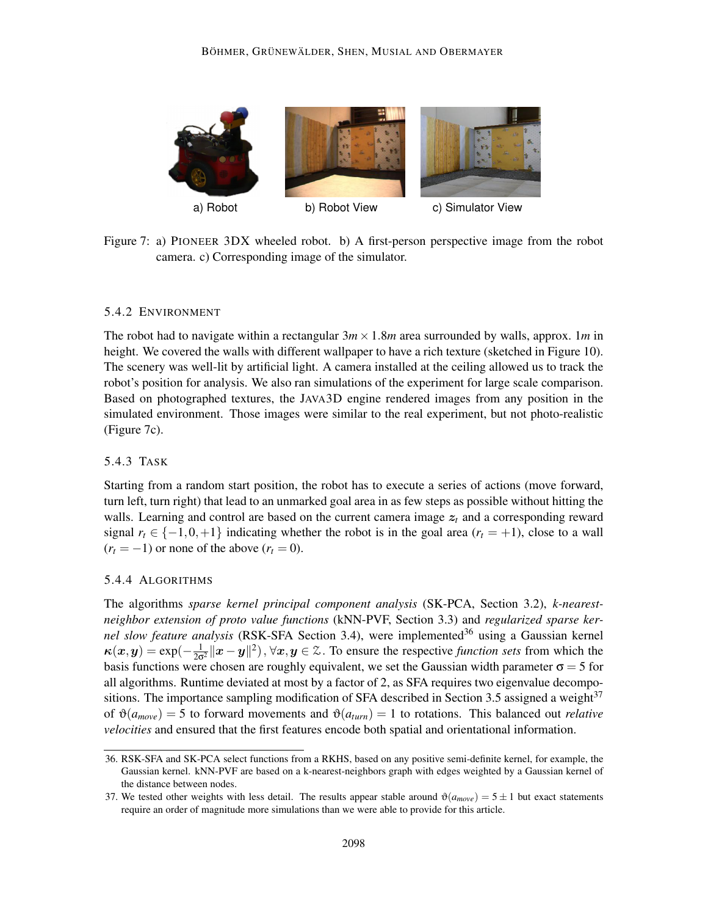a) Robot b) Robot View c) Simulator View

Figure 7: a) PIONEER 3DX wheeled robot. b) A first-person perspective image from the robot camera. c) Corresponding image of the simulator.

### 5.4.2 Environment

The robot had to navigate within a rectangular $3m \times 1.8m$ area surrounded by walls, approx. $1m$ in height. We covered the walls with different wallpaper to have a rich texture (sketched in Figure 10). The scenery was well-lit by artificial light. A camera installed at the ceiling allowed us to track the robot's position for analysis. We also ran simulations of the experiment for large scale comparison. Based on photographed textures, the JAVA3D engine rendered images from any position in the simulated environment. Those images were similar to the real experiment, but not photo-realistic (Figure 7c).

### 5.4.3 Task

Starting from a random start position, the robot has to execute a series of actions (move forward, turn left, turn right) that lead to an unmarked goal area in as few steps as possible without hitting the walls. Learning and control are based on the current camera image $\boldsymbol{z}_t$ and a corresponding reward signal $r_t \in \{-1, 0, +1\}$ indicating whether the robot is in the goal area ($r_t = +1$), close to a wall ($r_t = -1$) or none of the above ($r_t = 0$).

### 5.4.4 Algorithms

The algorithms *sparse kernel principal component analysis* (SK-PCA, Section 3.2), *k-nearest-neighbor extension of proto value functions* (kNN-PVF, Section 3.3) and *regularized sparse kernel slow feature analysis* (RSK-SFA Section 3.4), were implemented[36] using a Gaussian kernel $\kappa(\boldsymbol{x}, \boldsymbol{y}) = \exp(-\frac{1}{2\sigma^2}\|\boldsymbol{x} - \boldsymbol{y}\|^2), \forall \boldsymbol{x}, \boldsymbol{y} \in \mathcal{Z}$. To ensure the respective *function sets* from which the basis functions were chosen are roughly equivalent, we set the Gaussian width parameter $\sigma = 5$ for all algorithms. Runtime deviated at most by a factor of 2, as SFA requires two eigenvalue decompositions. The importance sampling modification of SFA described in Section 3.5 assigned a weight[37] of $\vartheta(a_{move}) = 5$ to forward movements and $\vartheta(a_{turn}) = 1$ to rotations. This balanced out *relative velocities* and ensured that the first features encode both spatial and orientational information.

---

36. RSK-SFA and SK-PCA select functions from a RKHS, based on any positive semi-definite kernel, for example, the Gaussian kernel. kNN-PVF are based on a k-nearest-neighbors graph with edges weighted by a Gaussian kernel of the distance between nodes.

37. We tested other weights with less detail. The results appear stable around $\vartheta(a_{move}) = 5 \pm 1$ but exact statements require an order of magnitude more simulations than we were able to provide for this article.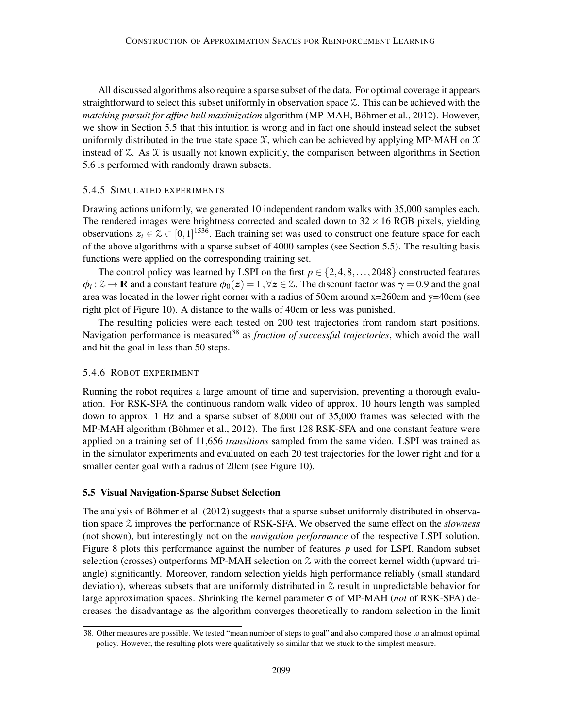All discussed algorithms also require a sparse subset of the data. For optimal coverage it appears straightforward to select this subset uniformly in observation space $\mathcal{Z}$. This can be achieved with the *matching pursuit for affine hull maximization* algorithm (MP-MAH, Böhmer et al., 2012). However, we show in Section 5.5 that this intuition is wrong and in fact one should instead select the subset uniformly distributed in the true state space $\mathcal{X}$, which can be achieved by applying MP-MAH on $\mathcal{X}$ instead of $\mathcal{Z}$. As $\mathcal{X}$ is usually not known explicitly, the comparison between algorithms in Section 5.6 is performed with randomly drawn subsets.

#### 5.4.5 Simulated Experiments

Drawing actions uniformly, we generated 10 independent random walks with 35,000 samples each. The rendered images were brightness corrected and scaled down to $32 \times 16$ RGB pixels, yielding observations $\boldsymbol{z}_t \in \mathcal{Z} \subset [0,1]^{1536}$. Each training set was used to construct one feature space for each of the above algorithms with a sparse subset of 4000 samples (see Section 5.5). The resulting basis functions were applied on the corresponding training set.

The control policy was learned by LSPI on the first $p \in \{2, 4, 8, \ldots, 2048\}$ constructed features $\phi_i : \mathcal{Z} \to \mathbb{R}$ and a constant feature $\phi_0(\boldsymbol{z}) = 1, \forall \boldsymbol{z} \in \mathcal{Z}$. The discount factor was $\gamma = 0.9$ and the goal area was located in the lower right corner with a radius of 50cm around x=260cm and y=40cm (see right plot of Figure 10). A distance to the walls of 40cm or less was punished.

The resulting policies were each tested on 200 test trajectories from random start positions. Navigation performance is measured[38] as *fraction of successful trajectories*, which avoid the wall and hit the goal in less than 50 steps.

#### 5.4.6 Robot Experiment

Running the robot requires a large amount of time and supervision, preventing a thorough evaluation. For RSK-SFA the continuous random walk video of approx. 10 hours length was sampled down to approx. 1 Hz and a sparse subset of 8,000 out of 35,000 frames was selected with the MP-MAH algorithm (Böhmer et al., 2012). The first 128 RSK-SFA and one constant feature were applied on a training set of 11,656 *transitions* sampled from the same video. LSPI was trained as in the simulator experiments and evaluated on each 20 test trajectories for the lower right and for a smaller center goal with a radius of 20cm (see Figure 10).

### 5.5 Visual Navigation-Sparse Subset Selection

The analysis of Böhmer et al. (2012) suggests that a sparse subset uniformly distributed in observation space $\mathcal{Z}$ improves the performance of RSK-SFA. We observed the same effect on the *slowness* (not shown), but interestingly not on the *navigation performance* of the respective LSPI solution. Figure 8 plots this performance against the number of features $p$ used for LSPI. Random subset selection (crosses) outperforms MP-MAH selection on $\mathcal{Z}$ with the correct kernel width (upward triangle) significantly. Moreover, random selection yields high performance reliably (small standard deviation), whereas subsets that are uniformly distributed in $\mathcal{Z}$ result in unpredictable behavior for large approximation spaces. Shrinking the kernel parameter $\sigma$ of MP-MAH (*not* of RSK-SFA) decreases the disadvantage as the algorithm converges theoretically to random selection in the limit

38. Other measures are possible. We tested "mean number of steps to goal" and also compared those to an almost optimal policy. However, the resulting plots were qualitatively so similar that we stuck to the simplest measure.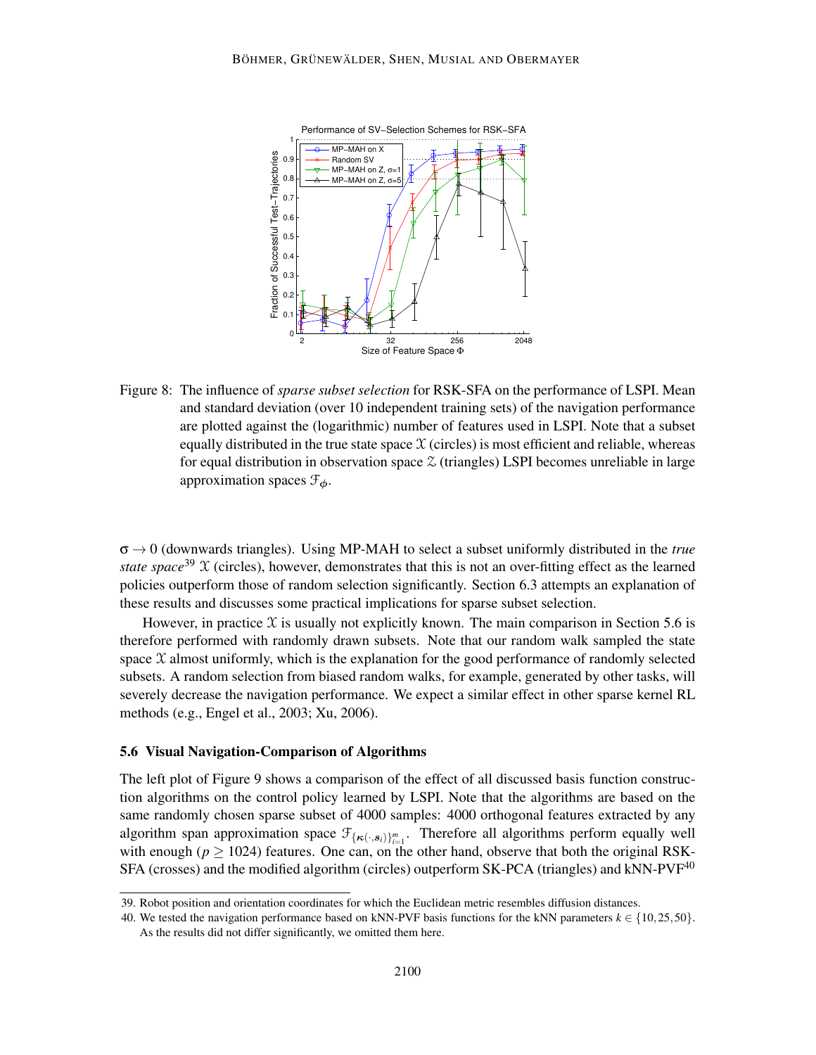Figure 8: The influence of *sparse subset selection* for RSK-SFA on the performance of LSPI. Mean and standard deviation (over 10 independent training sets) of the navigation performance are plotted against the (logarithmic) number of features used in LSPI. Note that a subset equally distributed in the true state space $\mathcal{X}$ (circles) is most efficient and reliable, whereas for equal distribution in observation space $\mathcal{Z}$ (triangles) LSPI becomes unreliable in large approximation spaces $\mathcal{F}_{\phi}$.

$\sigma \to 0$ (downwards triangles). Using MP-MAH to select a subset uniformly distributed in the *true state space*[39] $\mathcal{X}$ (circles), however, demonstrates that this is not an over-fitting effect as the learned policies outperform those of random selection significantly. Section 6.3 attempts an explanation of these results and discusses some practical implications for sparse subset selection.

However, in practice $\mathcal{X}$ is usually not explicitly known. The main comparison in Section 5.6 is therefore performed with randomly drawn subsets. Note that our random walk sampled the state space $\mathcal{X}$ almost uniformly, which is the explanation for the good performance of randomly selected subsets. A random selection from biased random walks, for example, generated by other tasks, will severely decrease the navigation performance. We expect a similar effect in other sparse kernel RL methods (e.g., Engel et al., 2003; Xu, 2006).

### 5.6 Visual Navigation-Comparison of Algorithms

The left plot of Figure 9 shows a comparison of the effect of all discussed basis function construction algorithms on the control policy learned by LSPI. Note that the algorithms are based on the same randomly chosen sparse subset of 4000 samples: 4000 orthogonal features extracted by any algorithm span approximation space $\mathcal{F}_{\{\boldsymbol{\kappa}(\cdot,\boldsymbol{s}_i)\}_{i=1}^m}$. Therefore all algorithms perform equally well with enough ($p \geq 1024$) features. One can, on the other hand, observe that both the original RSK-SFA (crosses) and the modified algorithm (circles) outperform SK-PCA (triangles) and kNN-PVF[40]

39. Robot position and orientation coordinates for which the Euclidean metric resembles diffusion distances.

40. We tested the navigation performance based on kNN-PVF basis functions for the kNN parameters $k \in \{10, 25, 50\}$. As the results did not differ significantly, we omitted them here.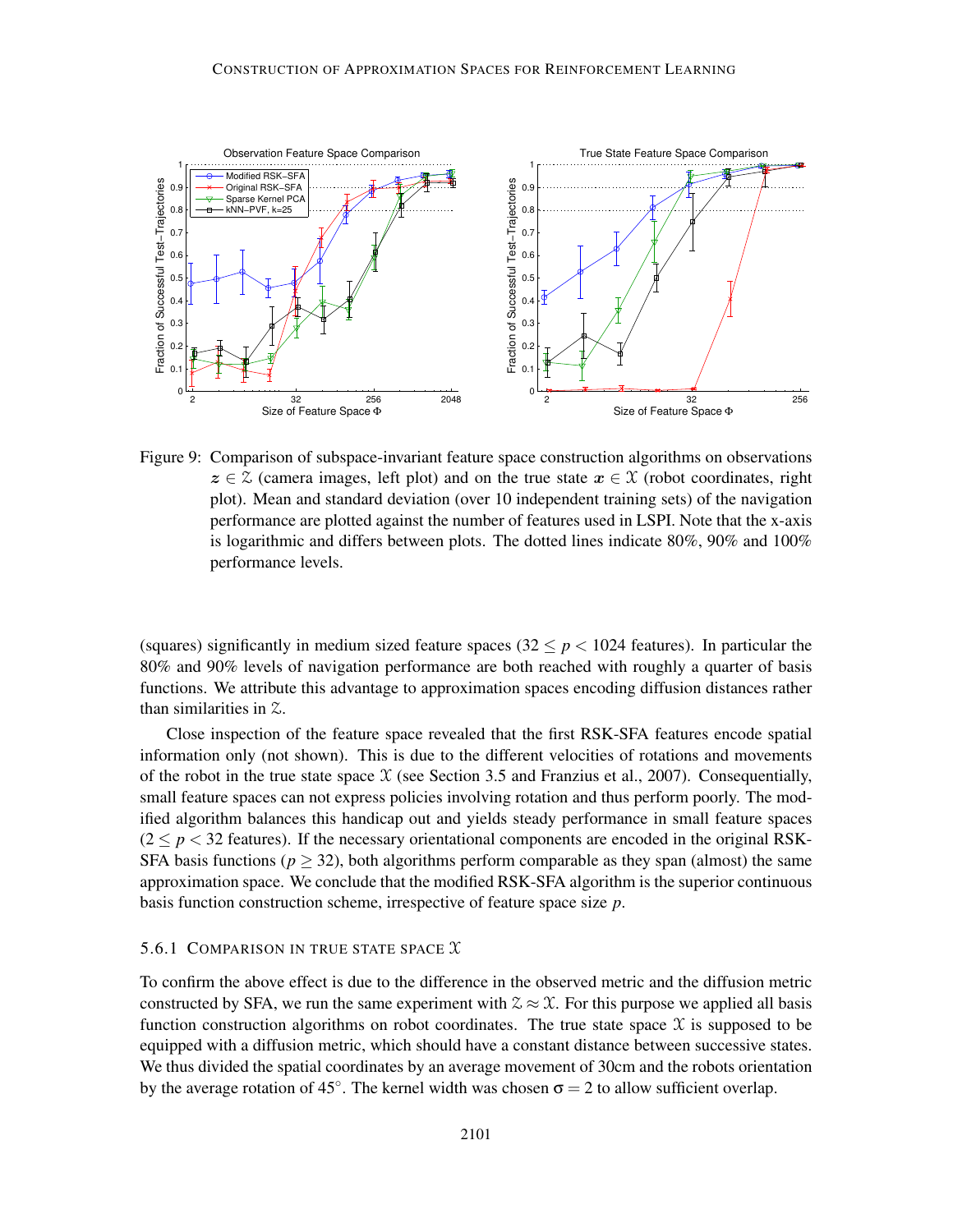Figure 9: Comparison of subspace-invariant feature space construction algorithms on observations $\boldsymbol{z} \in \mathcal{Z}$ (camera images, left plot) and on the true state $\boldsymbol{x} \in \mathcal{X}$ (robot coordinates, right plot). Mean and standard deviation (over 10 independent training sets) of the navigation performance are plotted against the number of features used in LSPI. Note that the x-axis is logarithmic and differs between plots. The dotted lines indicate 80%, 90% and 100% performance levels.

(squares) significantly in medium sized feature spaces ($32 \leq p < 1024$ features). In particular the 80% and 90% levels of navigation performance are both reached with roughly a quarter of basis functions. We attribute this advantage to approximation spaces encoding diffusion distances rather than similarities in $\mathcal{Z}$.

Close inspection of the feature space revealed that the first RSK-SFA features encode spatial information only (not shown). This is due to the different velocities of rotations and movements of the robot in the true state space $\mathcal{X}$ (see Section 3.5 and Franzius et al., 2007). Consequentially, small feature spaces can not express policies involving rotation and thus perform poorly. The modified algorithm balances this handicap out and yields steady performance in small feature spaces ($2 \leq p < 32$ features). If the necessary orientational components are encoded in the original RSK-SFA basis functions ($p \geq 32$), both algorithms perform comparable as they span (almost) the same approximation space. We conclude that the modified RSK-SFA algorithm is the superior continuous basis function construction scheme, irrespective of feature space size $p$.

### 5.6.1 Comparison in True State Space $\mathcal{X}$

To confirm the above effect is due to the difference in the observed metric and the diffusion metric constructed by SFA, we run the same experiment with $\mathcal{Z} \approx \mathcal{X}$. For this purpose we applied all basis function construction algorithms on robot coordinates. The true state space $\mathcal{X}$ is supposed to be equipped with a diffusion metric, which should have a constant distance between successive states. We thus divided the spatial coordinates by an average movement of 30cm and the robots orientation by the average rotation of 45°. The kernel width was chosen $\sigma = 2$ to allow sufficient overlap.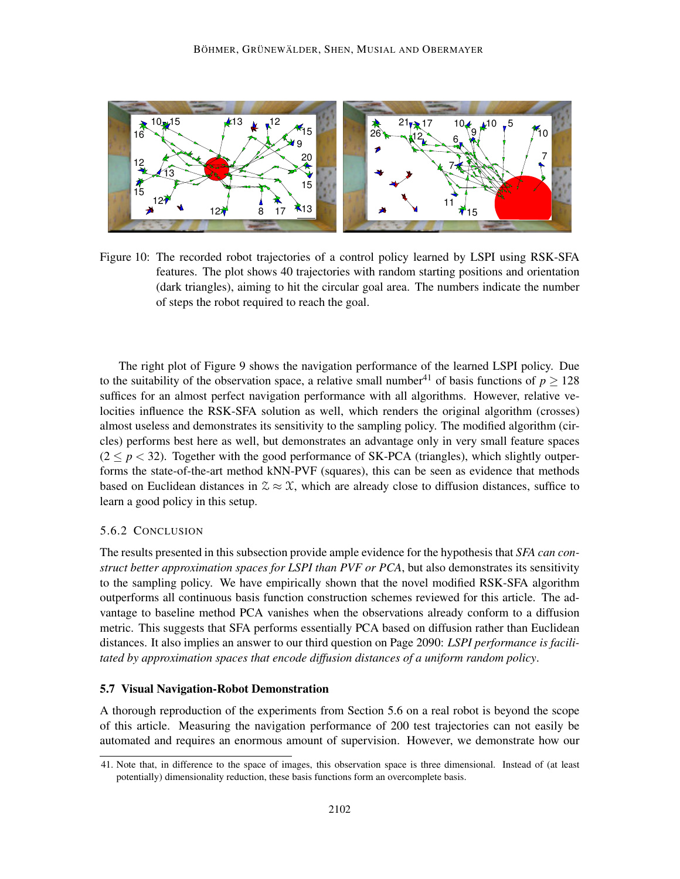Figure 10: The recorded robot trajectories of a control policy learned by LSPI using RSK-SFA features. The plot shows 40 trajectories with random starting positions and orientation (dark triangles), aiming to hit the circular goal area. The numbers indicate the number of steps the robot required to reach the goal.

The right plot of Figure 9 shows the navigation performance of the learned LSPI policy. Due to the suitability of the observation space, a relative small number[41] of basis functions of $p \geq 128$ suffices for an almost perfect navigation performance with all algorithms. However, relative velocities influence the RSK-SFA solution as well, which renders the original algorithm (crosses) almost useless and demonstrates its sensitivity to the sampling policy. The modified algorithm (circles) performs best here as well, but demonstrates an advantage only in very small feature spaces ($2 \leq p < 32$). Together with the good performance of SK-PCA (triangles), which slightly outperforms the state-of-the-art method kNN-PVF (squares), this can be seen as evidence that methods based on Euclidean distances in $\mathcal{Z} \approx \mathcal{X}$, which are already close to diffusion distances, suffice to learn a good policy in this setup.

#### 5.6.2 Conclusion

The results presented in this subsection provide ample evidence for the hypothesis that *SFA can construct better approximation spaces for LSPI than PVF or PCA*, but also demonstrates its sensitivity to the sampling policy. We have empirically shown that the novel modified RSK-SFA algorithm outperforms all continuous basis function construction schemes reviewed for this article. The advantage to baseline method PCA vanishes when the observations already conform to a diffusion metric. This suggests that SFA performs essentially PCA based on diffusion rather than Euclidean distances. It also implies an answer to our third question on Page 2090: *LSPI performance is facilitated by approximation spaces that encode diffusion distances of a uniform random policy*.

### 5.7 Visual Navigation-Robot Demonstration

A thorough reproduction of the experiments from Section 5.6 on a real robot is beyond the scope of this article. Measuring the navigation performance of 200 test trajectories can not easily be automated and requires an enormous amount of supervision. However, we demonstrate how our

41. Note that, in difference to the space of images, this observation space is three dimensional. Instead of (at least potentially) dimensionality reduction, these basis functions form an overcomplete basis.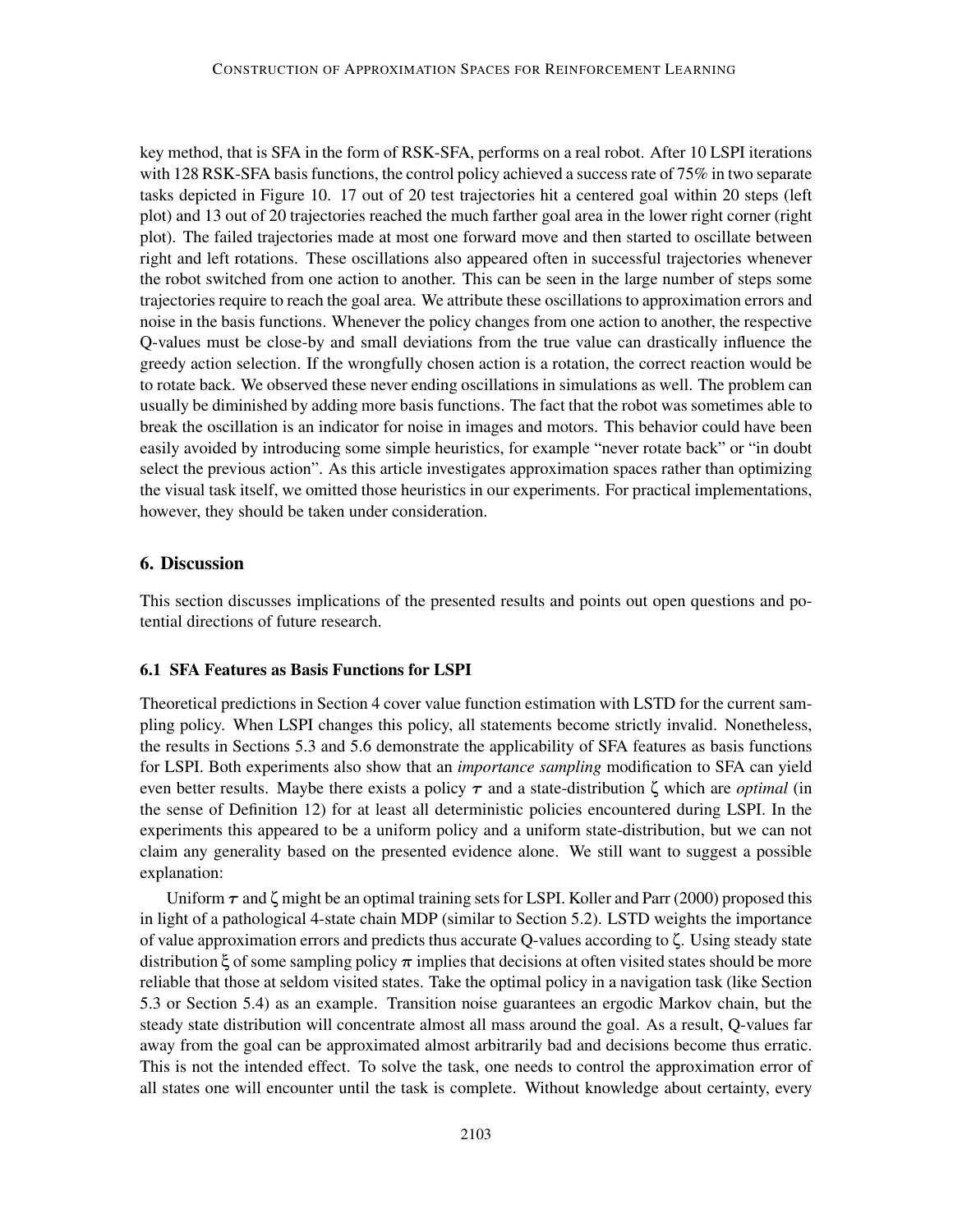key method, that is SFA in the form of RSK-SFA, performs on a real robot. After 10 LSPI iterations with 128 RSK-SFA basis functions, the control policy achieved a success rate of 75% in two separate tasks depicted in Figure 10. 17 out of 20 test trajectories hit a centered goal within 20 steps (left plot) and 13 out of 20 trajectories reached the much farther goal area in the lower right corner (right plot). The failed trajectories made at most one forward move and then started to oscillate between right and left rotations. These oscillations also appeared often in successful trajectories whenever the robot switched from one action to another. This can be seen in the large number of steps some trajectories require to reach the goal area. We attribute these oscillations to approximation errors and noise in the basis functions. Whenever the policy changes from one action to another, the respective Q-values must be close-by and small deviations from the true value can drastically influence the greedy action selection. If the wrongfully chosen action is a rotation, the correct reaction would be to rotate back. We observed these never ending oscillations in simulations as well. The problem can usually be diminished by adding more basis functions. The fact that the robot was sometimes able to break the oscillation is an indicator for noise in images and motors. This behavior could have been easily avoided by introducing some simple heuristics, for example "never rotate back" or "in doubt select the previous action". As this article investigates approximation spaces rather than optimizing the visual task itself, we omitted those heuristics in our experiments. For practical implementations, however, they should be taken under consideration.

## 6. Discussion

This section discusses implications of the presented results and points out open questions and potential directions of future research.

### 6.1 SFA Features as Basis Functions for LSPI

Theoretical predictions in Section 4 cover value function estimation with LSTD for the current sampling policy. When LSPI changes this policy, all statements become strictly invalid. Nonetheless, the results in Sections 5.3 and 5.6 demonstrate the applicability of SFA features as basis functions for LSPI. Both experiments also show that an *importance sampling* modification to SFA can yield even better results. Maybe there exists a policy $\tau$ and a state-distribution $\zeta$ which are *optimal* (in the sense of Definition 12) for at least all deterministic policies encountered during LSPI. In the experiments this appeared to be a uniform policy and a uniform state-distribution, but we can not claim any generality based on the presented evidence alone. We still want to suggest a possible explanation:

Uniform $\tau$ and $\zeta$ might be an optimal training sets for LSPI. Koller and Parr (2000) proposed this in light of a pathological 4-state chain MDP (similar to Section 5.2). LSTD weights the importance of value approximation errors and predicts thus accurate Q-values according to $\zeta$. Using steady state distribution $\xi$ of some sampling policy $\pi$ implies that decisions at often visited states should be more reliable that those at seldom visited states. Take the optimal policy in a navigation task (like Section 5.3 or Section 5.4) as an example. Transition noise guarantees an ergodic Markov chain, but the steady state distribution will concentrate almost all mass around the goal. As a result, Q-values far away from the goal can be approximated almost arbitrarily bad and decisions become thus erratic. This is not the intended effect. To solve the task, one needs to control the approximation error of all states one will encounter until the task is complete. Without knowledge about certainty, every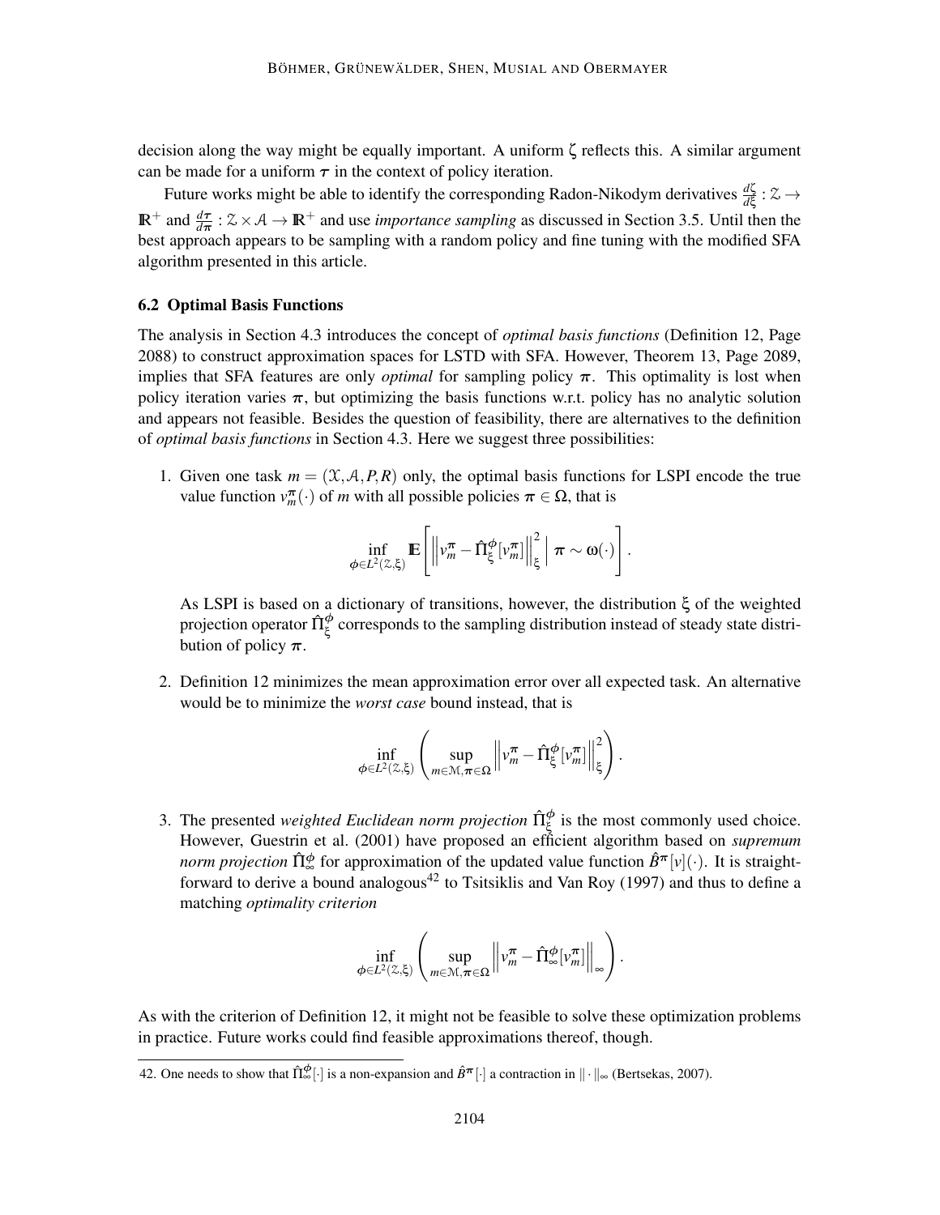decision along the way might be equally important. A uniform $\zeta$ reflects this. A similar argument can be made for a uniform $\tau$ in the context of policy iteration.

Future works might be able to identify the corresponding Radon-Nikodym derivatives $\frac{d\zeta}{d\xi} : \mathcal{Z} \to \mathbb{R}^+$ and $\frac{d\tau}{d\pi} : \mathcal{Z} \times \mathcal{A} \to \mathbb{R}^+$ and use *importance sampling* as discussed in Section 3.5. Until then the best approach appears to be sampling with a random policy and fine tuning with the modified SFA algorithm presented in this article.

### 6.2 Optimal Basis Functions

The analysis in Section 4.3 introduces the concept of *optimal basis functions* (Definition 12, Page 2088) to construct approximation spaces for LSTD with SFA. However, Theorem 13, Page 2089, implies that SFA features are only *optimal* for sampling policy $\pi$. This optimality is lost when policy iteration varies $\pi$, but optimizing the basis functions w.r.t. policy has no analytic solution and appears not feasible. Besides the question of feasibility, there are alternatives to the definition of *optimal basis functions* in Section 4.3. Here we suggest three possibilities:

1. Given one task $m = (\mathcal{X}, \mathcal{A}, P, R)$ only, the optimal basis functions for LSPI encode the true value function $v_m^\pi(\cdot)$ of $m$ with all possible policies $\pi \in \Omega$, that is

$$\inf_{\phi \in L^2(\mathcal{Z},\xi)} \mathbb{E}\left[ \left\| v_m^\pi - \hat{\Pi}_\xi^\phi [v_m^\pi] \right\|_\xi^2 \,\Big|\, \pi \sim \omega(\cdot) \right].$$

   As LSPI is based on a dictionary of transitions, however, the distribution $\xi$ of the weighted projection operator $\hat{\Pi}_\xi^\phi$ corresponds to the sampling distribution instead of steady state distribution of policy $\pi$.

2. Definition 12 minimizes the mean approximation error over all expected task. An alternative would be to minimize the *worst case* bound instead, that is

$$\inf_{\phi \in L^2(\mathcal{Z},\xi)} \left( \sup_{m \in \mathcal{M}, \pi \in \Omega} \left\| v_m^\pi - \hat{\Pi}_\xi^\phi [v_m^\pi] \right\|_\xi^2 \right).$$

3. The presented *weighted Euclidean norm projection* $\hat{\Pi}_\xi^\phi$ is the most commonly used choice. However, Guestrin et al. (2001) have proposed an efficient algorithm based on *supremum norm projection* $\hat{\Pi}_\infty^\phi$ for approximation of the updated value function $\hat{B}^\pi[v](\cdot)$. It is straightforward to derive a bound analogous[42] to Tsitsiklis and Van Roy (1997) and thus to define a matching *optimality criterion*

$$\inf_{\phi \in L^2(\mathcal{Z},\xi)} \left( \sup_{m \in \mathcal{M}, \pi \in \Omega} \left\| v_m^\pi - \hat{\Pi}_\infty^\phi [v_m^\pi] \right\|_\infty \right).$$

As with the criterion of Definition 12, it might not be feasible to solve these optimization problems in practice. Future works could find feasible approximations thereof, though.

42. One needs to show that $\hat{\Pi}_\infty^\phi[\cdot]$ is a non-expansion and $\hat{B}^\pi[\cdot]$ a contraction in $\|\cdot\|_\infty$ (Bertsekas, 2007).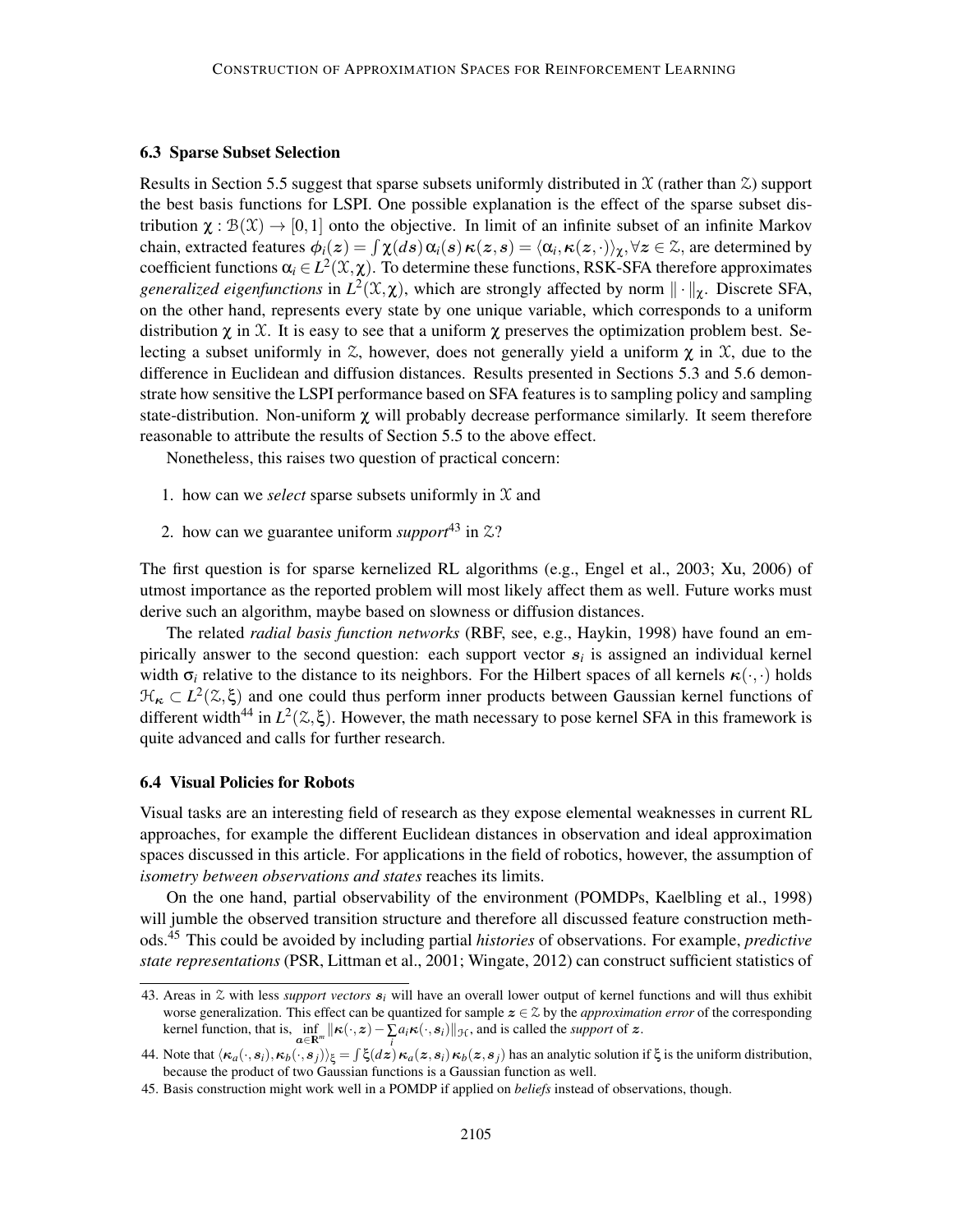### 6.3 Sparse Subset Selection

Results in Section 5.5 suggest that sparse subsets uniformly distributed in $\mathcal{X}$ (rather than $\mathcal{Z}$) support the best basis functions for LSPI. One possible explanation is the effect of the sparse subset distribution $\chi : \mathcal{B}(\mathcal{X}) \to [0,1]$ onto the objective. In limit of an infinite subset of an infinite Markov chain, extracted features $\phi_i(\boldsymbol{z}) = \int \chi(d\boldsymbol{s})\, \alpha_i(\boldsymbol{s})\, \boldsymbol{\kappa}(\boldsymbol{z},\boldsymbol{s}) = \langle \alpha_i, \boldsymbol{\kappa}(\boldsymbol{z},\cdot)\rangle_\chi, \forall \boldsymbol{z} \in \mathcal{Z}$, are determined by coefficient functions $\alpha_i \in L^2(\mathcal{X},\chi)$. To determine these functions, RSK-SFA therefore approximates *generalized eigenfunctions* in $L^2(\mathcal{X},\chi)$, which are strongly affected by norm $\|\cdot\|_\chi$. Discrete SFA, on the other hand, represents every state by one unique variable, which corresponds to a uniform distribution $\chi$ in $\mathcal{X}$. It is easy to see that a uniform $\chi$ preserves the optimization problem best. Selecting a subset uniformly in $\mathcal{Z}$, however, does not generally yield a uniform $\chi$ in $\mathcal{X}$, due to the difference in Euclidean and diffusion distances. Results presented in Sections 5.3 and 5.6 demonstrate how sensitive the LSPI performance based on SFA features is to sampling policy and sampling state-distribution. Non-uniform $\chi$ will probably decrease performance similarly. It seem therefore reasonable to attribute the results of Section 5.5 to the above effect.

Nonetheless, this raises two question of practical concern:

1. how can we *select* sparse subsets uniformly in $\mathcal{X}$ and
2. how can we guarantee uniform *support*[43] in $\mathcal{Z}$?

The first question is for sparse kernelized RL algorithms (e.g., Engel et al., 2003; Xu, 2006) of utmost importance as the reported problem will most likely affect them as well. Future works must derive such an algorithm, maybe based on slowness or diffusion distances.

The related *radial basis function networks* (RBF, see, e.g., Haykin, 1998) have found an empirically answer to the second question: each support vector $\boldsymbol{s}_i$ is assigned an individual kernel width $\sigma_i$ relative to the distance to its neighbors. For the Hilbert spaces of all kernels $\boldsymbol{\kappa}(\cdot,\cdot)$ holds $\mathcal{H}_{\boldsymbol{\kappa}} \subset L^2(\mathcal{Z},\xi)$ and one could thus perform inner products between Gaussian kernel functions of different width[44] in $L^2(\mathcal{Z},\xi)$. However, the math necessary to pose kernel SFA in this framework is quite advanced and calls for further research.

### 6.4 Visual Policies for Robots

Visual tasks are an interesting field of research as they expose elemental weaknesses in current RL approaches, for example the different Euclidean distances in observation and ideal approximation spaces discussed in this article. For applications in the field of robotics, however, the assumption of *isometry between observations and states* reaches its limits.

On the one hand, partial observability of the environment (POMDPs, Kaelbling et al., 1998) will jumble the observed transition structure and therefore all discussed feature construction methods.[45] This could be avoided by including partial *histories* of observations. For example, *predictive state representations* (PSR, Littman et al., 2001; Wingate, 2012) can construct sufficient statistics of

43. Areas in $\mathcal{Z}$ with less *support vectors* $\boldsymbol{s}_i$ will have an overall lower output of kernel functions and will thus exhibit worse generalization. This effect can be quantized for sample $\boldsymbol{z} \in \mathcal{Z}$ by the *approximation error* of the corresponding kernel function, that is, $\inf_{\boldsymbol{a}\in\mathbb{R}^m} \|\boldsymbol{\kappa}(\cdot,\boldsymbol{z}) - \sum_i a_i \boldsymbol{\kappa}(\cdot,\boldsymbol{s}_i)\|_{\mathcal{H}}$, and is called the *support* of $\boldsymbol{z}$.

44. Note that $\langle \boldsymbol{\kappa}_a(\cdot,\boldsymbol{s}_i), \boldsymbol{\kappa}_b(\cdot,\boldsymbol{s}_j)\rangle_\xi = \int \xi(d\boldsymbol{z})\, \boldsymbol{\kappa}_a(\boldsymbol{z},\boldsymbol{s}_i)\, \boldsymbol{\kappa}_b(\boldsymbol{z},\boldsymbol{s}_j)$ has an analytic solution if $\xi$ is the uniform distribution, because the product of two Gaussian functions is a Gaussian function as well.

45. Basis construction might work well in a POMDP if applied on *beliefs* instead of observations, though.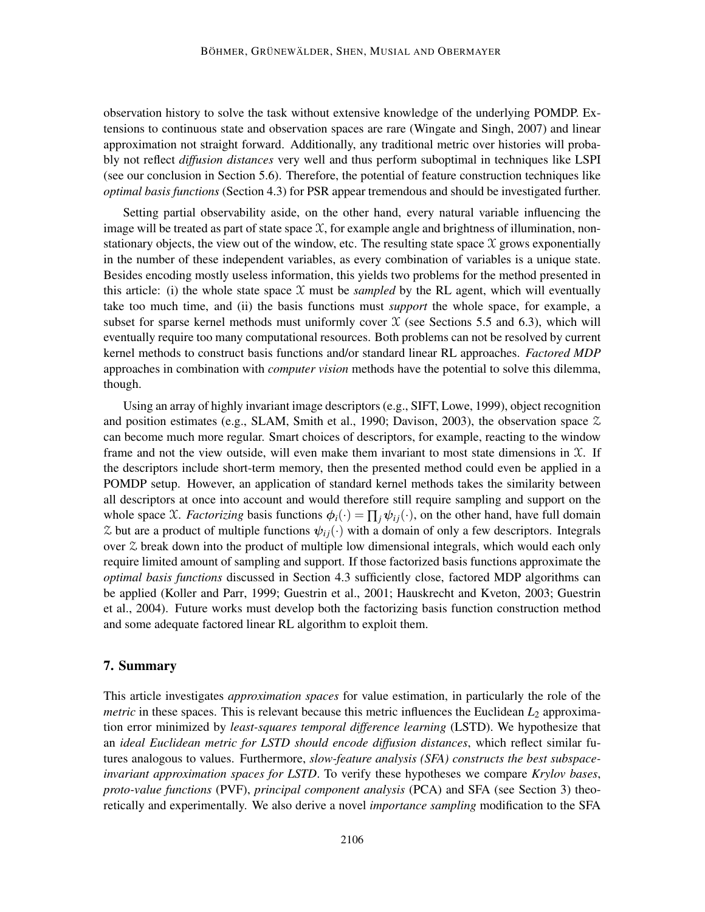observation history to solve the task without extensive knowledge of the underlying POMDP. Extensions to continuous state and observation spaces are rare (Wingate and Singh, 2007) and linear approximation not straight forward. Additionally, any traditional metric over histories will probably not reflect *diffusion distances* very well and thus perform suboptimal in techniques like LSPI (see our conclusion in Section 5.6). Therefore, the potential of feature construction techniques like *optimal basis functions* (Section 4.3) for PSR appear tremendous and should be investigated further.

Setting partial observability aside, on the other hand, every natural variable influencing the image will be treated as part of state space $\mathcal{X}$, for example angle and brightness of illumination, non-stationary objects, the view out of the window, etc. The resulting state space $\mathcal{X}$ grows exponentially in the number of these independent variables, as every combination of variables is a unique state. Besides encoding mostly useless information, this yields two problems for the method presented in this article: (i) the whole state space $\mathcal{X}$ must be *sampled* by the RL agent, which will eventually take too much time, and (ii) the basis functions must *support* the whole space, for example, a subset for sparse kernel methods must uniformly cover $\mathcal{X}$ (see Sections 5.5 and 6.3), which will eventually require too many computational resources. Both problems can not be resolved by current kernel methods to construct basis functions and/or standard linear RL approaches. *Factored MDP* approaches in combination with *computer vision* methods have the potential to solve this dilemma, though.

Using an array of highly invariant image descriptors (e.g., SIFT, Lowe, 1999), object recognition and position estimates (e.g., SLAM, Smith et al., 1990; Davison, 2003), the observation space $\mathcal{Z}$ can become much more regular. Smart choices of descriptors, for example, reacting to the window frame and not the view outside, will even make them invariant to most state dimensions in $\mathcal{X}$. If the descriptors include short-term memory, then the presented method could even be applied in a POMDP setup. However, an application of standard kernel methods takes the similarity between all descriptors at once into account and would therefore still require sampling and support on the whole space $\mathcal{X}$. *Factorizing* basis functions $\phi_i(\cdot) = \prod_j \psi_{ij}(\cdot)$, on the other hand, have full domain $\mathcal{Z}$ but are a product of multiple functions $\psi_{ij}(\cdot)$ with a domain of only a few descriptors. Integrals over $\mathcal{Z}$ break down into the product of multiple low dimensional integrals, which would each only require limited amount of sampling and support. If those factorized basis functions approximate the *optimal basis functions* discussed in Section 4.3 sufficiently close, factored MDP algorithms can be applied (Koller and Parr, 1999; Guestrin et al., 2001; Hauskrecht and Kveton, 2003; Guestrin et al., 2004). Future works must develop both the factorizing basis function construction method and some adequate factored linear RL algorithm to exploit them.

## 7. Summary

This article investigates *approximation spaces* for value estimation, in particularly the role of the *metric* in these spaces. This is relevant because this metric influences the Euclidean $L_2$ approximation error minimized by *least-squares temporal difference learning* (LSTD). We hypothesize that an *ideal Euclidean metric for LSTD should encode diffusion distances*, which reflect similar futures analogous to values. Furthermore, *slow-feature analysis (SFA) constructs the best subspace-invariant approximation spaces for LSTD*. To verify these hypotheses we compare *Krylov bases*, *proto-value functions* (PVF), *principal component analysis* (PCA) and SFA (see Section 3) theoretically and experimentally. We also derive a novel *importance sampling* modification to the SFA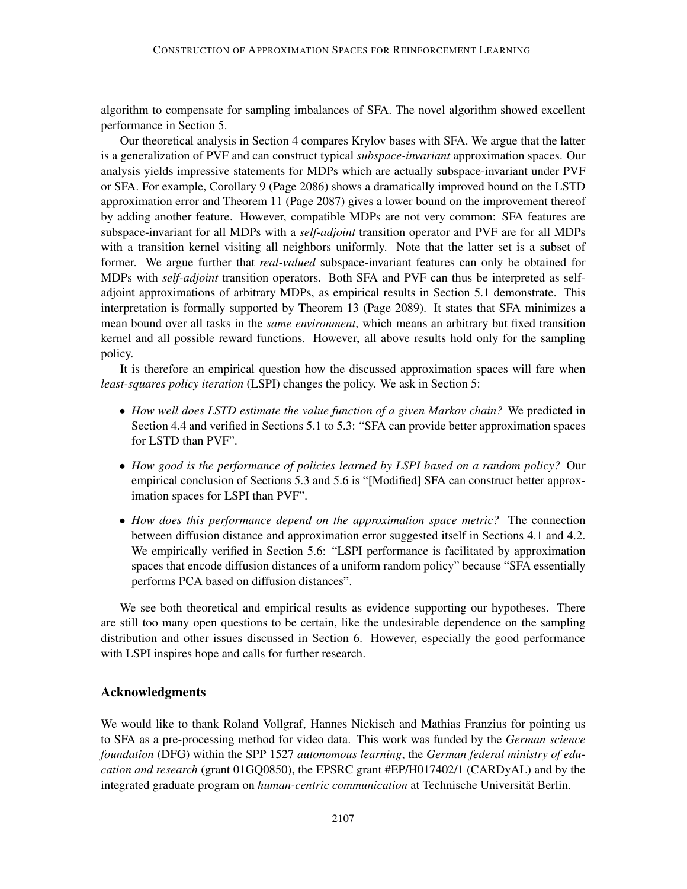algorithm to compensate for sampling imbalances of SFA. The novel algorithm showed excellent performance in Section 5.

Our theoretical analysis in Section 4 compares Krylov bases with SFA. We argue that the latter is a generalization of PVF and can construct typical *subspace-invariant* approximation spaces. Our analysis yields impressive statements for MDPs which are actually subspace-invariant under PVF or SFA. For example, Corollary 9 (Page 2086) shows a dramatically improved bound on the LSTD approximation error and Theorem 11 (Page 2087) gives a lower bound on the improvement thereof by adding another feature. However, compatible MDPs are not very common: SFA features are subspace-invariant for all MDPs with a *self-adjoint* transition operator and PVF are for all MDPs with a transition kernel visiting all neighbors uniformly. Note that the latter set is a subset of former. We argue further that *real-valued* subspace-invariant features can only be obtained for MDPs with *self-adjoint* transition operators. Both SFA and PVF can thus be interpreted as self-adjoint approximations of arbitrary MDPs, as empirical results in Section 5.1 demonstrate. This interpretation is formally supported by Theorem 13 (Page 2089). It states that SFA minimizes a mean bound over all tasks in the *same environment*, which means an arbitrary but fixed transition kernel and all possible reward functions. However, all above results hold only for the sampling policy.

It is therefore an empirical question how the discussed approximation spaces will fare when *least-squares policy iteration* (LSPI) changes the policy. We ask in Section 5:

- *How well does LSTD estimate the value function of a given Markov chain?* We predicted in Section 4.4 and verified in Sections 5.1 to 5.3: "SFA can provide better approximation spaces for LSTD than PVF".
- *How good is the performance of policies learned by LSPI based on a random policy?* Our empirical conclusion of Sections 5.3 and 5.6 is "[Modified] SFA can construct better approximation spaces for LSPI than PVF".
- *How does this performance depend on the approximation space metric?* The connection between diffusion distance and approximation error suggested itself in Sections 4.1 and 4.2. We empirically verified in Section 5.6: "LSPI performance is facilitated by approximation spaces that encode diffusion distances of a uniform random policy" because "SFA essentially performs PCA based on diffusion distances".

We see both theoretical and empirical results as evidence supporting our hypotheses. There are still too many open questions to be certain, like the undesirable dependence on the sampling distribution and other issues discussed in Section 6. However, especially the good performance with LSPI inspires hope and calls for further research.

## Acknowledgments

We would like to thank Roland Vollgraf, Hannes Nickisch and Mathias Franzius for pointing us to SFA as a pre-processing method for video data. This work was funded by the *German science foundation* (DFG) within the SPP 1527 *autonomous learning*, the *German federal ministry of education and research* (grant 01GQ0850), the EPSRC grant #EP/H017402/1 (CARDyAL) and by the integrated graduate program on *human-centric communication* at Technische Universität Berlin.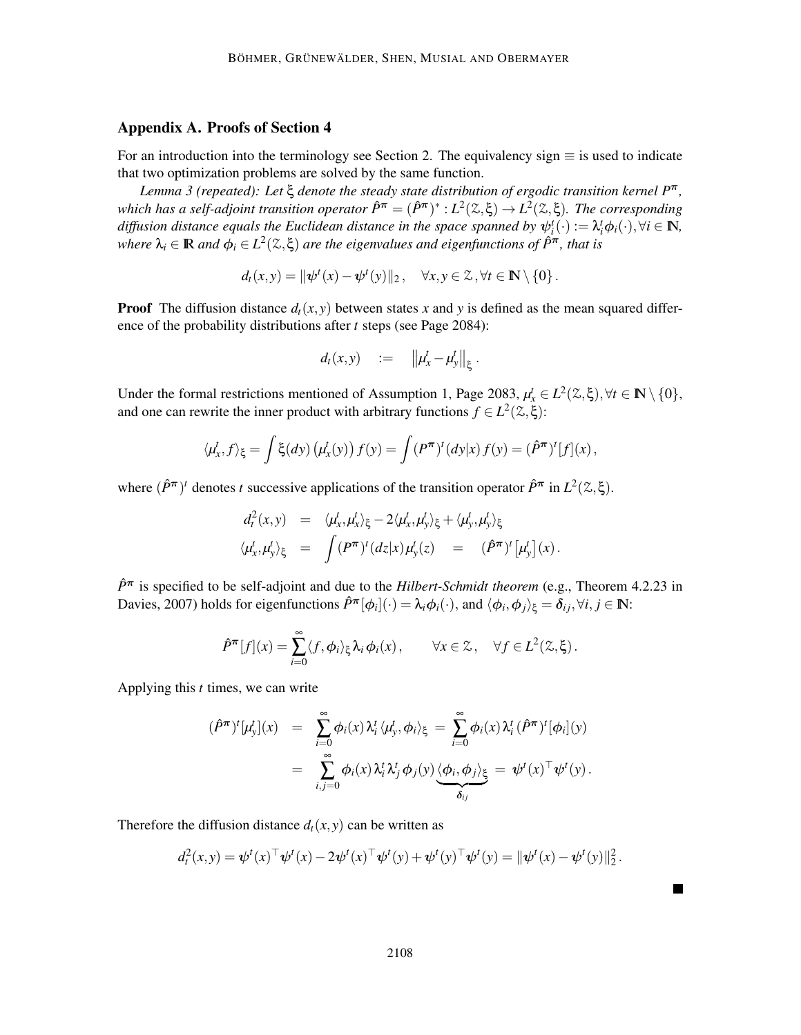## Appendix A. Proofs of Section 4

For an introduction into the terminology see Section 2. The equivalency sign $\equiv$ is used to indicate that two optimization problems are solved by the same function.

*Lemma 3 (repeated): Let $\xi$ denote the steady state distribution of ergodic transition kernel $P^\pi$, which has a self-adjoint transition operator $\hat{P}^\pi = (\hat{P}^\pi)^* : L^2(\mathcal{Z},\xi) \to L^2(\mathcal{Z},\xi)$. The corresponding diffusion distance equals the Euclidean distance in the space spanned by $\psi_i^t(\cdot) := \lambda_i^t \phi_i(\cdot), \forall i \in \mathbb{N}$, where $\lambda_i \in \mathbb{R}$ and $\phi_i \in L^2(\mathcal{Z},\xi)$ are the eigenvalues and eigenfunctions of $\hat{P}^\pi$, that is*

$$d_t(x,y) = \|\psi^t(x) - \psi^t(y)\|_2, \quad \forall x,y \in \mathcal{Z}, \forall t \in \mathbb{N} \setminus \{0\}.$$

**Proof** The diffusion distance $d_t(x,y)$ between states $x$ and $y$ is defined as the mean squared difference of the probability distributions after $t$ steps (see Page 2084):

$$d_t(x,y) \quad := \quad \left\| \mu_x^t - \mu_y^t \right\|_\xi .$$

Under the formal restrictions mentioned of Assumption 1, Page 2083, $\mu_x^t \in L^2(\mathcal{Z},\xi), \forall t \in \mathbb{N} \setminus \{0\}$, and one can rewrite the inner product with arbitrary functions $f \in L^2(\mathcal{Z},\xi)$:

$$\langle \mu_x^t, f \rangle_\xi = \int \xi(dy) \left( \mu_x^t(y) \right) f(y) = \int (P^\pi)^t(dy|x) \, f(y) = (\hat{P}^\pi)^t[f](x),$$

where $(\hat{P}^\pi)^t$ denotes $t$ successive applications of the transition operator $\hat{P}^\pi$ in $L^2(\mathcal{Z},\xi)$.

$$\begin{aligned}
d_t^2(x,y) &= \langle \mu_x^t, \mu_x^t \rangle_\xi - 2 \langle \mu_x^t, \mu_y^t \rangle_\xi + \langle \mu_y^t, \mu_y^t \rangle_\xi \\
\langle \mu_x^t, \mu_y^t \rangle_\xi &= \int (P^\pi)^t(dz|x) \mu_y^t(z) \quad = \quad (\hat{P}^\pi)^t\big[\mu_y^t\big](x).
\end{aligned}$$

$\hat{P}^\pi$ is specified to be self-adjoint and due to the *Hilbert-Schmidt theorem* (e.g., Theorem 4.2.23 in Davies, 2007) holds for eigenfunctions $\hat{P}^\pi[\phi_i](\cdot) = \lambda_i \phi_i(\cdot)$, and $\langle \phi_i, \phi_j \rangle_\xi = \delta_{ij}, \forall i,j \in \mathbb{N}$:

$$\hat{P}^\pi[f](x) = \sum_{i=0}^{\infty} \langle f, \phi_i \rangle_\xi \, \lambda_i \, \phi_i(x), \qquad \forall x \in \mathcal{Z}, \quad \forall f \in L^2(\mathcal{Z},\xi).$$

Applying this $t$ times, we can write

$$\begin{aligned}
(\hat{P}^\pi)^t[\mu_y^t](x) &= \sum_{i=0}^{\infty} \phi_i(x) \, \lambda_i^t \, \langle \mu_y^t, \phi_i \rangle_\xi = \sum_{i=0}^{\infty} \phi_i(x) \, \lambda_i^t \, (\hat{P}^\pi)^t[\phi_i](y) \\
&= \sum_{i,j=0}^{\infty} \phi_i(x) \, \lambda_i^t \lambda_j^t \, \phi_j(y) \underbrace{\langle \phi_i, \phi_j \rangle_\xi}_{\delta_{ij}} = \psi^t(x)^\top \psi^t(y).
\end{aligned}$$

Therefore the diffusion distance $d_t(x,y)$ can be written as

$$d_t^2(x,y) = \psi^t(x)^\top \psi^t(x) - 2\psi^t(x)^\top \psi^t(y) + \psi^t(y)^\top \psi^t(y) = \|\psi^t(x) - \psi^t(y)\|_2^2.$$

■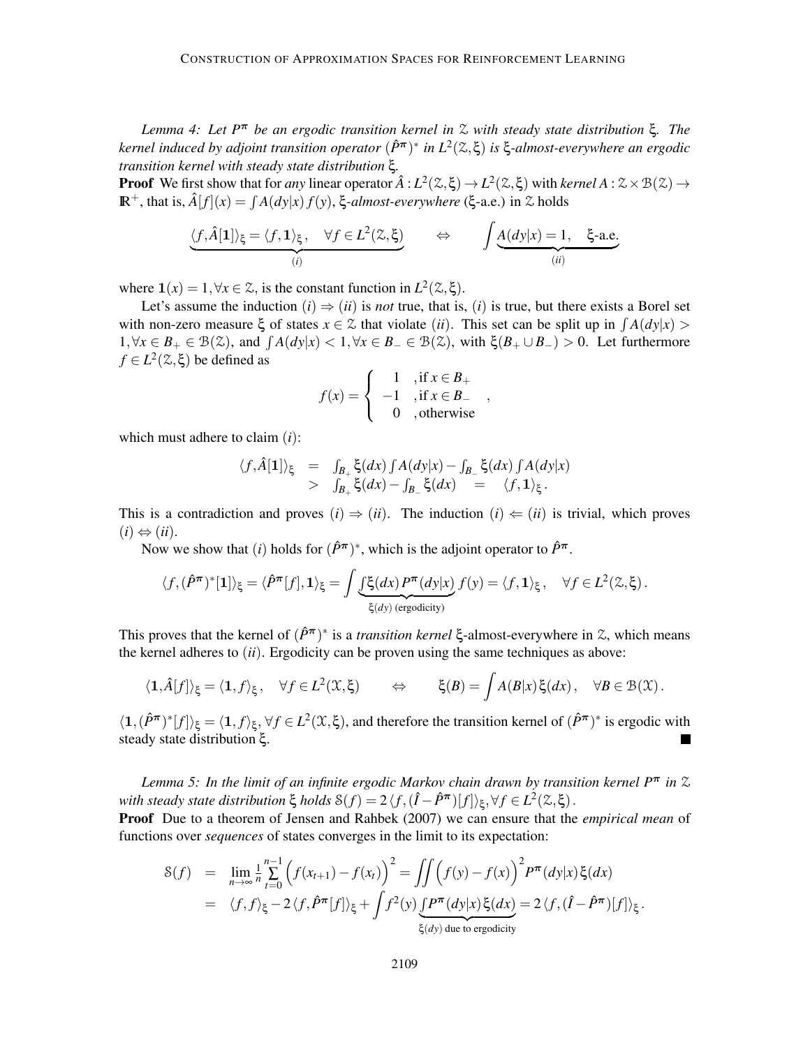*Lemma 4: Let $P^\pi$ be an ergodic transition kernel in $\mathcal{Z}$ with steady state distribution $\xi$. The kernel induced by adjoint transition operator $(\hat{P}^\pi)^*$ in $L^2(\mathcal{Z},\xi)$ is $\xi$-almost-everywhere an ergodic transition kernel with steady state distribution $\xi$.*

**Proof** We first show that for *any* linear operator $\hat{A} : L^2(\mathcal{Z},\xi) \to L^2(\mathcal{Z},\xi)$ with *kernel* $A : \mathcal{Z} \times \mathcal{B}(\mathcal{Z}) \to \mathbb{R}^+$, that is, $\hat{A}[f](x) = \int A(dy|x) f(y)$, $\xi$-*almost-everywhere* ($\xi$-a.e.) in $\mathcal{Z}$ holds

$$\underbrace{\langle f, \hat{A}[\mathbf{1}] \rangle_\xi = \langle f, \mathbf{1} \rangle_\xi \,, \quad \forall f \in L^2(\mathcal{Z},\xi)}_{(i)} \qquad \Leftrightarrow \qquad \int \underbrace{A(dy|x) = 1, \quad \xi\text{-a.e.}}_{(ii)}$$

where $\mathbf{1}(x) = 1, \forall x \in \mathcal{Z}$, is the constant function in $L^2(\mathcal{Z},\xi)$.

Let's assume the induction $(i) \Rightarrow (ii)$ is *not* true, that is, $(i)$ is true, but there exists a Borel set with non-zero measure $\xi$ of states $x \in \mathcal{Z}$ that violate $(ii)$. This set can be split up in $\int A(dy|x) > 1, \forall x \in B_+ \in \mathcal{B}(\mathcal{Z})$, and $\int A(dy|x) < 1, \forall x \in B_- \in \mathcal{B}(\mathcal{Z})$, with $\xi(B_+ \cup B_-) > 0$. Let furthermore $f \in L^2(\mathcal{Z},\xi)$ be defined as

$$f(x) = \begin{cases} 1 & \text{,if } x \in B_+ \\ -1 & \text{,if } x \in B_- \\ 0 & \text{,otherwise} \end{cases} ,$$

which must adhere to claim $(i)$:

$$\begin{array}{rcl} \langle f, \hat{A}[\mathbf{1}] \rangle_\xi & = & \int_{B_+} \xi(dx) \int A(dy|x) - \int_{B_-} \xi(dx) \int A(dy|x) \\ & > & \int_{B_+} \xi(dx) - \int_{B_-} \xi(dx) \quad = \quad \langle f, \mathbf{1} \rangle_\xi \,. \end{array}$$

This is a contradiction and proves $(i) \Rightarrow (ii)$. The induction $(i) \Leftarrow (ii)$ is trivial, which proves $(i) \Leftrightarrow (ii)$.

Now we show that $(i)$ holds for $(\hat{P}^\pi)^*$, which is the adjoint operator to $\hat{P}^\pi$.

$$\langle f, (\hat{P}^\pi)^*[\mathbf{1}] \rangle_\xi = \langle \hat{P}^\pi[f], \mathbf{1} \rangle_\xi = \int \underbrace{\int \xi(dx) P^\pi(dy|x)}_{\xi(dy) \text{ (ergodicity)}} f(y) = \langle f, \mathbf{1} \rangle_\xi \,, \quad \forall f \in L^2(\mathcal{Z},\xi) \,.$$

This proves that the kernel of $(\hat{P}^\pi)^*$ is a *transition kernel* $\xi$-almost-everywhere in $\mathcal{Z}$, which means the kernel adheres to $(ii)$. Ergodicity can be proven using the same techniques as above:

$$\langle \mathbf{1}, \hat{A}[f] \rangle_\xi = \langle \mathbf{1}, f \rangle_\xi \,, \quad \forall f \in L^2(\mathcal{X},\xi) \qquad \Leftrightarrow \qquad \xi(B) = \int A(B|x) \xi(dx) \,, \quad \forall B \in \mathcal{B}(\mathcal{X}) \,.$$

$\langle \mathbf{1}, (\hat{P}^\pi)^*[f] \rangle_\xi = \langle \mathbf{1}, f \rangle_\xi, \forall f \in L^2(\mathcal{X},\xi)$, and therefore the transition kernel of $(\hat{P}^\pi)^*$ is ergodic with steady state distribution $\xi$. ∎

*Lemma 5: In the limit of an infinite ergodic Markov chain drawn by transition kernel $P^\pi$ in $\mathcal{Z}$ with steady state distribution $\xi$ holds $\mathcal{S}(f) = 2 \langle f, (\hat{I} - \hat{P}^\pi)[f] \rangle_\xi, \forall f \in L^2(\mathcal{Z},\xi)$.*

**Proof** Due to a theorem of Jensen and Rahbek (2007) we can ensure that the *empirical mean* of functions over *sequences* of states converges in the limit to its expectation:

$$\begin{array}{rcl} \mathcal{S}(f) & = & \lim\limits_{n\to\infty} \frac{1}{n} \sum\limits_{t=0}^{n-1} \Big( f(x_{t+1}) - f(x_t) \Big)^2 = \iint \Big( f(y) - f(x) \Big)^2 P^\pi(dy|x) \xi(dx) \\ & = & \langle f, f \rangle_\xi - 2 \langle f, \hat{P}^\pi[f] \rangle_\xi + \int f^2(y) \underbrace{\int P^\pi(dy|x) \xi(dx)}_{\xi(dy) \text{ due to ergodicity}} = 2 \langle f, (\hat{I} - \hat{P}^\pi)[f] \rangle_\xi \,. \end{array}$$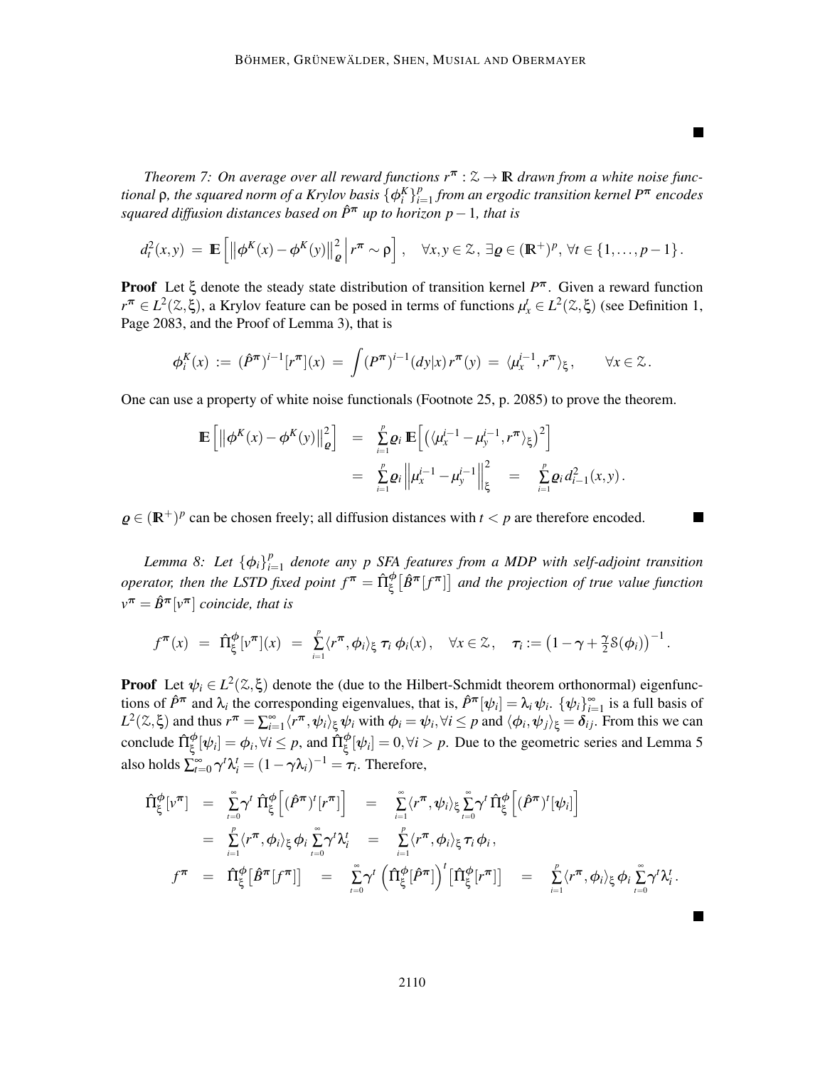■

*Theorem 7: On average over all reward functions $r^\pi : \mathcal{Z} \to \mathbb{R}$ drawn from a white noise functional $\rho$, the squared norm of a Krylov basis $\{\phi_i^K\}_{i=1}^p$ from an ergodic transition kernel $P^\pi$ encodes squared diffusion distances based on $\hat{P}^\pi$ up to horizon $p-1$, that is*

$$d_t^2(x,y) \;=\; \mathbb{E}\left[ \big\| \phi^K(x) - \phi^K(y) \big\|_{\varrho}^2 \,\Big|\, r^\pi \sim \rho \right], \quad \forall x,y \in \mathcal{Z},\; \exists \varrho \in (\mathbb{R}^+)^p,\; \forall t \in \{1,\ldots,p-1\}.$$

**Proof** Let $\xi$ denote the steady state distribution of transition kernel $P^\pi$. Given a reward function $r^\pi \in L^2(\mathcal{Z},\xi)$, a Krylov feature can be posed in terms of functions $\mu_x^t \in L^2(\mathcal{Z},\xi)$ (see Definition 1, Page 2083, and the Proof of Lemma 3), that is

$$\phi_i^K(x) \;:=\; (\hat{P}^\pi)^{i-1}[r^\pi](x) \;=\; \int (P^\pi)^{i-1}(dy|x)\, r^\pi(y) \;=\; \langle \mu_x^{i-1}, r^\pi \rangle_\xi, \qquad \forall x \in \mathcal{Z}.$$

One can use a property of white noise functionals (Footnote 25, p. 2085) to prove the theorem.

$$\begin{aligned}
\mathbb{E}\left[ \big\| \phi^K(x) - \phi^K(y) \big\|_{\varrho}^2 \right] &= \sum_{i=1}^p \varrho_i \, \mathbb{E}\left[ \big( \langle \mu_x^{i-1} - \mu_y^{i-1}, r^\pi \rangle_\xi \big)^2 \right] \\
&= \sum_{i=1}^p \varrho_i \left\| \mu_x^{i-1} - \mu_y^{i-1} \right\|_\xi^2 \quad = \quad \sum_{i=1}^p \varrho_i \, d_{i-1}^2(x,y).
\end{aligned}$$

$\varrho \in (\mathbb{R}^+)^p$ can be chosen freely; all diffusion distances with $t < p$ are therefore encoded. ■

*Lemma 8: Let $\{\phi_i\}_{i=1}^p$ denote any $p$ SFA features from a MDP with self-adjoint transition operator, then the LSTD fixed point $f^\pi = \hat{\Pi}_\xi^\phi\big[\hat{B}^\pi[f^\pi]\big]$ and the projection of true value function $v^\pi = \hat{B}^\pi[v^\pi]$ coincide, that is*

$$f^\pi(x) \;=\; \hat{\Pi}_\xi^\phi[v^\pi](x) \;=\; \sum_{i=1}^p \langle r^\pi, \phi_i \rangle_\xi \, \tau_i \, \phi_i(x), \quad \forall x \in \mathcal{Z}, \quad \tau_i := \big(1 - \gamma + \tfrac{\gamma}{2} \mathcal{S}(\phi_i)\big)^{-1}.$$

**Proof** Let $\psi_i \in L^2(\mathcal{Z},\xi)$ denote the (due to the Hilbert-Schmidt theorem orthonormal) eigenfunctions of $\hat{P}^\pi$ and $\lambda_i$ the corresponding eigenvalues, that is, $\hat{P}^\pi[\psi_i] = \lambda_i \psi_i$. $\{\psi_i\}_{i=1}^\infty$ is a full basis of $L^2(\mathcal{Z},\xi)$ and thus $r^\pi = \sum_{i=1}^\infty \langle r^\pi, \psi_i \rangle_\xi \psi_i$ with $\phi_i = \psi_i, \forall i \leq p$ and $\langle \phi_i, \psi_j \rangle_\xi = \delta_{ij}$. From this we can conclude $\hat{\Pi}_\xi^\phi[\psi_i] = \phi_i, \forall i \leq p$, and $\hat{\Pi}_\xi^\phi[\psi_i] = 0, \forall i > p$. Due to the geometric series and Lemma 5 also holds $\sum_{t=0}^\infty \gamma^t \lambda_i^t = (1 - \gamma\lambda_i)^{-1} = \tau_i$. Therefore,

$$\begin{aligned}
\hat{\Pi}_\xi^\phi[v^\pi] &= \sum_{t=0}^\infty \gamma^t \, \hat{\Pi}_\xi^\phi\Big[ (\hat{P}^\pi)^t [r^\pi] \Big] \quad = \quad \sum_{i=1}^\infty \langle r^\pi, \psi_i \rangle_\xi \sum_{t=0}^\infty \gamma^t \, \hat{\Pi}_\xi^\phi\Big[ (\hat{P}^\pi)^t [\psi_i] \Big] \\
&= \sum_{i=1}^p \langle r^\pi, \phi_i \rangle_\xi \, \phi_i \sum_{t=0}^\infty \gamma^t \lambda_i^t \quad = \quad \sum_{i=1}^p \langle r^\pi, \phi_i \rangle_\xi \, \tau_i \, \phi_i, \\
f^\pi &= \hat{\Pi}_\xi^\phi\big[ \hat{B}^\pi[f^\pi] \big] \quad = \quad \sum_{t=0}^\infty \gamma^t \left( \hat{\Pi}_\xi^\phi[\hat{P}^\pi] \right)^t \big[ \hat{\Pi}_\xi^\phi[r^\pi] \big] \quad = \quad \sum_{i=1}^p \langle r^\pi, \phi_i \rangle_\xi \, \phi_i \sum_{t=0}^\infty \gamma^t \lambda_i^t.
\end{aligned}$$

■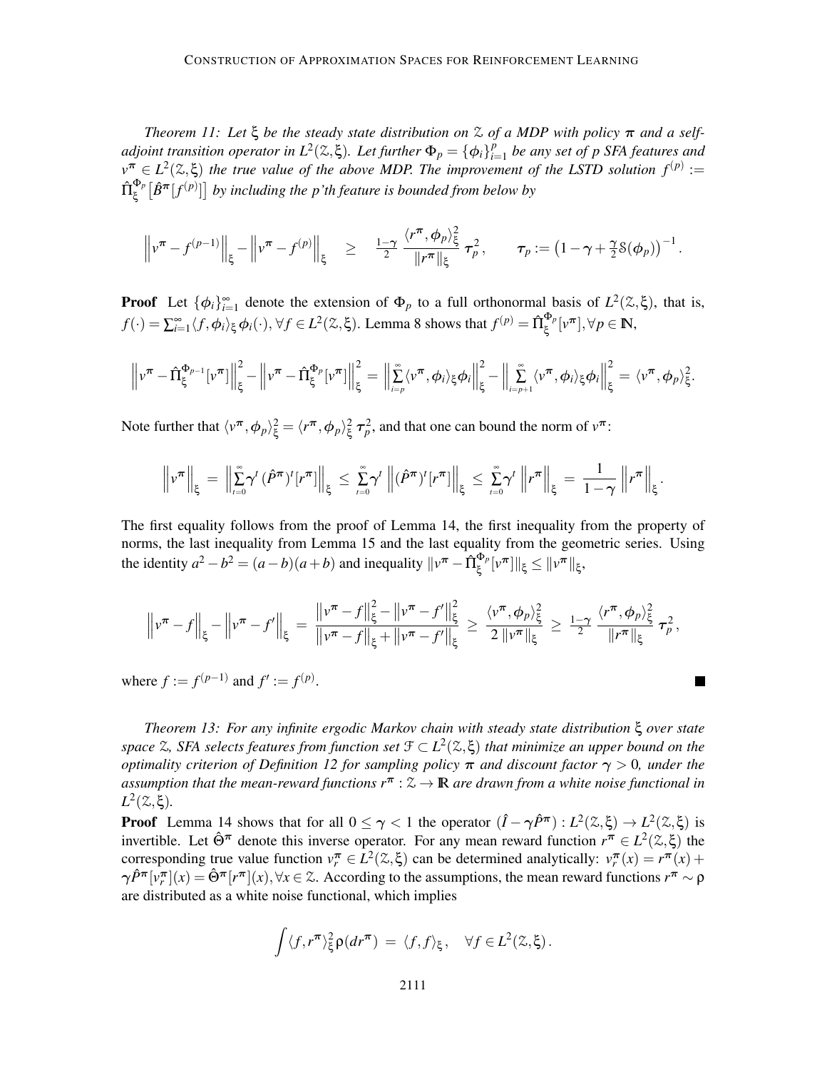*Theorem 11: Let $\xi$ be the steady state distribution on $\mathcal{Z}$ of a MDP with policy $\pi$ and a self-adjoint transition operator in $L^2(\mathcal{Z},\xi)$. Let further $\Phi_p = \{\phi_i\}_{i=1}^p$ be any set of $p$ SFA features and $v^\pi \in L^2(\mathcal{Z},\xi)$ the true value of the above MDP. The improvement of the LSTD solution $f^{(p)} := \hat{\Pi}_\xi^{\Phi_p}\big[\hat{B}^\pi[f^{(p)}]\big]$ by including the p'th feature is bounded from below by*

$$\left\|v^\pi - f^{(p-1)}\right\|_\xi - \left\|v^\pi - f^{(p)}\right\|_\xi \quad \geq \quad \tfrac{1-\gamma}{2}\, \frac{\langle r^\pi, \phi_p\rangle_\xi^2}{\|r^\pi\|_\xi}\, \tau_p^2\,, \qquad \tau_p := \left(1-\gamma+\tfrac{\gamma}{2}\mathcal{S}(\phi_p)\right)^{-1}.$$

**Proof** Let $\{\phi_i\}_{i=1}^\infty$ denote the extension of $\Phi_p$ to a full orthonormal basis of $L^2(\mathcal{Z},\xi)$, that is, $f(\cdot) = \sum_{i=1}^\infty \langle f, \phi_i\rangle_\xi\, \phi_i(\cdot), \forall f \in L^2(\mathcal{Z},\xi)$. Lemma 8 shows that $f^{(p)} = \hat{\Pi}_\xi^{\Phi_p}[v^\pi], \forall p \in \mathbb{N}$,

$$\left\|v^\pi - \hat{\Pi}_\xi^{\Phi_{p-1}}[v^\pi]\right\|_\xi^2 - \left\|v^\pi - \hat{\Pi}_\xi^{\Phi_p}[v^\pi]\right\|_\xi^2 = \left\|\sum_{i=p}^\infty \langle v^\pi, \phi_i\rangle_\xi \phi_i\right\|_\xi^2 - \left\|\sum_{i=p+1}^\infty \langle v^\pi, \phi_i\rangle_\xi \phi_i\right\|_\xi^2 = \langle v^\pi, \phi_p\rangle_\xi^2.$$

Note further that $\langle v^\pi, \phi_p\rangle_\xi^2 = \langle r^\pi, \phi_p\rangle_\xi^2\, \tau_p^2$, and that one can bound the norm of $v^\pi$:

$$\left\|v^\pi\right\|_\xi \;=\; \left\|\sum_{t=0}^\infty \gamma^t\, (\hat{P}^\pi)^t[r^\pi]\right\|_\xi \;\leq\; \sum_{t=0}^\infty \gamma^t \left\|(\hat{P}^\pi)^t[r^\pi]\right\|_\xi \;\leq\; \sum_{t=0}^\infty \gamma^t \left\|r^\pi\right\|_\xi \;=\; \frac{1}{1-\gamma}\left\|r^\pi\right\|_\xi.$$

The first equality follows from the proof of Lemma 14, the first inequality from the property of norms, the last inequality from Lemma 15 and the last equality from the geometric series. Using the identity $a^2 - b^2 = (a-b)(a+b)$ and inequality $\|v^\pi - \hat{\Pi}_\xi^{\Phi_p}[v^\pi]\|_\xi \leq \|v^\pi\|_\xi$,

$$\left\|v^\pi - f\right\|_\xi - \left\|v^\pi - f'\right\|_\xi \;=\; \frac{\left\|v^\pi - f\right\|_\xi^2 - \left\|v^\pi - f'\right\|_\xi^2}{\left\|v^\pi - f\right\|_\xi + \left\|v^\pi - f'\right\|_\xi} \;\geq\; \frac{\langle v^\pi, \phi_p\rangle_\xi^2}{2\,\|v^\pi\|_\xi} \;\geq\; \tfrac{1-\gamma}{2}\, \frac{\langle r^\pi, \phi_p\rangle_\xi^2}{\|r^\pi\|_\xi}\, \tau_p^2\,,$$

where $f := f^{(p-1)}$ and $f' := f^{(p)}$. ∎

*Theorem 13: For any infinite ergodic Markov chain with steady state distribution $\xi$ over state space $\mathcal{Z}$, SFA selects features from function set $\mathcal{F} \subset L^2(\mathcal{Z},\xi)$ that minimize an upper bound on the optimality criterion of Definition 12 for sampling policy $\pi$ and discount factor $\gamma > 0$, under the assumption that the mean-reward functions $r^\pi : \mathcal{Z} \to \mathbb{R}$ are drawn from a white noise functional in $L^2(\mathcal{Z},\xi)$.*

**Proof** Lemma 14 shows that for all $0 \leq \gamma < 1$ the operator $(\hat{I} - \gamma\hat{P}^\pi) : L^2(\mathcal{Z},\xi) \to L^2(\mathcal{Z},\xi)$ is invertible. Let $\hat{\Theta}^\pi$ denote this inverse operator. For any mean reward function $r^\pi \in L^2(\mathcal{Z},\xi)$ the corresponding true value function $v_r^\pi \in L^2(\mathcal{Z},\xi)$ can be determined analytically: $v_r^\pi(x) = r^\pi(x) + \gamma\hat{P}^\pi[v_r^\pi](x) = \hat{\Theta}^\pi[r^\pi](x), \forall x \in \mathcal{Z}$. According to the assumptions, the mean reward functions $r^\pi \sim \rho$ are distributed as a white noise functional, which implies

$$\int \langle f, r^\pi\rangle_\xi^2\, \rho(dr^\pi) \;=\; \langle f, f\rangle_\xi\,, \quad \forall f \in L^2(\mathcal{Z},\xi)\,.$$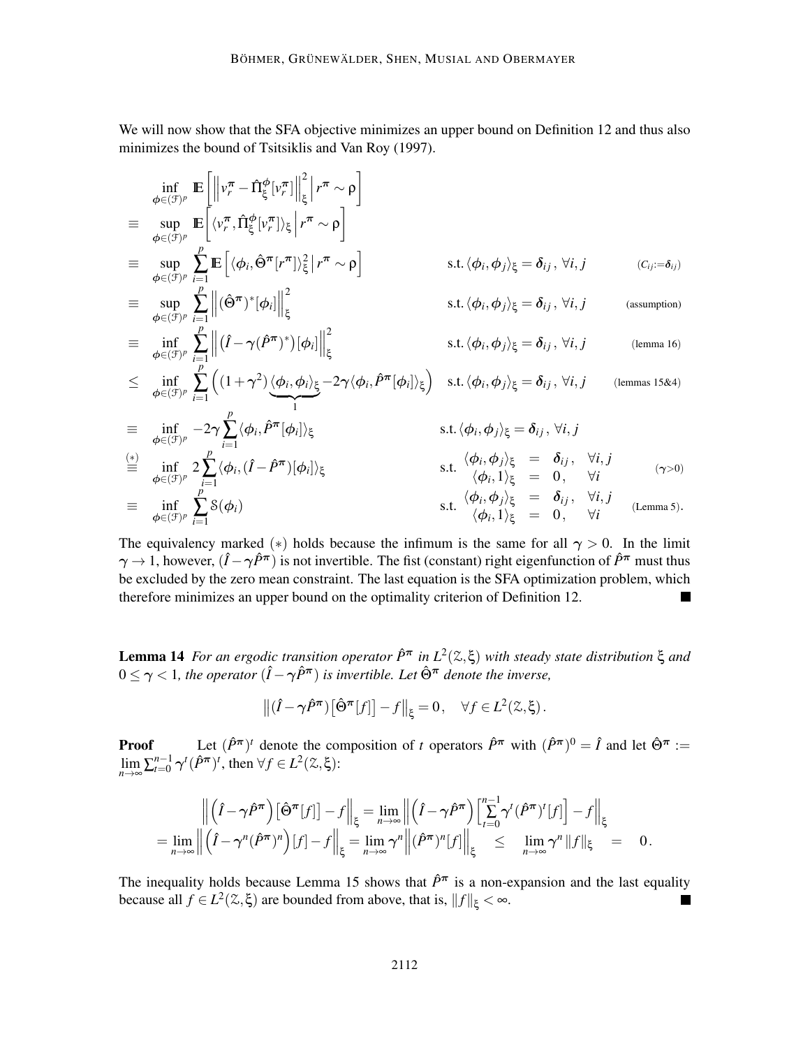We will now show that the SFA objective minimizes an upper bound on Definition 12 and thus also minimizes the bound of Tsitsiklis and Van Roy (1997).

$$
\begin{array}{lll}
& \inf\limits_{\phi \in (\mathcal{F})^p} \mathbb{E}\left[ \left\| v_r^\pi - \hat{\Pi}_\xi^\phi[v_r^\pi] \right\|_\xi^2 \,\Big|\, r^\pi \sim \rho \right] & \\
\equiv & \sup\limits_{\phi \in (\mathcal{F})^p} \mathbb{E}\left[ \langle v_r^\pi, \hat{\Pi}_\xi^\phi[v_r^\pi] \rangle_\xi \,\Big|\, r^\pi \sim \rho \right] & \\
\equiv & \sup\limits_{\phi \in (\mathcal{F})^p} \sum\limits_{i=1}^p \mathbb{E}\left[ \langle \phi_i, \hat{\Theta}^\pi[r^\pi] \rangle_\xi^2 \,\Big|\, r^\pi \sim \rho \right] & \text{s.t.} \langle \phi_i, \phi_j \rangle_\xi = \delta_{ij}, \forall i,j \quad (C_{ij} := \delta_{ij}) \\
\equiv & \sup\limits_{\phi \in (\mathcal{F})^p} \sum\limits_{i=1}^p \left\| (\hat{\Theta}^\pi)^*[\phi_i] \right\|_\xi^2 & \text{s.t.} \langle \phi_i, \phi_j \rangle_\xi = \delta_{ij}, \forall i,j \quad \text{(assumption)} \\
\equiv & \inf\limits_{\phi \in (\mathcal{F})^p} \sum\limits_{i=1}^p \left\| \left( \hat{I} - \gamma (\hat{P}^\pi)^* \right)[\phi_i] \right\|_\xi^2 & \text{s.t.} \langle \phi_i, \phi_j \rangle_\xi = \delta_{ij}, \forall i,j \quad \text{(lemma 16)} \\
\leq & \inf\limits_{\phi \in (\mathcal{F})^p} \sum\limits_{i=1}^p \left( (1+\gamma^2) \underbrace{\langle \phi_i, \phi_i \rangle_\xi}_{1} - 2\gamma \langle \phi_i, \hat{P}^\pi[\phi_i] \rangle_\xi \right) & \text{s.t.} \langle \phi_i, \phi_j \rangle_\xi = \delta_{ij}, \forall i,j \quad \text{(lemmas 15\&4)} \\
\equiv & \inf\limits_{\phi \in (\mathcal{F})^p} -2\gamma \sum\limits_{i=1}^p \langle \phi_i, \hat{P}^\pi[\phi_i] \rangle_\xi & \text{s.t.} \langle \phi_i, \phi_j \rangle_\xi = \delta_{ij}, \forall i,j \\
\overset{(*)}{\equiv} & \inf\limits_{\phi \in (\mathcal{F})^p} 2 \sum\limits_{i=1}^p \langle \phi_i, (\hat{I} - \hat{P}^\pi)[\phi_i] \rangle_\xi & \text{s.t.} \begin{array}{lcl} \langle \phi_i, \phi_j \rangle_\xi & = & \delta_{ij}, \quad \forall i,j \\ \langle \phi_i, 1 \rangle_\xi & = & 0, \quad \forall i \end{array} \quad (\gamma > 0) \\
\equiv & \inf\limits_{\phi \in (\mathcal{F})^p} \sum\limits_{i=1}^p \mathcal{S}(\phi_i) & \text{s.t.} \begin{array}{lcl} \langle \phi_i, \phi_j \rangle_\xi & = & \delta_{ij}, \quad \forall i,j \\ \langle \phi_i, 1 \rangle_\xi & = & 0, \quad \forall i \end{array} \quad \text{(Lemma 5)}.
\end{array}
$$

The equivalency marked $(*)$ holds because the infimum is the same for all $\gamma > 0$. In the limit $\gamma \to 1$, however, $(\hat{I} - \gamma \hat{P}^\pi)$ is not invertible. The fist (constant) right eigenfunction of $\hat{P}^\pi$ must thus be excluded by the zero mean constraint. The last equation is the SFA optimization problem, which therefore minimizes an upper bound on the optimality criterion of Definition 12. ■

**Lemma 14** *For an ergodic transition operator $\hat{P}^\pi$ in $L^2(\mathcal{Z}, \xi)$ with steady state distribution $\xi$ and $0 \leq \gamma < 1$, the operator $(\hat{I} - \gamma \hat{P}^\pi)$ is invertible. Let $\hat{\Theta}^\pi$ denote the inverse,*

$$
\left\| (\hat{I} - \gamma \hat{P}^\pi) \left[ \hat{\Theta}^\pi[f] \right] - f \right\|_\xi = 0, \quad \forall f \in L^2(\mathcal{Z}, \xi).
$$

**Proof** Let $(\hat{P}^\pi)^t$ denote the composition of $t$ operators $\hat{P}^\pi$ with $(\hat{P}^\pi)^0 = \hat{I}$ and let $\hat{\Theta}^\pi := \lim\limits_{n \to \infty} \sum_{t=0}^{n-1} \gamma^t (\hat{P}^\pi)^t$, then $\forall f \in L^2(\mathcal{Z}, \xi)$:

$$
\begin{array}{c}
\left\| \left( \hat{I} - \gamma \hat{P}^\pi \right) \left[ \hat{\Theta}^\pi[f] \right] - f \right\|_\xi = \lim\limits_{n \to \infty} \left\| \left( \hat{I} - \gamma \hat{P}^\pi \right) \left[ \sum\limits_{t=0}^{n-1} \gamma^t (\hat{P}^\pi)^t [f] \right] - f \right\|_\xi \\
= \lim\limits_{n \to \infty} \left\| \left( \hat{I} - \gamma^n (\hat{P}^\pi)^n \right)[f] - f \right\|_\xi = \lim\limits_{n \to \infty} \gamma^n \left\| (\hat{P}^\pi)^n [f] \right\|_\xi \quad \leq \quad \lim\limits_{n \to \infty} \gamma^n \|f\|_\xi \quad = \quad 0.
\end{array}
$$

The inequality holds because Lemma 15 shows that $\hat{P}^\pi$ is a non-expansion and the last equality because all $f \in L^2(\mathcal{Z}, \xi)$ are bounded from above, that is, $\|f\|_\xi < \infty$. ■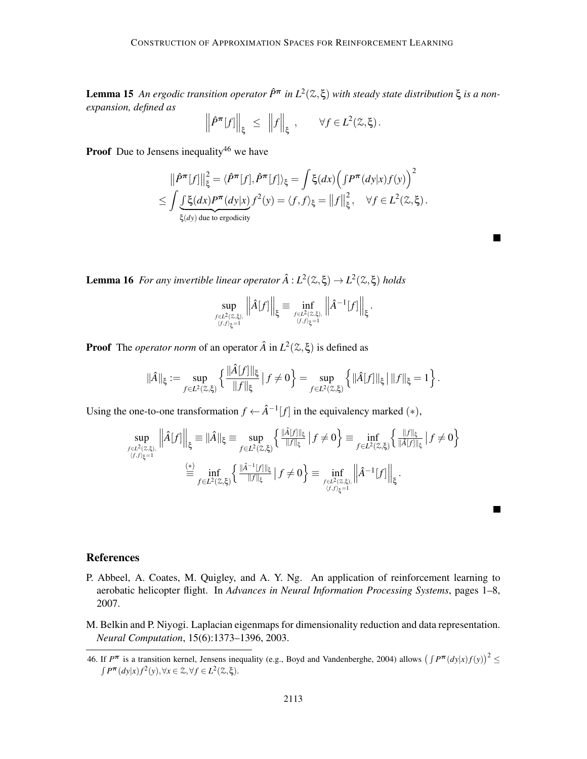**Lemma 15** *An ergodic transition operator $\hat{P}^\pi$ in $L^2(\mathcal{Z},\xi)$ with steady state distribution $\xi$ is a non-expansion, defined as*

$$\left\|\hat{P}^\pi[f]\right\|_\xi \;\leq\; \left\|f\right\|_\xi\,, \qquad \forall f \in L^2(\mathcal{Z},\xi)\,.$$

**Proof** Due to Jensens inequality[46] we have

$$\begin{aligned}
&\left\|\hat{P}^\pi[f]\right\|_\xi^2 = \langle \hat{P}^\pi[f], \hat{P}^\pi[f]\rangle_\xi = \int \xi(dx)\Big(\int P^\pi(dy|x) f(y)\Big)^2 \\
\leq& \int \underbrace{\int \xi(dx) P^\pi(dy|x)}_{\xi(dy) \text{ due to ergodicity}} f^2(y) = \langle f, f\rangle_\xi = \left\|f\right\|_\xi^2, \quad \forall f \in L^2(\mathcal{Z},\xi)\,.
\end{aligned}$$

■

**Lemma 16** *For any invertible linear operator $\hat{A} : L^2(\mathcal{Z},\xi) \to L^2(\mathcal{Z},\xi)$ holds*

$$\sup_{\substack{f\in L^2(\mathcal{Z},\xi),\\ \langle f,f\rangle_\xi = 1}} \left\|\hat{A}[f]\right\|_\xi \equiv \inf_{\substack{f\in L^2(\mathcal{Z},\xi),\\ \langle f,f\rangle_\xi = 1}} \left\|\hat{A}^{-1}[f]\right\|_\xi\,.$$

**Proof** The *operator norm* of an operator $\hat{A}$ in $L^2(\mathcal{Z},\xi)$ is defined as

$$\|\hat{A}\|_\xi := \sup_{f\in L^2(\mathcal{Z},\xi)} \Big\{ \frac{\|\hat{A}[f]\|_\xi}{\|f\|_\xi} \,\Big|\, f \neq 0 \Big\} = \sup_{f\in L^2(\mathcal{Z},\xi)} \Big\{ \|\hat{A}[f]\|_\xi \,\Big|\, \|f\|_\xi = 1 \Big\}\,.$$

Using the one-to-one transformation $f \leftarrow \hat{A}^{-1}[f]$ in the equivalency marked $(*)$,

$$\begin{aligned}
\sup_{\substack{f\in L^2(\mathcal{Z},\xi),\\ \langle f,f\rangle_\xi = 1}} \left\|\hat{A}[f]\right\|_\xi &\equiv \|\hat{A}\|_\xi \equiv \sup_{f\in L^2(\mathcal{Z},\xi)} \Big\{ \tfrac{\|\hat{A}[f]\|_\xi}{\|f\|_\xi} \,\Big|\, f \neq 0 \Big\} \equiv \inf_{f\in L^2(\mathcal{Z},\xi)} \Big\{ \tfrac{\|f\|_\xi}{\|\hat{A}[f]\|_\xi} \,\Big|\, f \neq 0 \Big\} \\
&\overset{(*)}{\equiv} \inf_{f\in L^2(\mathcal{Z},\xi)} \Big\{ \tfrac{\|\hat{A}^{-1}[f]\|_\xi}{\|f\|_\xi} \,\Big|\, f \neq 0 \Big\} \equiv \inf_{\substack{f\in L^2(\mathcal{Z},\xi),\\ \langle f,f\rangle_\xi = 1}} \left\|\hat{A}^{-1}[f]\right\|_\xi\,.
\end{aligned}$$

■

## References

P. Abbeel, A. Coates, M. Quigley, and A. Y. Ng. An application of reinforcement learning to aerobatic helicopter flight. In *Advances in Neural Information Processing Systems*, pages 1–8, 2007.

M. Belkin and P. Niyogi. Laplacian eigenmaps for dimensionality reduction and data representation. *Neural Computation*, 15(6):1373–1396, 2003.

---

46. If $P^\pi$ is a transition kernel, Jensens inequality (e.g., Boyd and Vandenberghe, 2004) allows $\big(\int P^\pi(dy|x) f(y)\big)^2 \leq \int P^\pi(dy|x) f^2(y), \forall x \in \mathcal{Z}, \forall f \in L^2(\mathcal{Z},\xi)$.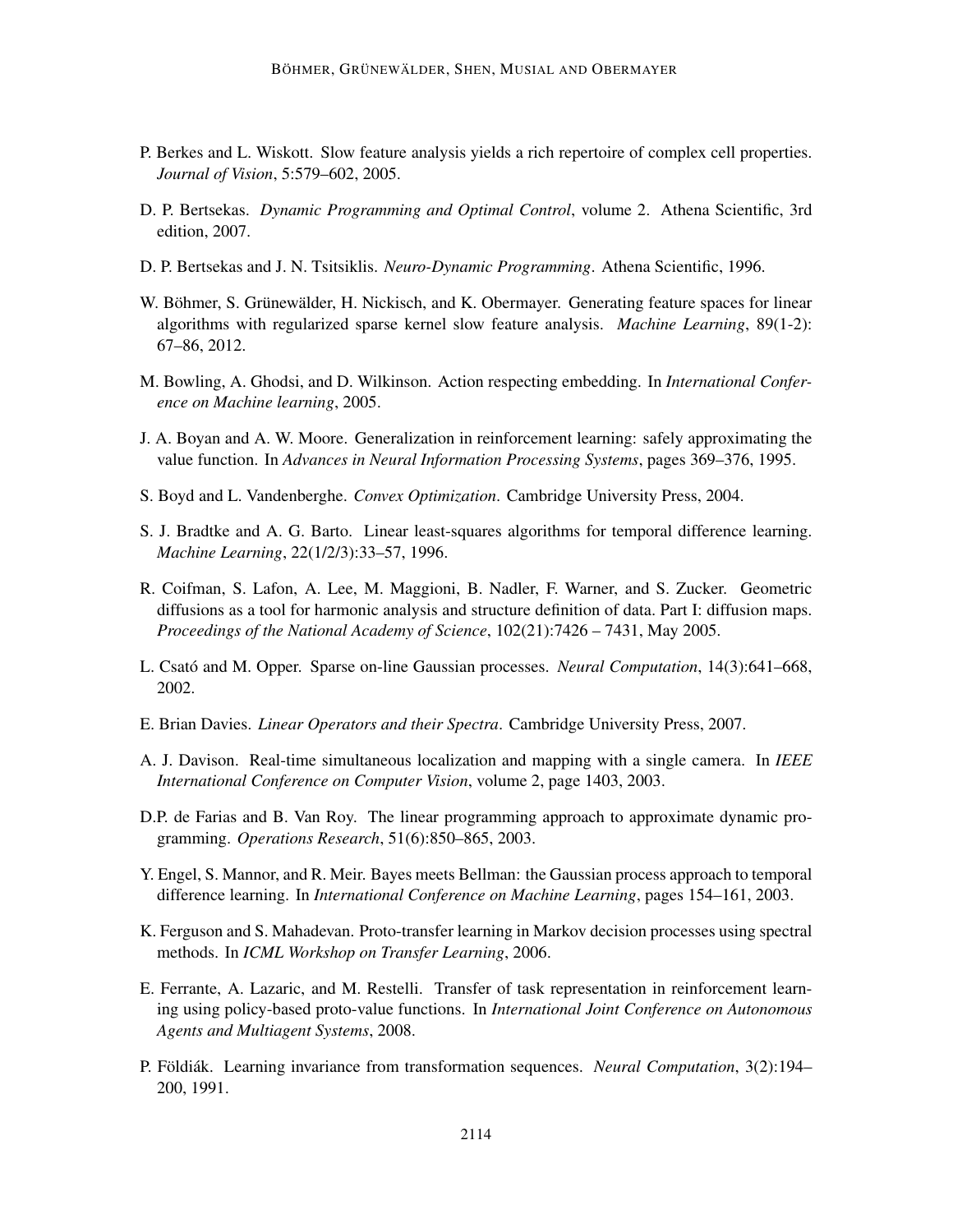P. Berkes and L. Wiskott. Slow feature analysis yields a rich repertoire of complex cell properties. *Journal of Vision*, 5:579–602, 2005.

D. P. Bertsekas. *Dynamic Programming and Optimal Control*, volume 2. Athena Scientific, 3rd edition, 2007.

D. P. Bertsekas and J. N. Tsitsiklis. *Neuro-Dynamic Programming*. Athena Scientific, 1996.

W. Böhmer, S. Grünewälder, H. Nickisch, and K. Obermayer. Generating feature spaces for linear algorithms with regularized sparse kernel slow feature analysis. *Machine Learning*, 89(1-2): 67–86, 2012.

M. Bowling, A. Ghodsi, and D. Wilkinson. Action respecting embedding. In *International Conference on Machine learning*, 2005.

J. A. Boyan and A. W. Moore. Generalization in reinforcement learning: safely approximating the value function. In *Advances in Neural Information Processing Systems*, pages 369–376, 1995.

S. Boyd and L. Vandenberghe. *Convex Optimization*. Cambridge University Press, 2004.

S. J. Bradtke and A. G. Barto. Linear least-squares algorithms for temporal difference learning. *Machine Learning*, 22(1/2/3):33–57, 1996.

R. Coifman, S. Lafon, A. Lee, M. Maggioni, B. Nadler, F. Warner, and S. Zucker. Geometric diffusions as a tool for harmonic analysis and structure definition of data. Part I: diffusion maps. *Proceedings of the National Academy of Science*, 102(21):7426 – 7431, May 2005.

L. Csató and M. Opper. Sparse on-line Gaussian processes. *Neural Computation*, 14(3):641–668, 2002.

E. Brian Davies. *Linear Operators and their Spectra*. Cambridge University Press, 2007.

A. J. Davison. Real-time simultaneous localization and mapping with a single camera. In *IEEE International Conference on Computer Vision*, volume 2, page 1403, 2003.

D.P. de Farias and B. Van Roy. The linear programming approach to approximate dynamic programming. *Operations Research*, 51(6):850–865, 2003.

Y. Engel, S. Mannor, and R. Meir. Bayes meets Bellman: the Gaussian process approach to temporal difference learning. In *International Conference on Machine Learning*, pages 154–161, 2003.

K. Ferguson and S. Mahadevan. Proto-transfer learning in Markov decision processes using spectral methods. In *ICML Workshop on Transfer Learning*, 2006.

E. Ferrante, A. Lazaric, and M. Restelli. Transfer of task representation in reinforcement learning using policy-based proto-value functions. In *International Joint Conference on Autonomous Agents and Multiagent Systems*, 2008.

P. Földiák. Learning invariance from transformation sequences. *Neural Computation*, 3(2):194–200, 1991.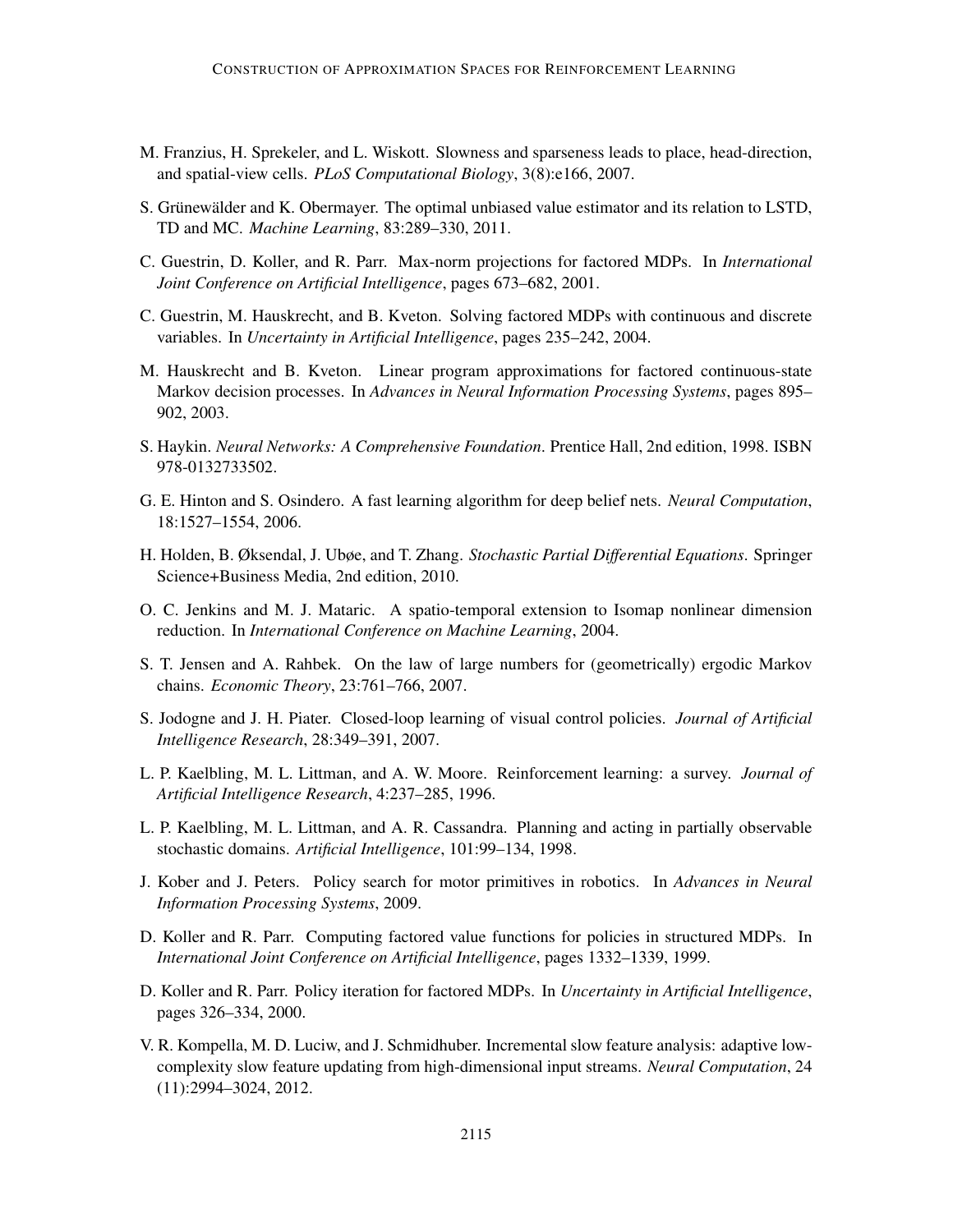M. Franzius, H. Sprekeler, and L. Wiskott. Slowness and sparseness leads to place, head-direction, and spatial-view cells. *PLoS Computational Biology*, 3(8):e166, 2007.

S. Grünewälder and K. Obermayer. The optimal unbiased value estimator and its relation to LSTD, TD and MC. *Machine Learning*, 83:289–330, 2011.

C. Guestrin, D. Koller, and R. Parr. Max-norm projections for factored MDPs. In *International Joint Conference on Artificial Intelligence*, pages 673–682, 2001.

C. Guestrin, M. Hauskrecht, and B. Kveton. Solving factored MDPs with continuous and discrete variables. In *Uncertainty in Artificial Intelligence*, pages 235–242, 2004.

M. Hauskrecht and B. Kveton. Linear program approximations for factored continuous-state Markov decision processes. In *Advances in Neural Information Processing Systems*, pages 895–902, 2003.

S. Haykin. *Neural Networks: A Comprehensive Foundation*. Prentice Hall, 2nd edition, 1998. ISBN 978-0132733502.

G. E. Hinton and S. Osindero. A fast learning algorithm for deep belief nets. *Neural Computation*, 18:1527–1554, 2006.

H. Holden, B. Øksendal, J. Ubøe, and T. Zhang. *Stochastic Partial Differential Equations*. Springer Science+Business Media, 2nd edition, 2010.

O. C. Jenkins and M. J. Mataric. A spatio-temporal extension to Isomap nonlinear dimension reduction. In *International Conference on Machine Learning*, 2004.

S. T. Jensen and A. Rahbek. On the law of large numbers for (geometrically) ergodic Markov chains. *Economic Theory*, 23:761–766, 2007.

S. Jodogne and J. H. Piater. Closed-loop learning of visual control policies. *Journal of Artificial Intelligence Research*, 28:349–391, 2007.

L. P. Kaelbling, M. L. Littman, and A. W. Moore. Reinforcement learning: a survey. *Journal of Artificial Intelligence Research*, 4:237–285, 1996.

L. P. Kaelbling, M. L. Littman, and A. R. Cassandra. Planning and acting in partially observable stochastic domains. *Artificial Intelligence*, 101:99–134, 1998.

J. Kober and J. Peters. Policy search for motor primitives in robotics. In *Advances in Neural Information Processing Systems*, 2009.

D. Koller and R. Parr. Computing factored value functions for policies in structured MDPs. In *International Joint Conference on Artificial Intelligence*, pages 1332–1339, 1999.

D. Koller and R. Parr. Policy iteration for factored MDPs. In *Uncertainty in Artificial Intelligence*, pages 326–334, 2000.

V. R. Kompella, M. D. Luciw, and J. Schmidhuber. Incremental slow feature analysis: adaptive low-complexity slow feature updating from high-dimensional input streams. *Neural Computation*, 24 (11):2994–3024, 2012.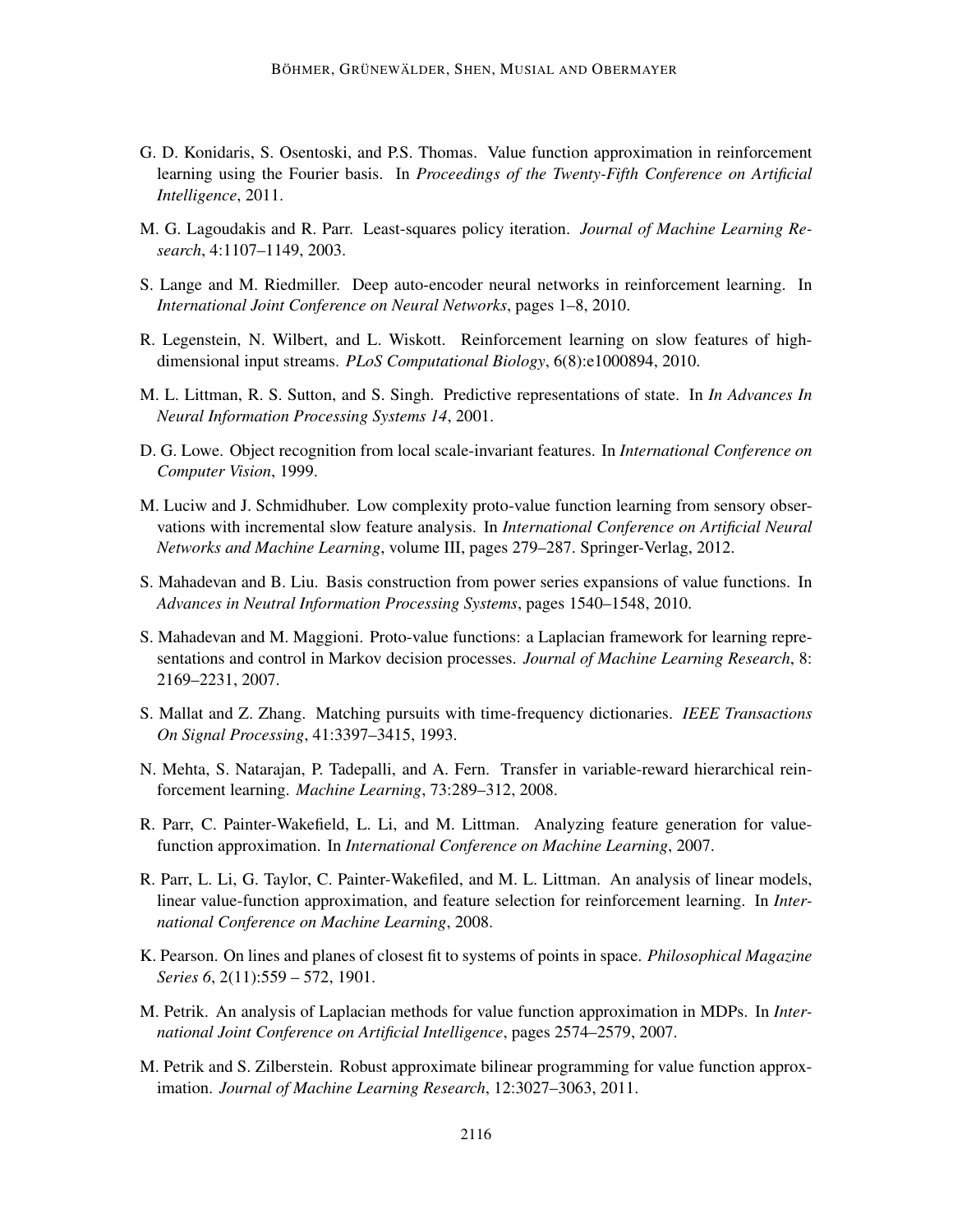G. D. Konidaris, S. Osentoski, and P.S. Thomas. Value function approximation in reinforcement learning using the Fourier basis. In *Proceedings of the Twenty-Fifth Conference on Artificial Intelligence*, 2011.

M. G. Lagoudakis and R. Parr. Least-squares policy iteration. *Journal of Machine Learning Research*, 4:1107–1149, 2003.

S. Lange and M. Riedmiller. Deep auto-encoder neural networks in reinforcement learning. In *International Joint Conference on Neural Networks*, pages 1–8, 2010.

R. Legenstein, N. Wilbert, and L. Wiskott. Reinforcement learning on slow features of high-dimensional input streams. *PLoS Computational Biology*, 6(8):e1000894, 2010.

M. L. Littman, R. S. Sutton, and S. Singh. Predictive representations of state. In *In Advances In Neural Information Processing Systems 14*, 2001.

D. G. Lowe. Object recognition from local scale-invariant features. In *International Conference on Computer Vision*, 1999.

M. Luciw and J. Schmidhuber. Low complexity proto-value function learning from sensory observations with incremental slow feature analysis. In *International Conference on Artificial Neural Networks and Machine Learning*, volume III, pages 279–287. Springer-Verlag, 2012.

S. Mahadevan and B. Liu. Basis construction from power series expansions of value functions. In *Advances in Neutral Information Processing Systems*, pages 1540–1548, 2010.

S. Mahadevan and M. Maggioni. Proto-value functions: a Laplacian framework for learning representations and control in Markov decision processes. *Journal of Machine Learning Research*, 8: 2169–2231, 2007.

S. Mallat and Z. Zhang. Matching pursuits with time-frequency dictionaries. *IEEE Transactions On Signal Processing*, 41:3397–3415, 1993.

N. Mehta, S. Natarajan, P. Tadepalli, and A. Fern. Transfer in variable-reward hierarchical reinforcement learning. *Machine Learning*, 73:289–312, 2008.

R. Parr, C. Painter-Wakefield, L. Li, and M. Littman. Analyzing feature generation for value-function approximation. In *International Conference on Machine Learning*, 2007.

R. Parr, L. Li, G. Taylor, C. Painter-Wakefiled, and M. L. Littman. An analysis of linear models, linear value-function approximation, and feature selection for reinforcement learning. In *International Conference on Machine Learning*, 2008.

K. Pearson. On lines and planes of closest fit to systems of points in space. *Philosophical Magazine Series 6*, 2(11):559 – 572, 1901.

M. Petrik. An analysis of Laplacian methods for value function approximation in MDPs. In *International Joint Conference on Artificial Intelligence*, pages 2574–2579, 2007.

M. Petrik and S. Zilberstein. Robust approximate bilinear programming for value function approximation. *Journal of Machine Learning Research*, 12:3027–3063, 2011.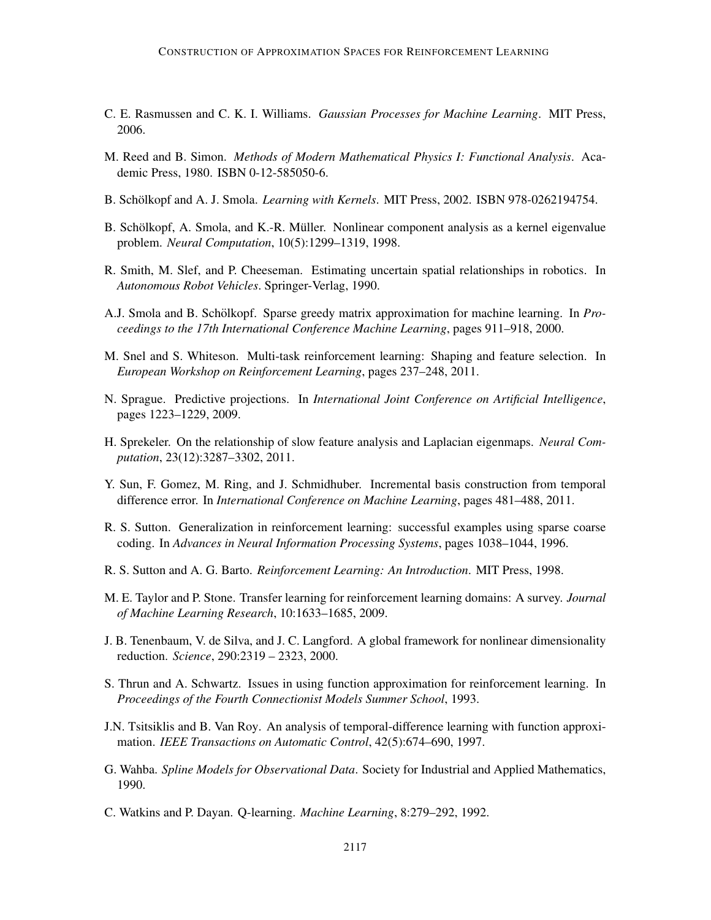C. E. Rasmussen and C. K. I. Williams. *Gaussian Processes for Machine Learning*. MIT Press, 2006.

M. Reed and B. Simon. *Methods of Modern Mathematical Physics I: Functional Analysis*. Academic Press, 1980. ISBN 0-12-585050-6.

B. Schölkopf and A. J. Smola. *Learning with Kernels*. MIT Press, 2002. ISBN 978-0262194754.

B. Schölkopf, A. Smola, and K.-R. Müller. Nonlinear component analysis as a kernel eigenvalue problem. *Neural Computation*, 10(5):1299–1319, 1998.

R. Smith, M. Slef, and P. Cheeseman. Estimating uncertain spatial relationships in robotics. In *Autonomous Robot Vehicles*. Springer-Verlag, 1990.

A.J. Smola and B. Schölkopf. Sparse greedy matrix approximation for machine learning. In *Proceedings to the 17th International Conference Machine Learning*, pages 911–918, 2000.

M. Snel and S. Whiteson. Multi-task reinforcement learning: Shaping and feature selection. In *European Workshop on Reinforcement Learning*, pages 237–248, 2011.

N. Sprague. Predictive projections. In *International Joint Conference on Artificial Intelligence*, pages 1223–1229, 2009.

H. Sprekeler. On the relationship of slow feature analysis and Laplacian eigenmaps. *Neural Computation*, 23(12):3287–3302, 2011.

Y. Sun, F. Gomez, M. Ring, and J. Schmidhuber. Incremental basis construction from temporal difference error. In *International Conference on Machine Learning*, pages 481–488, 2011.

R. S. Sutton. Generalization in reinforcement learning: successful examples using sparse coarse coding. In *Advances in Neural Information Processing Systems*, pages 1038–1044, 1996.

R. S. Sutton and A. G. Barto. *Reinforcement Learning: An Introduction*. MIT Press, 1998.

M. E. Taylor and P. Stone. Transfer learning for reinforcement learning domains: A survey. *Journal of Machine Learning Research*, 10:1633–1685, 2009.

J. B. Tenenbaum, V. de Silva, and J. C. Langford. A global framework for nonlinear dimensionality reduction. *Science*, 290:2319 – 2323, 2000.

S. Thrun and A. Schwartz. Issues in using function approximation for reinforcement learning. In *Proceedings of the Fourth Connectionist Models Summer School*, 1993.

J.N. Tsitsiklis and B. Van Roy. An analysis of temporal-difference learning with function approximation. *IEEE Transactions on Automatic Control*, 42(5):674–690, 1997.

G. Wahba. *Spline Models for Observational Data*. Society for Industrial and Applied Mathematics, 1990.

C. Watkins and P. Dayan. Q-learning. *Machine Learning*, 8:279–292, 1992.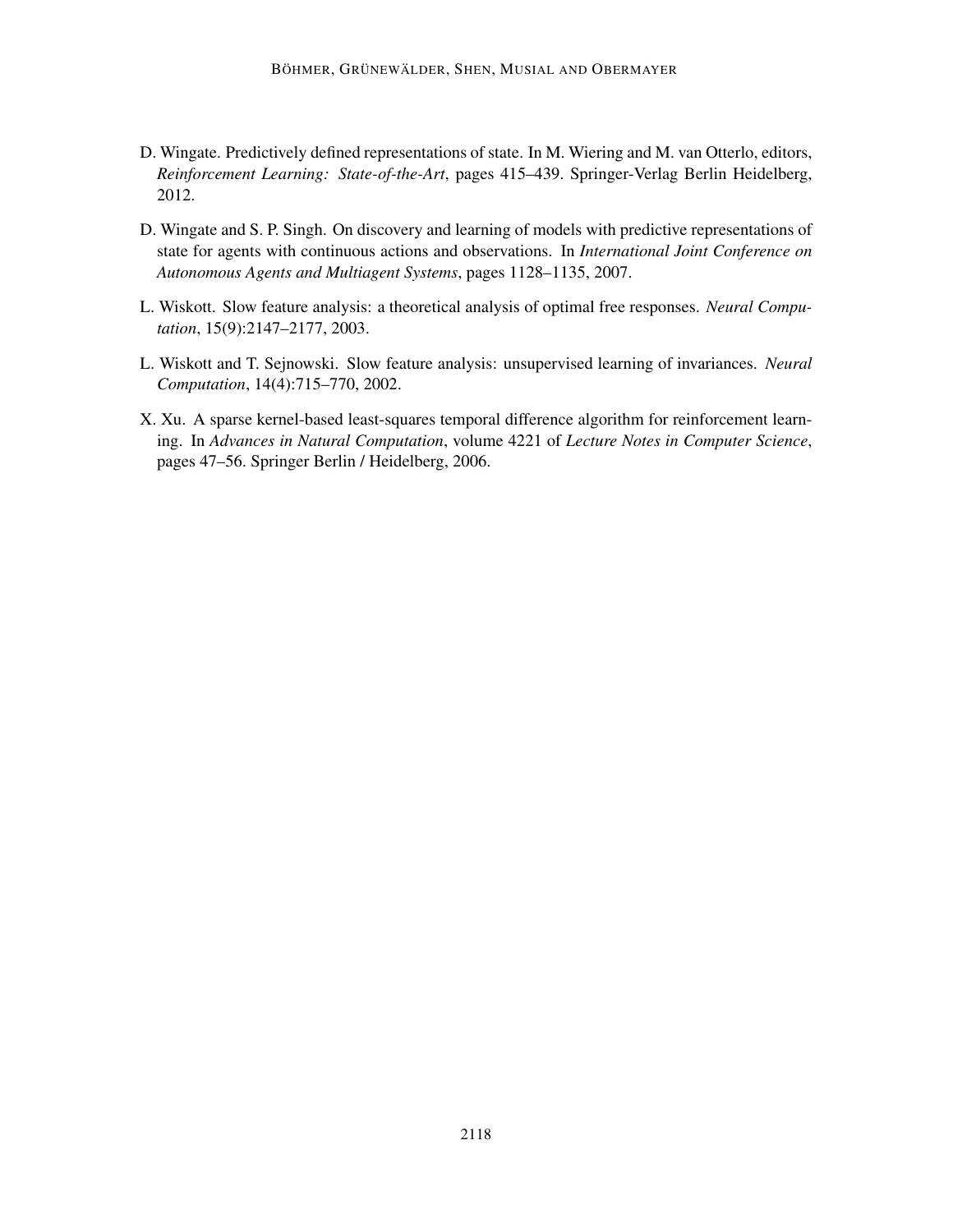D. Wingate. Predictively defined representations of state. In M. Wiering and M. van Otterlo, editors, *Reinforcement Learning: State-of-the-Art*, pages 415–439. Springer-Verlag Berlin Heidelberg, 2012.

D. Wingate and S. P. Singh. On discovery and learning of models with predictive representations of state for agents with continuous actions and observations. In *International Joint Conference on Autonomous Agents and Multiagent Systems*, pages 1128–1135, 2007.

L. Wiskott. Slow feature analysis: a theoretical analysis of optimal free responses. *Neural Computation*, 15(9):2147–2177, 2003.

L. Wiskott and T. Sejnowski. Slow feature analysis: unsupervised learning of invariances. *Neural Computation*, 14(4):715–770, 2002.

X. Xu. A sparse kernel-based least-squares temporal difference algorithm for reinforcement learning. In *Advances in Natural Computation*, volume 4221 of *Lecture Notes in Computer Science*, pages 47–56. Springer Berlin / Heidelberg, 2006.